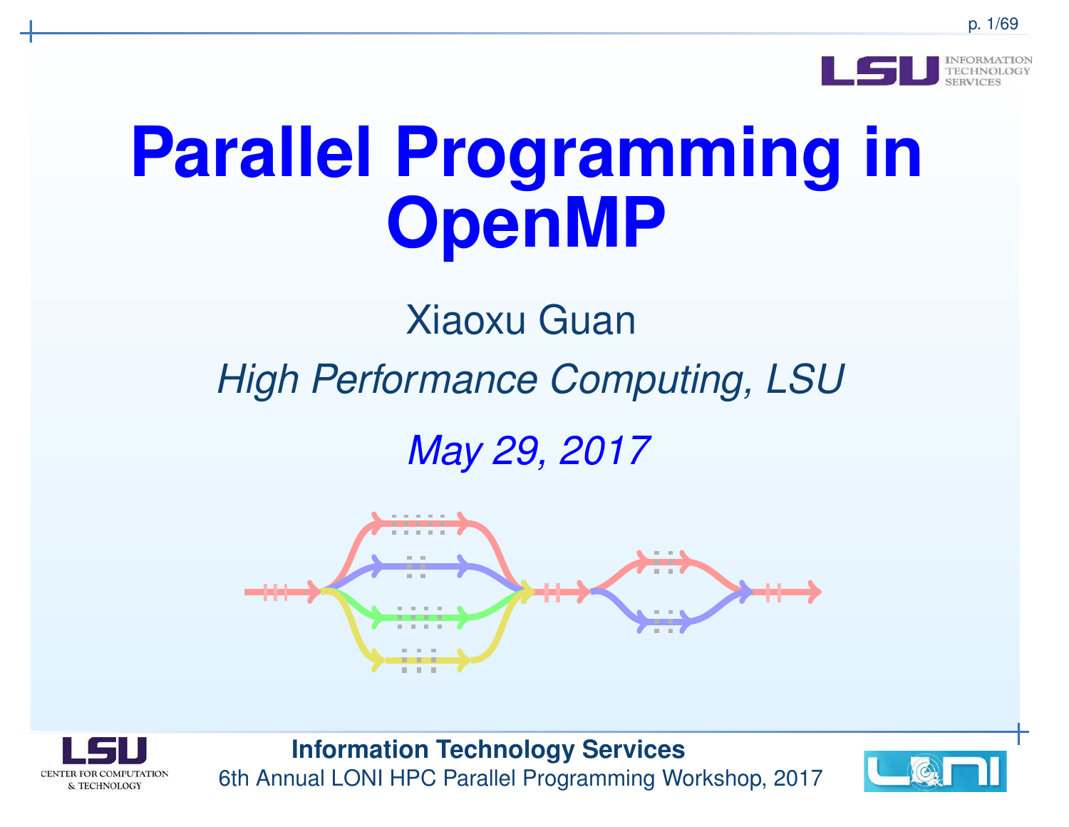# Parallel Programming in OpenMP

Xiaoxu Guan

*High Performance Computing, LSU*

*May 29, 2017*

**Information Technology Services**

6th Annual LONI HPC Parallel Programming Workshop, 2017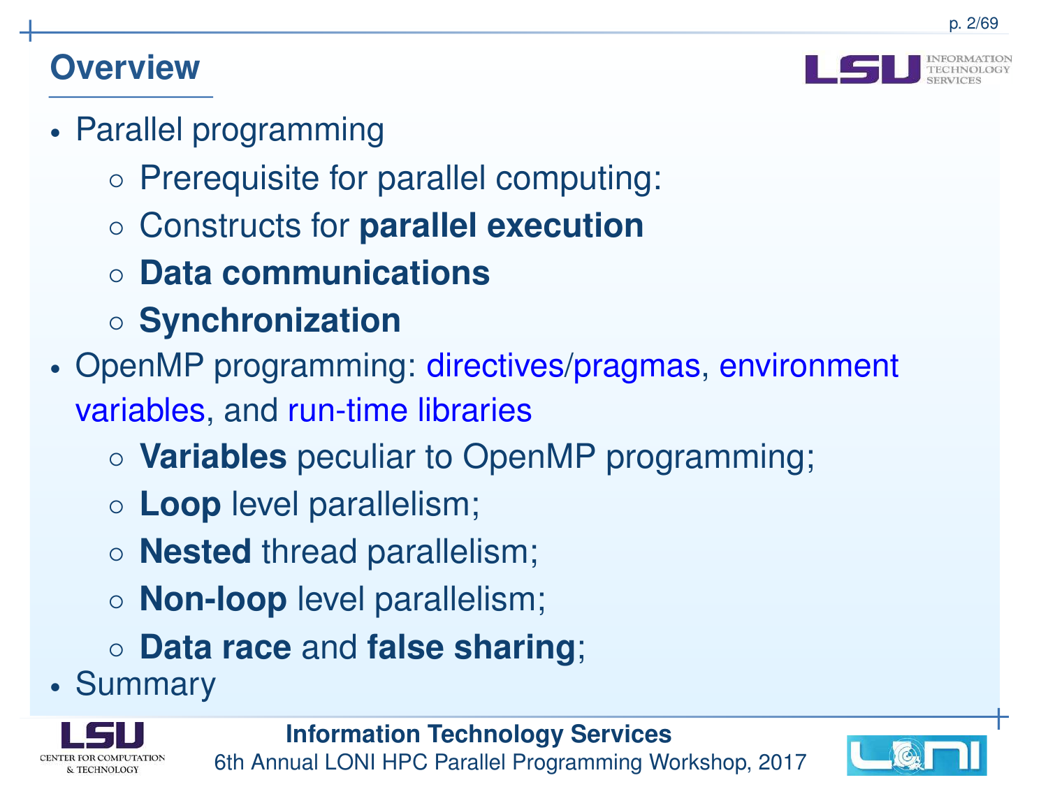## Overview

- Parallel programming
  - Prerequisite for parallel computing:
  - Constructs for **parallel execution**
  - **Data communications**
  - **Synchronization**
- OpenMP programming: directives/pragmas, environment variables, and run-time libraries
  - **Variables** peculiar to OpenMP programming;
  - **Loop** level parallelism;
  - **Nested** thread parallelism;
  - **Non-loop** level parallelism;
  - **Data race** and **false sharing**;
- Summary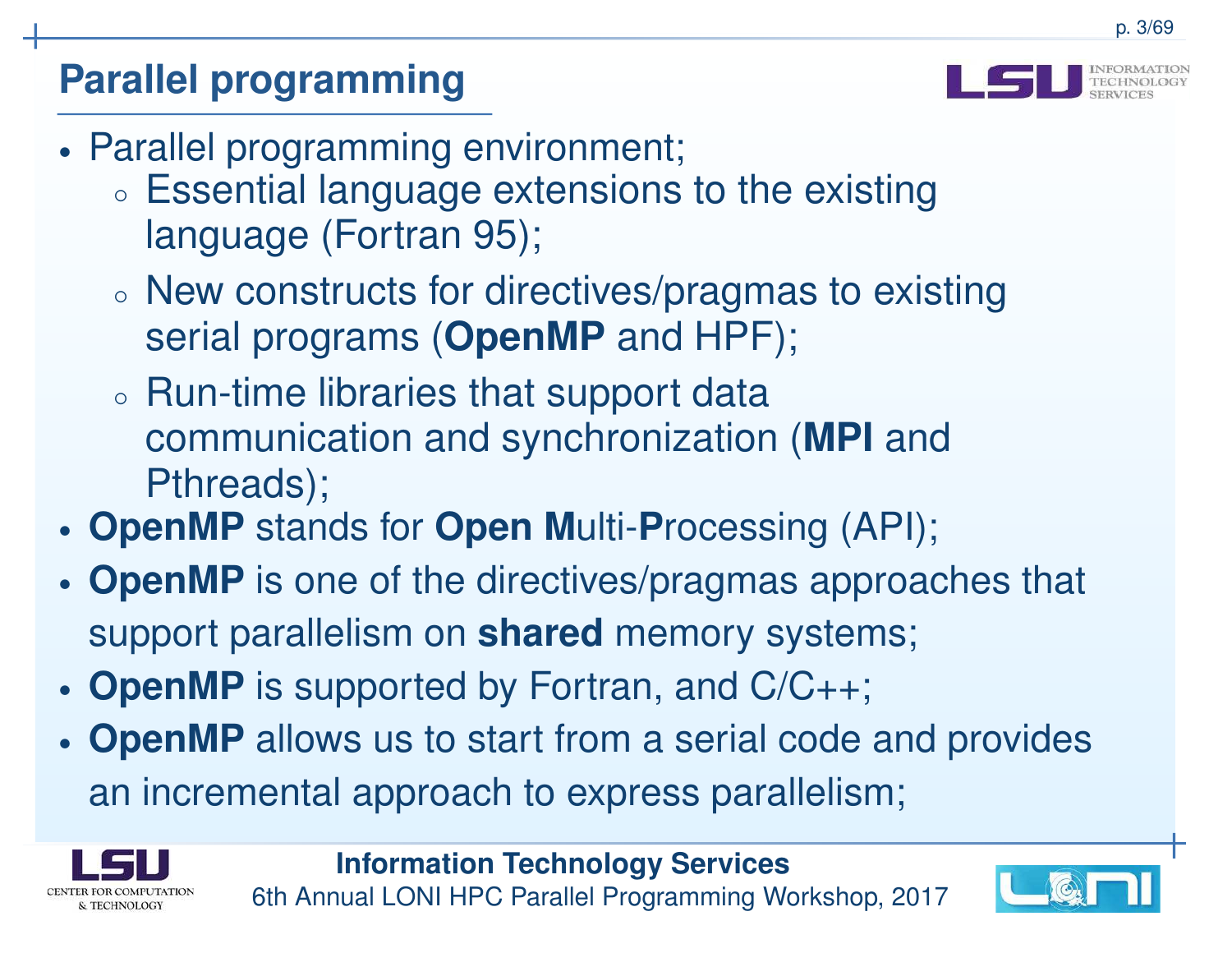## Parallel programming

- Parallel programming environment;
    - Essential language extensions to the existing language (Fortran 95);
    - New constructs for directives/pragmas to existing serial programs (**OpenMP** and HPF);
    - Run-time libraries that support data communication and synchronization (**MPI** and Pthreads);
- **OpenMP** stands for **Open M**ulti-**P**rocessing (API);
- **OpenMP** is one of the directives/pragmas approaches that support parallelism on **shared** memory systems;
- **OpenMP** is supported by Fortran, and C/C++;
- **OpenMP** allows us to start from a serial code and provides an incremental approach to express parallelism;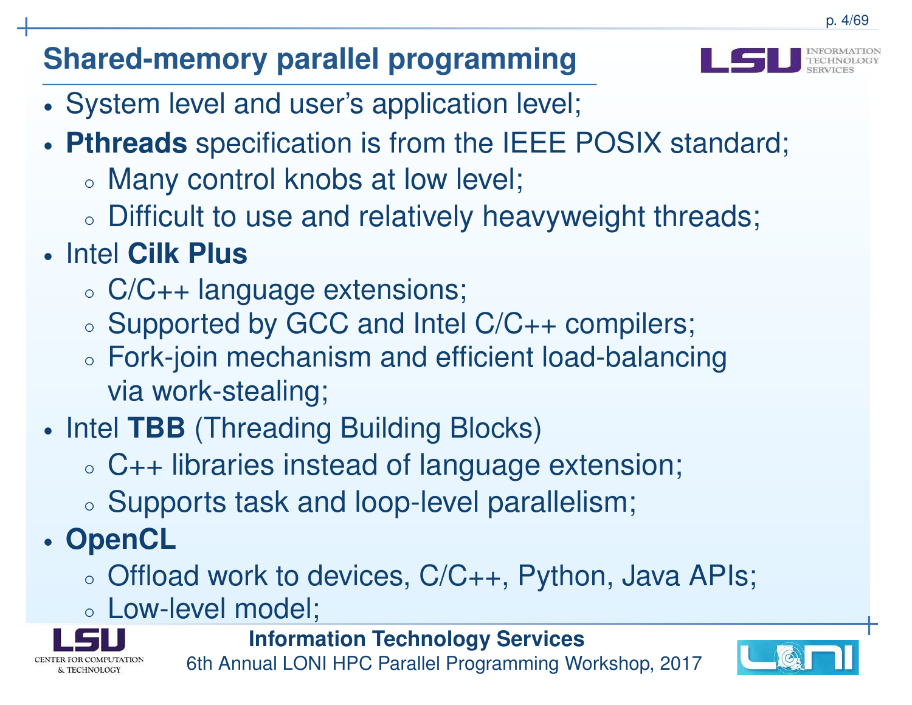# Shared-memory parallel programming

- System level and user's application level;
- **Pthreads** specification is from the IEEE POSIX standard;
  - Many control knobs at low level;
  - Difficult to use and relatively heavyweight threads;
- Intel **Cilk Plus**
  - C/C++ language extensions;
  - Supported by GCC and Intel C/C++ compilers;
  - Fork-join mechanism and efficient load-balancing via work-stealing;
- Intel **TBB** (Threading Building Blocks)
  - C++ libraries instead of language extension;
  - Supports task and loop-level parallelism;
- **OpenCL**
  - Offload work to devices, C/C++, Python, Java APIs;
  - Low-level model;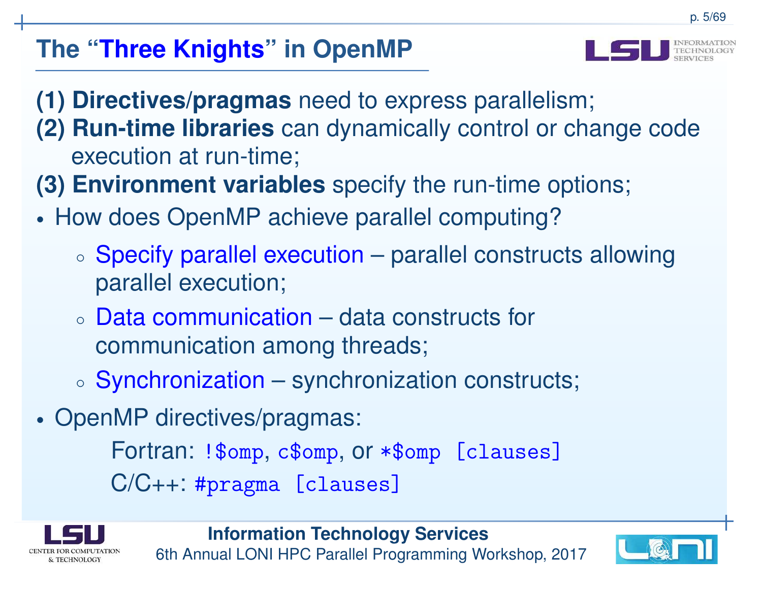## The "Three Knights" in OpenMP

**(1) Directives/pragmas** need to express parallelism;
**(2) Run-time libraries** can dynamically control or change code execution at run-time;
**(3) Environment variables** specify the run-time options;

- How does OpenMP achieve parallel computing?
  - Specify parallel execution – parallel constructs allowing parallel execution;
  - Data communication – data constructs for communication among threads;
  - Synchronization – synchronization constructs;
- OpenMP directives/pragmas:

  Fortran: `!$omp`, `c$omp`, or `*$omp [clauses]`

  C/C++: `#pragma [clauses]`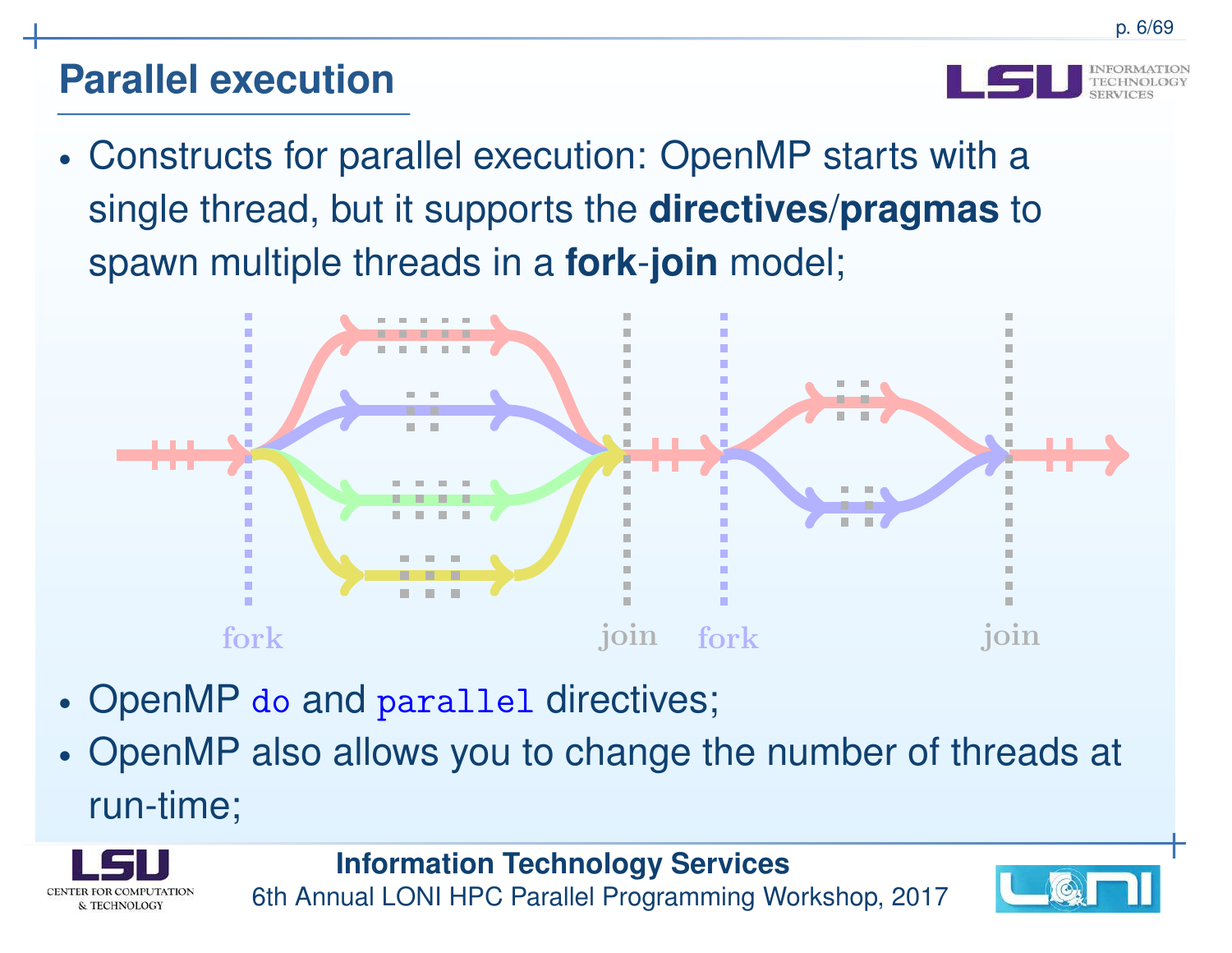## Parallel execution

- Constructs for parallel execution: OpenMP starts with a single thread, but it supports the **directives**/**pragmas** to spawn multiple threads in a **fork**-**join** model;

fork join fork join

- OpenMP `do` and `parallel` directives;
- OpenMP also allows you to change the number of threads at run-time;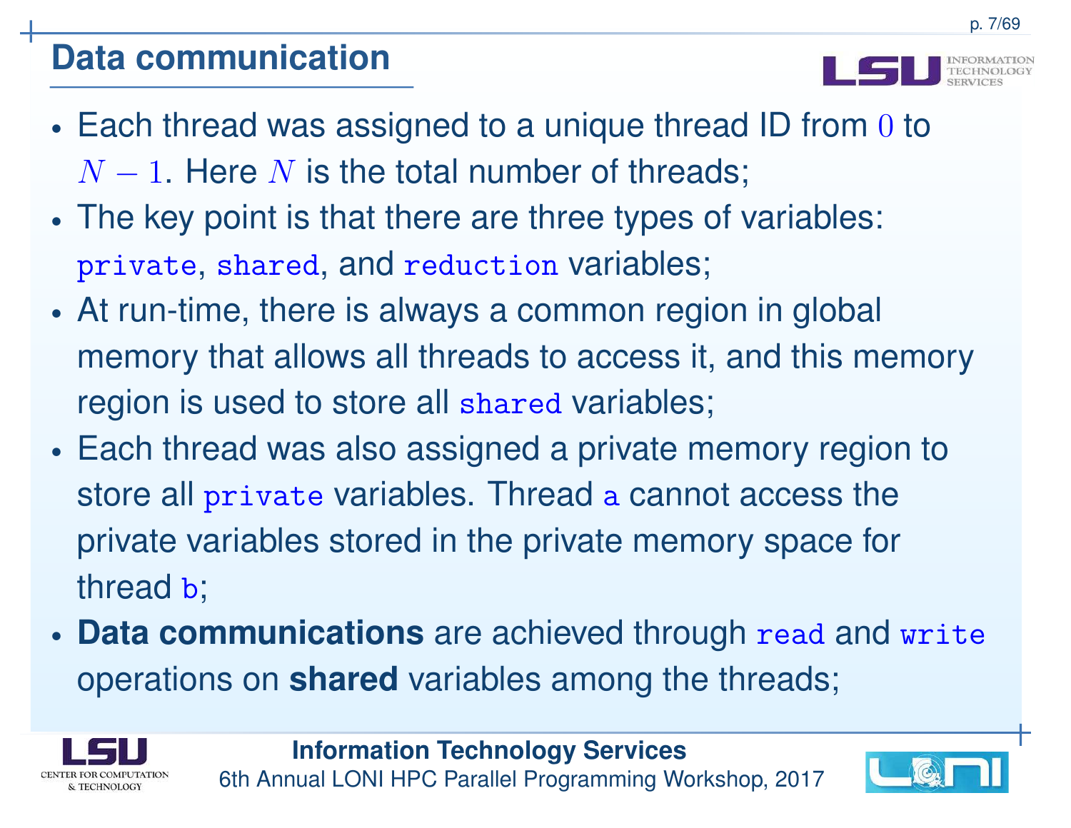## Data communication

- Each thread was assigned to a unique thread ID from $0$ to $N-1$. Here $N$ is the total number of threads;
- The key point is that there are three types of variables: `private`, `shared`, and `reduction` variables;
- At run-time, there is always a common region in global memory that allows all threads to access it, and this memory region is used to store all `shared` variables;
- Each thread was also assigned a private memory region to store all `private` variables. Thread `a` cannot access the private variables stored in the private memory space for thread `b`;
- **Data communications** are achieved through `read` and `write` operations on **shared** variables among the threads;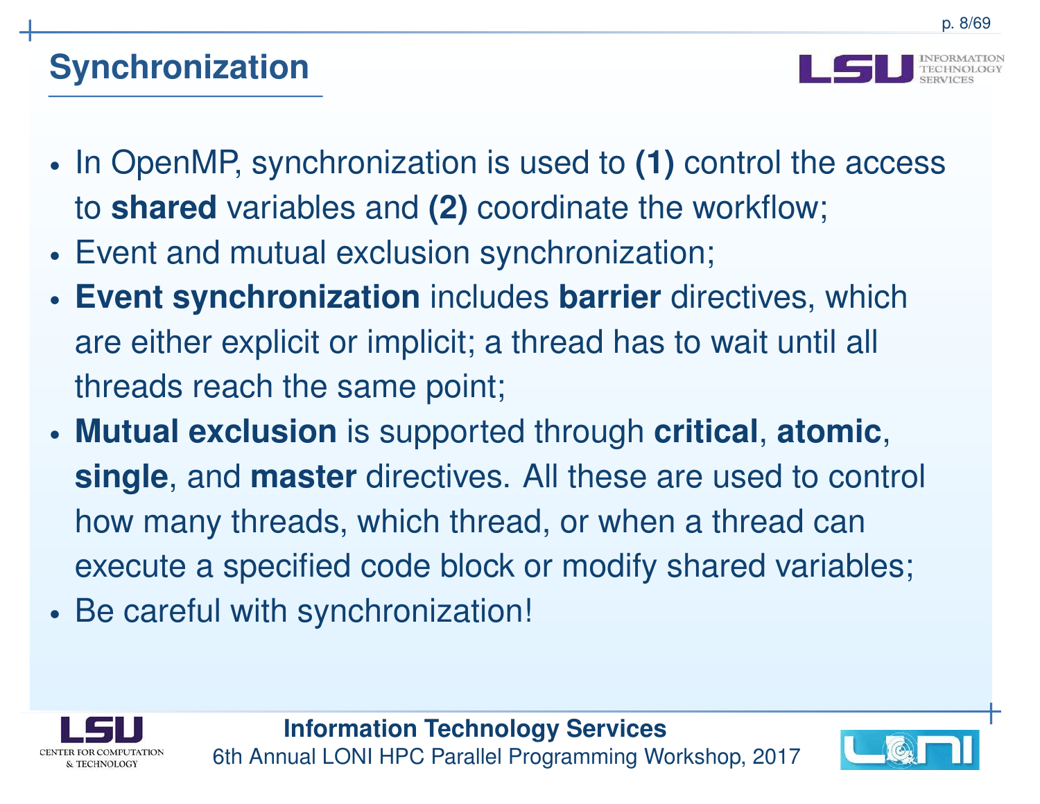## Synchronization

- In OpenMP, synchronization is used to **(1)** control the access to **shared** variables and **(2)** coordinate the workflow;
- Event and mutual exclusion synchronization;
- **Event synchronization** includes **barrier** directives, which are either explicit or implicit; a thread has to wait until all threads reach the same point;
- **Mutual exclusion** is supported through **critical**, **atomic**, **single**, and **master** directives. All these are used to control how many threads, which thread, or when a thread can execute a specified code block or modify shared variables;
- Be careful with synchronization!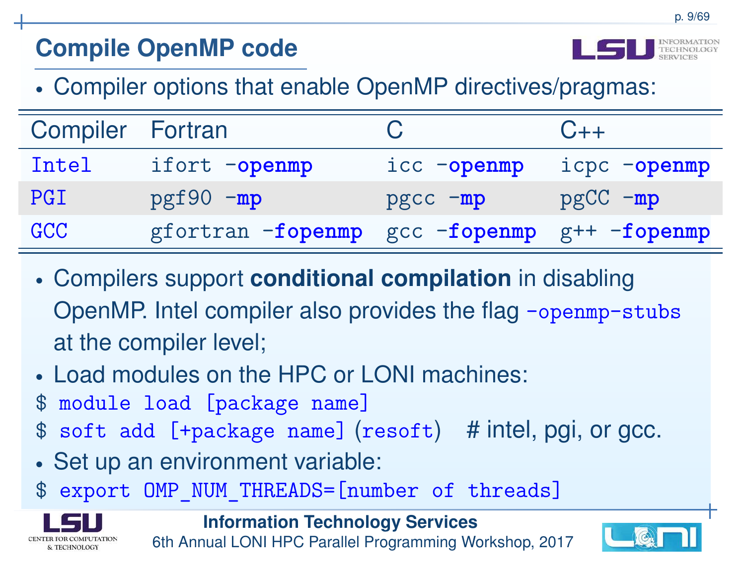## Compile OpenMP code

- Compiler options that enable OpenMP directives/pragmas:

| Compiler | Fortran | C | C++ |
|---|---|---|---|
| Intel | `ifort -openmp` | `icc -openmp` | `icpc -openmp` |
| PGI | `pgf90 -mp` | `pgcc -mp` | `pgCC -mp` |
| GCC | `gfortran -fopenmp` | `gcc -fopenmp` | `g++ -fopenmp` |

- Compilers support **conditional compilation** in disabling OpenMP. Intel compiler also provides the flag `-openmp-stubs` at the compiler level;
- Load modules on the HPC or LONI machines:

```
$ module load [package name]
$ soft add [+package name] (resoft)   # intel, pgi, or gcc.
```

- Set up an environment variable:

```
$ export OMP_NUM_THREADS=[number of threads]
```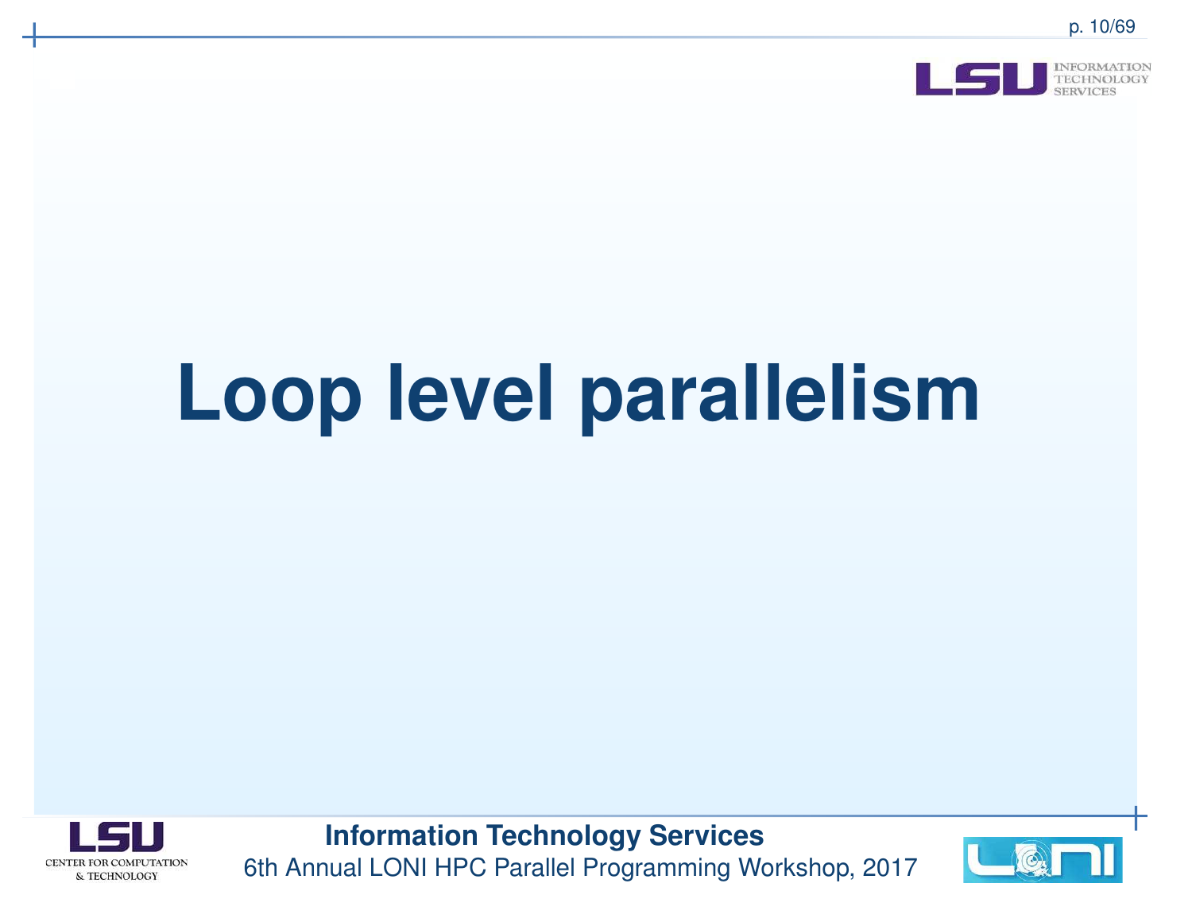# Loop level parallelism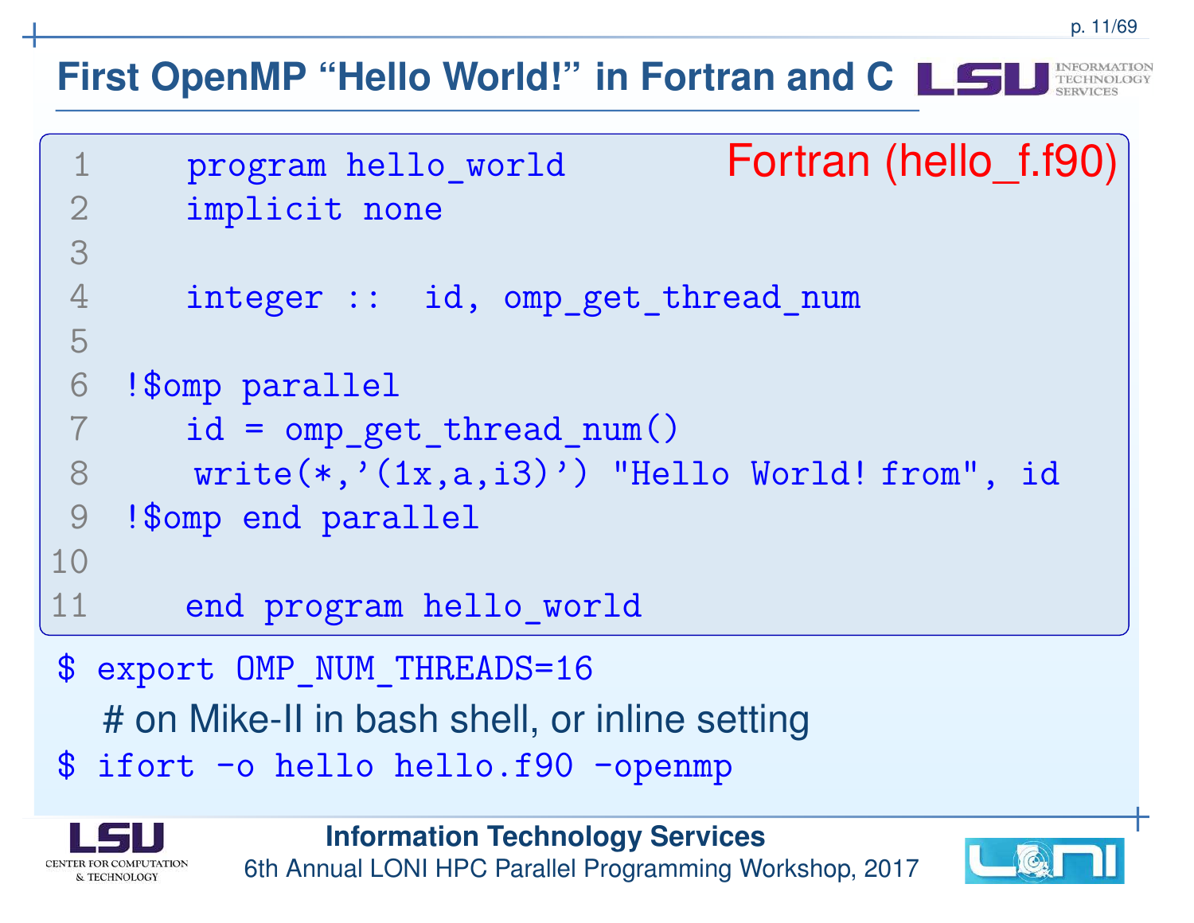# First OpenMP "Hello World!" in Fortran and C

Fortran (hello_f.f90)

```
 1      program hello_world
 2      implicit none
 3
 4      integer ::  id, omp_get_thread_num
 5
 6   !$omp parallel
 7      id = omp_get_thread_num()
 8      write(*,'(1x,a,i3)') "Hello World! from", id
 9   !$omp end parallel
10
11      end program hello_world
```

```
$ export OMP_NUM_THREADS=16
```

# on Mike-II in bash shell, or inline setting

```
$ ifort -o hello hello.f90 -openmp
```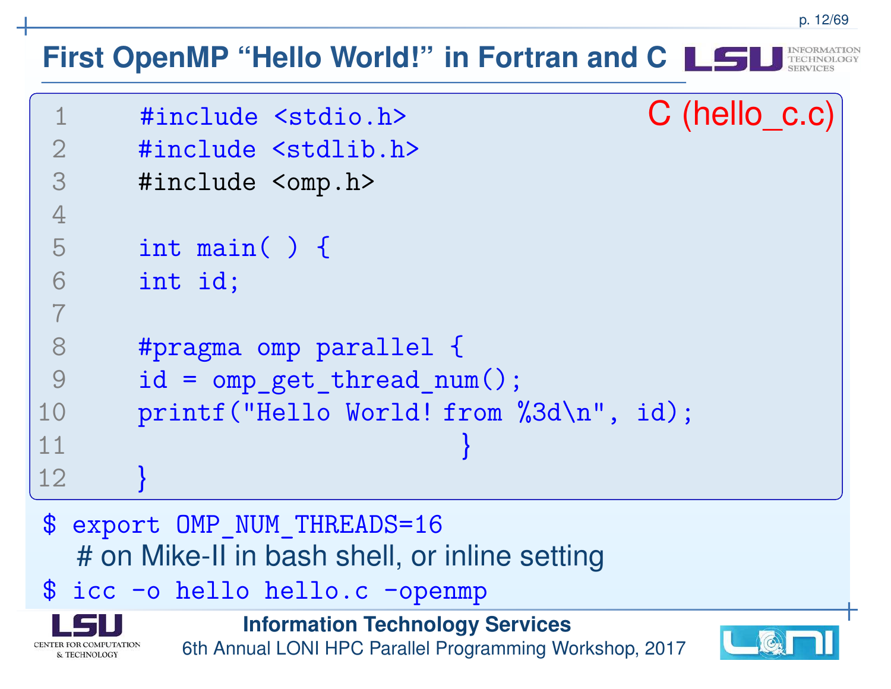# First OpenMP "Hello World!" in Fortran and C

C (hello_c.c)

```
1      #include <stdio.h>
2      #include <stdlib.h>
3      #include <omp.h>
4
5      int main( ) {
6      int id;
7
8      #pragma omp parallel {
9      id = omp_get_thread_num();
10     printf("Hello World! from %3d\n", id);
11                                }
12     }
```

```
$ export OMP_NUM_THREADS=16
```

# on Mike-II in bash shell, or inline setting

```
$ icc -o hello hello.c -openmp
```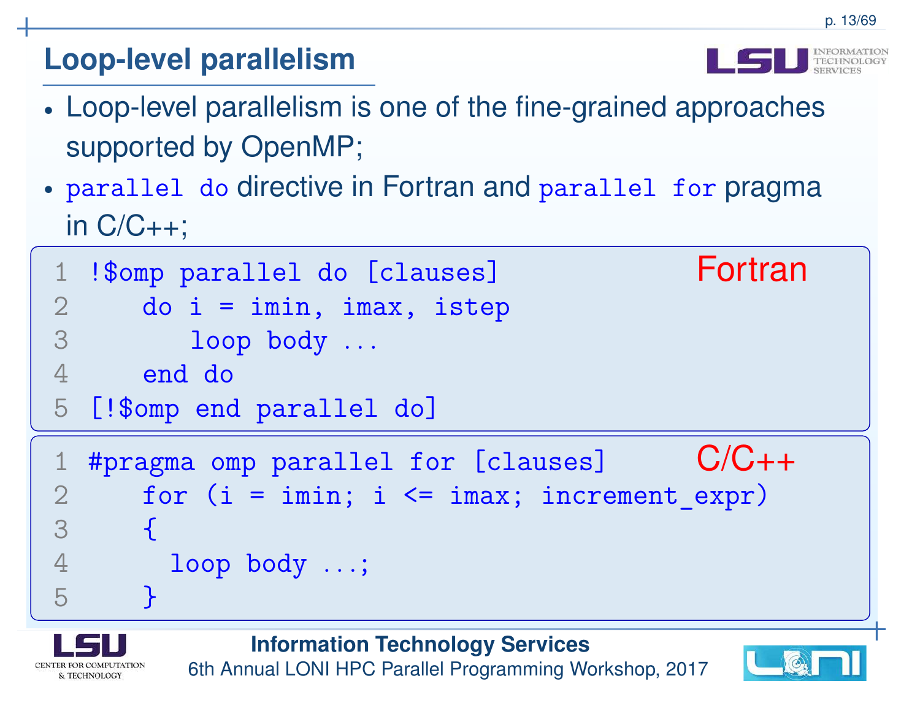## Loop-level parallelism

- Loop-level parallelism is one of the fine-grained approaches supported by OpenMP;
- `parallel do` directive in Fortran and `parallel for` pragma in C/C++;

Fortran

```
!$omp parallel do [clauses]
   do i = imin, imax, istep
      loop body ...
   end do
[!$omp end parallel do]
```

C/C++

```
#pragma omp parallel for [clauses]
   for (i = imin; i <= imax; increment_expr)
   {
     loop body ...;
   }
```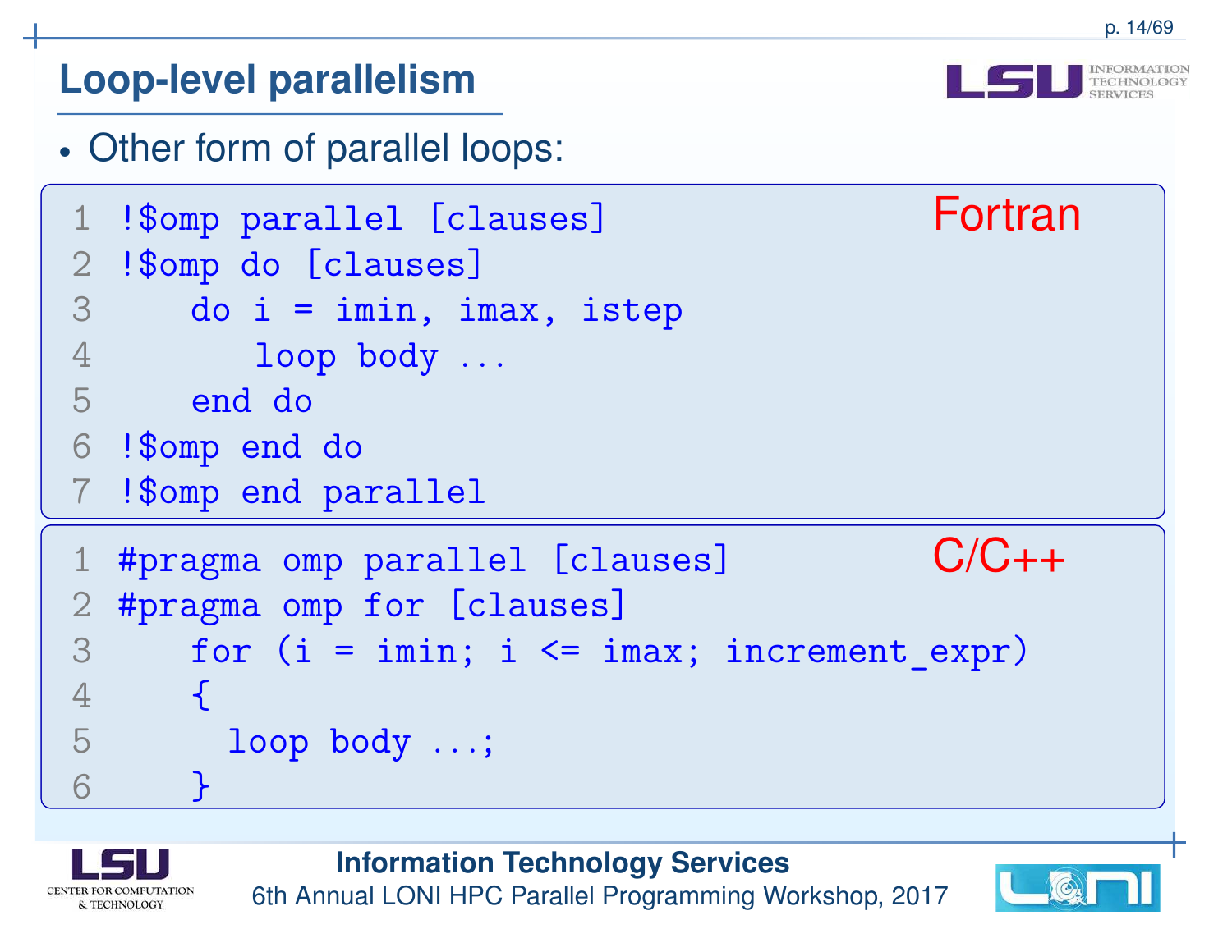# Loop-level parallelism

- Other form of parallel loops:

Fortran

```
!$omp parallel [clauses]
!$omp do [clauses]
   do i = imin, imax, istep
      loop body ...
   end do
!$omp end do
!$omp end parallel
```

C/C++

```
#pragma omp parallel [clauses]
#pragma omp for [clauses]
   for (i = imin; i <= imax; increment_expr)
   {
     loop body ...;
   }
```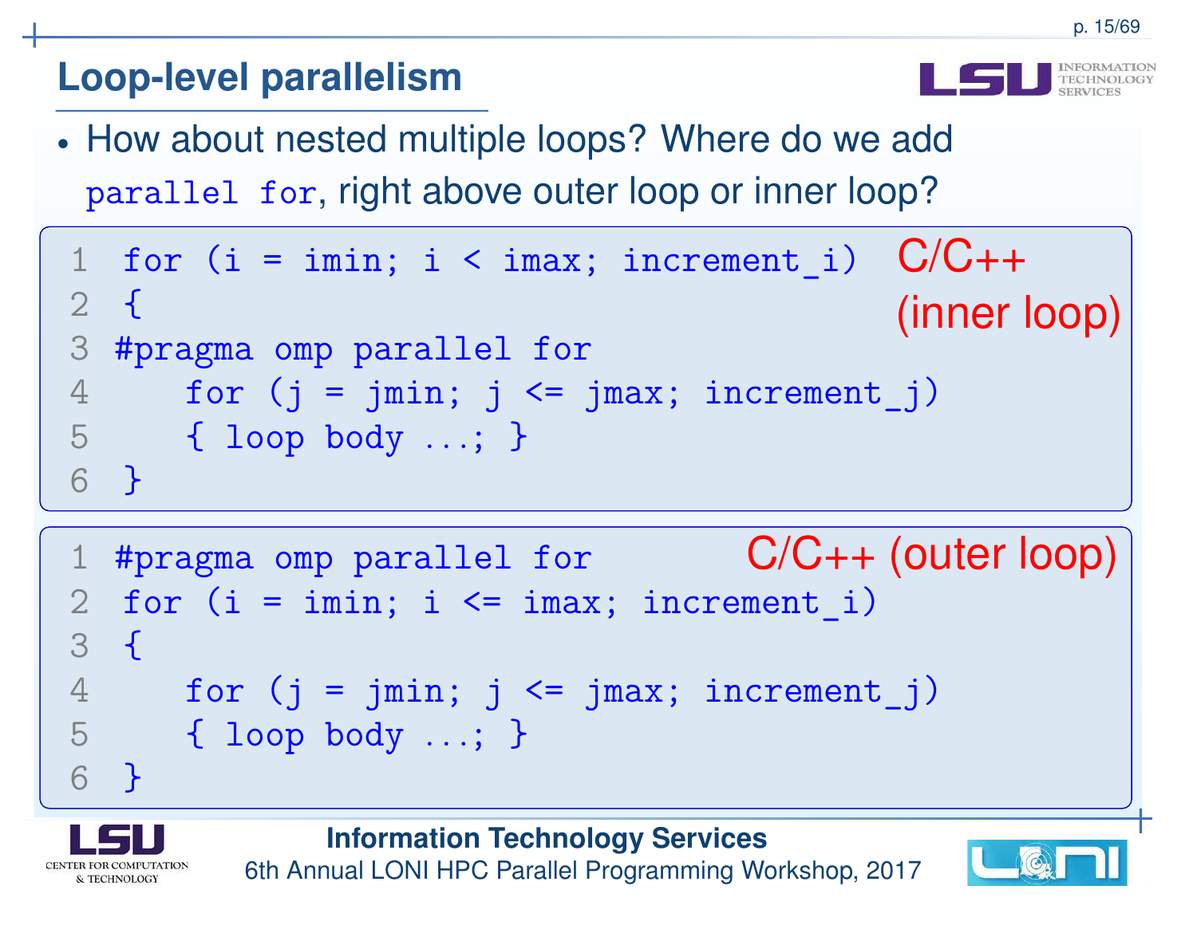## Loop-level parallelism

- How about nested multiple loops? Where do we add `parallel for`, right above outer loop or inner loop?

C/C++ (inner loop)

```
1  for (i = imin; i < imax; increment_i)
2  {
3  #pragma omp parallel for
4      for (j = jmin; j <= jmax; increment_j)
5      { loop body ...; }
6  }
```

C/C++ (outer loop)

```
1  #pragma omp parallel for
2  for (i = imin; i <= imax; increment_i)
3  {
4      for (j = jmin; j <= jmax; increment_j)
5      { loop body ...; }
6  }
```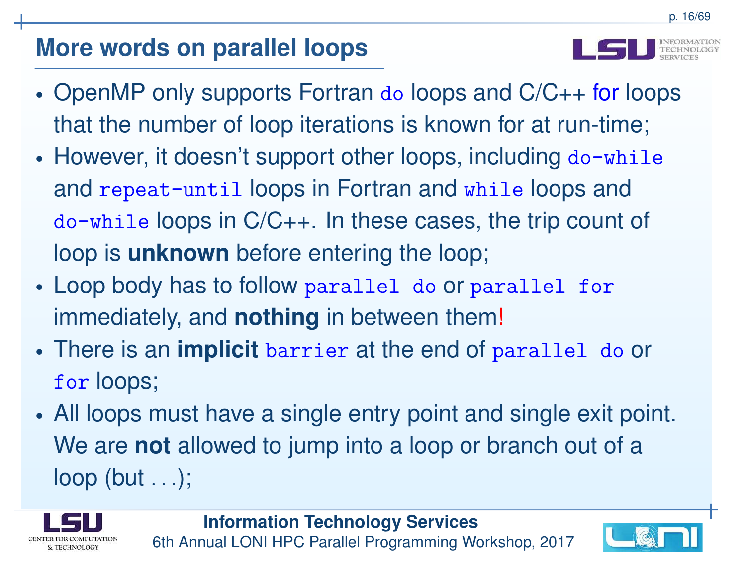## More words on parallel loops

- OpenMP only supports Fortran `do` loops and C/C++ for loops that the number of loop iterations is known for at run-time;
- However, it doesn't support other loops, including `do-while` and `repeat-until` loops in Fortran and `while` loops and `do-while` loops in C/C++. In these cases, the trip count of loop is **unknown** before entering the loop;
- Loop body has to follow `parallel do` or `parallel for` immediately, and **nothing** in between them!
- There is an **implicit** `barrier` at the end of `parallel do` or `for` loops;
- All loops must have a single entry point and single exit point. We are **not** allowed to jump into a loop or branch out of a loop (but ...);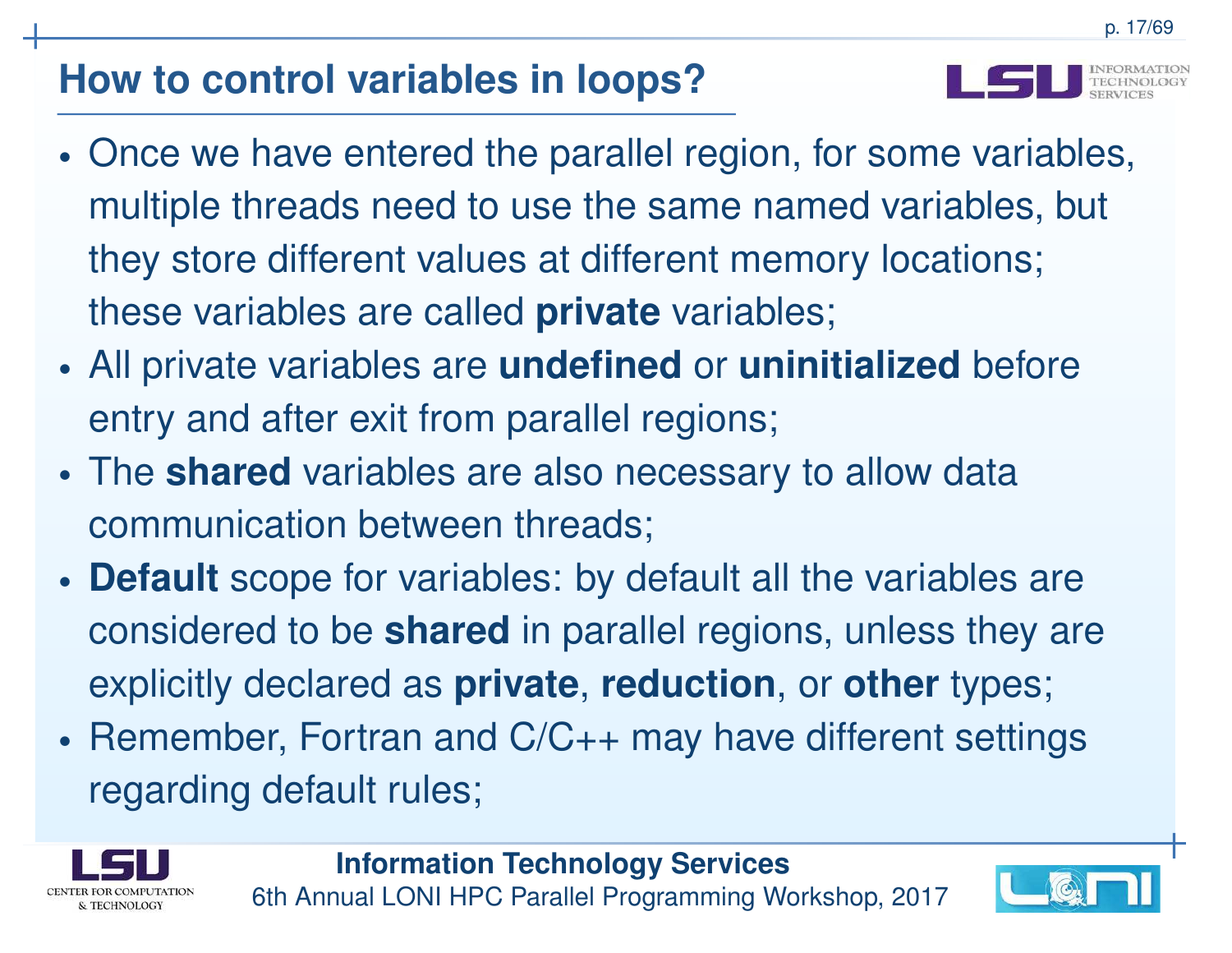# How to control variables in loops?

- Once we have entered the parallel region, for some variables, multiple threads need to use the same named variables, but they store different values at different memory locations; these variables are called **private** variables;
- All private variables are **undefined** or **uninitialized** before entry and after exit from parallel regions;
- The **shared** variables are also necessary to allow data communication between threads;
- **Default** scope for variables: by default all the variables are considered to be **shared** in parallel regions, unless they are explicitly declared as **private**, **reduction**, or **other** types;
- Remember, Fortran and C/C++ may have different settings regarding default rules;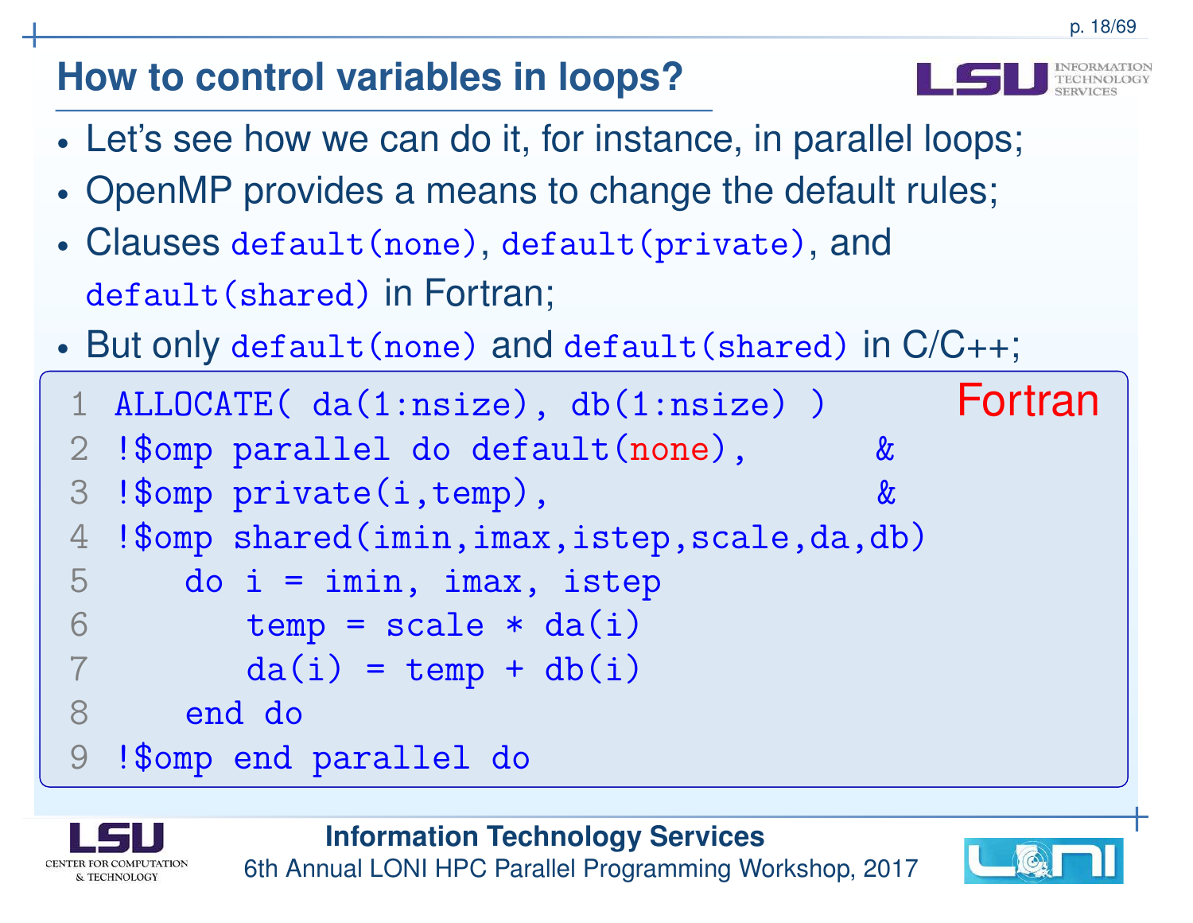## How to control variables in loops?

- Let's see how we can do it, for instance, in parallel loops;
- OpenMP provides a means to change the default rules;
- Clauses `default(none)`, `default(private)`, and `default(shared)` in Fortran;
- But only `default(none)` and `default(shared)` in C/C++;

Fortran

```
1 ALLOCATE( da(1:nsize), db(1:nsize) )
2 !$omp parallel do default(none),      &
3 !$omp private(i,temp),                &
4 !$omp shared(imin,imax,istep,scale,da,db)
5    do i = imin, imax, istep
6       temp = scale * da(i)
7       da(i) = temp + db(i)
8    end do
9 !$omp end parallel do
```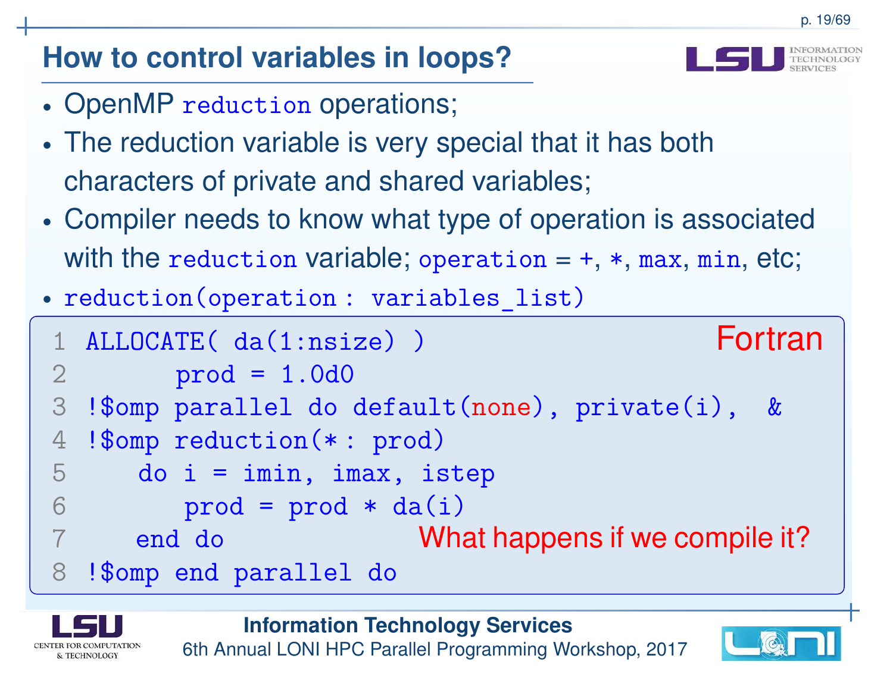## How to control variables in loops?

- OpenMP `reduction` operations;
- The reduction variable is very special that it has both characters of private and shared variables;
- Compiler needs to know what type of operation is associated with the `reduction` variable; `operation` = `+`, `*`, `max`, `min`, etc;
- `reduction(operation : variables_list)`

Fortran

```
1 ALLOCATE( da(1:nsize) )
2       prod = 1.0d0
3 !$omp parallel do default(none), private(i),  &
4 !$omp reduction(*: prod)
5    do i = imin, imax, istep
6       prod = prod * da(i)
7    end do
8 !$omp end parallel do
```

What happens if we compile it?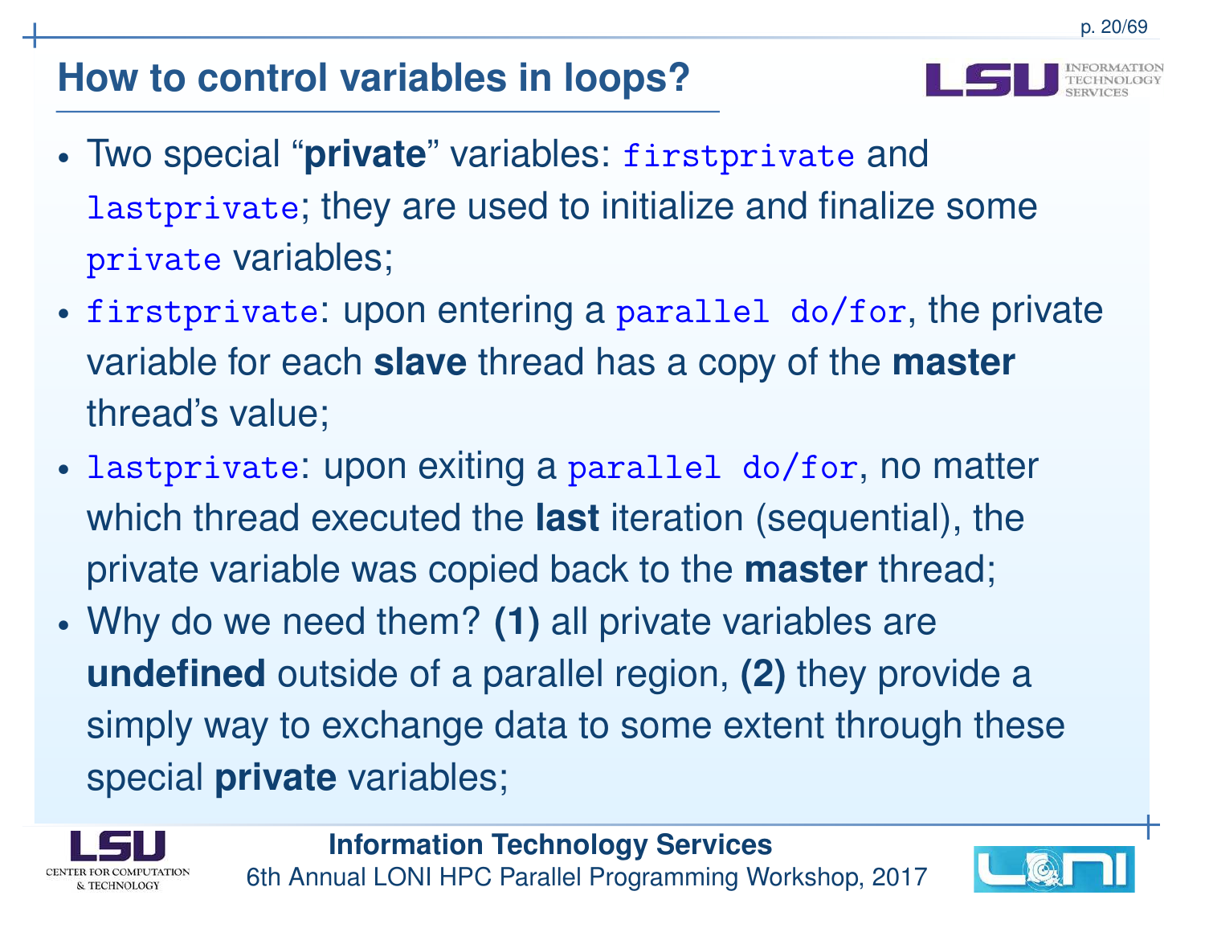# How to control variables in loops?

- Two special "**private**" variables: `firstprivate` and `lastprivate`; they are used to initialize and finalize some `private` variables;
- `firstprivate`: upon entering a `parallel do/for`, the private variable for each **slave** thread has a copy of the **master** thread's value;
- `lastprivate`: upon exiting a `parallel do/for`, no matter which thread executed the **last** iteration (sequential), the private variable was copied back to the **master** thread;
- Why do we need them? **(1)** all private variables are **undefined** outside of a parallel region, **(2)** they provide a simply way to exchange data to some extent through these special **private** variables;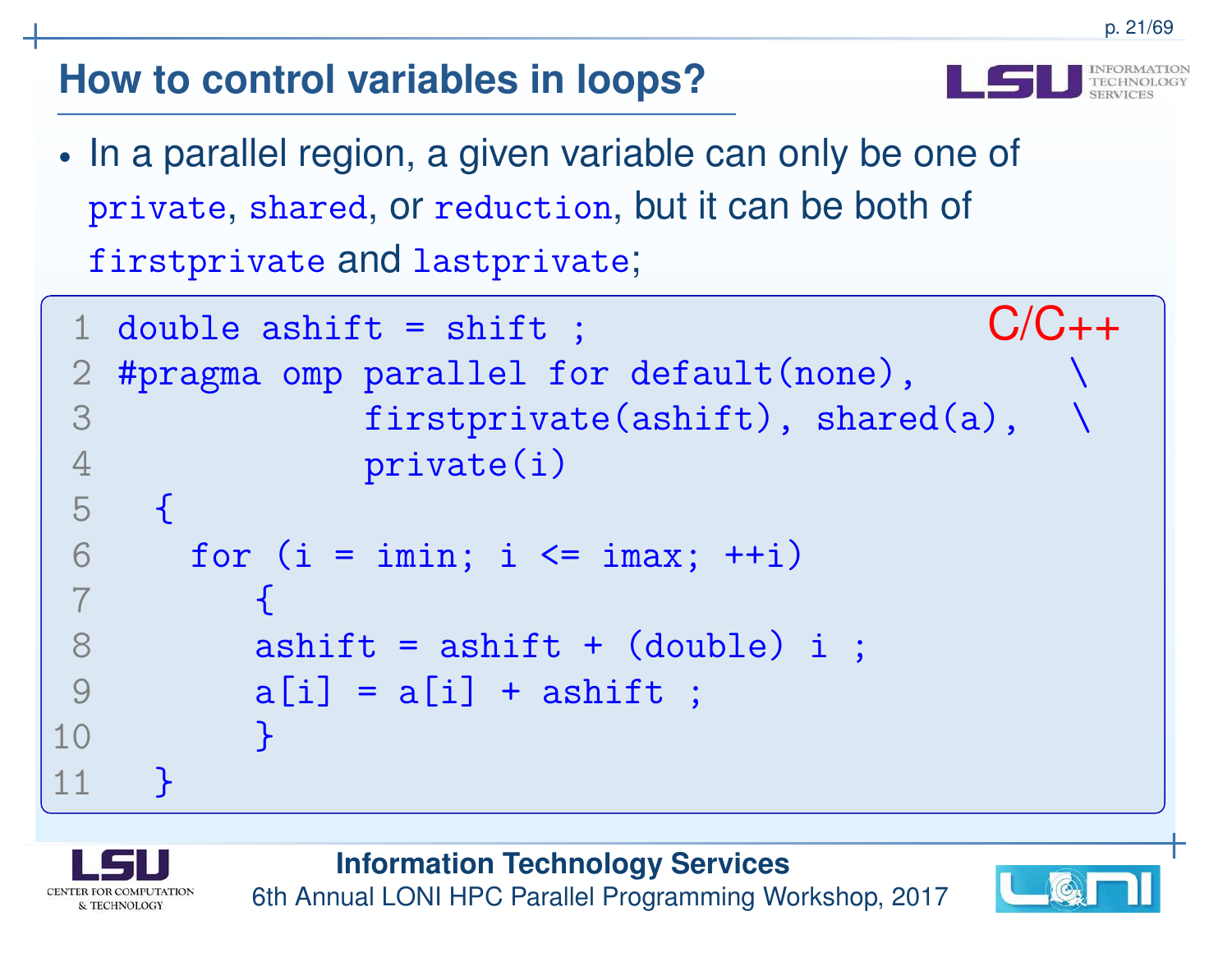## How to control variables in loops?

- In a parallel region, a given variable can only be one of `private`, `shared`, or `reduction`, but it can be both of `firstprivate` and `lastprivate`;

C/C++

```
double ashift = shift ;
#pragma omp parallel for default(none),        \
            firstprivate(ashift), shared(a),   \
            private(i)
  {
    for (i = imin; i <= imax; ++i)
        {
        ashift = ashift + (double) i ;
        a[i] = a[i] + ashift ;
        }
  }
```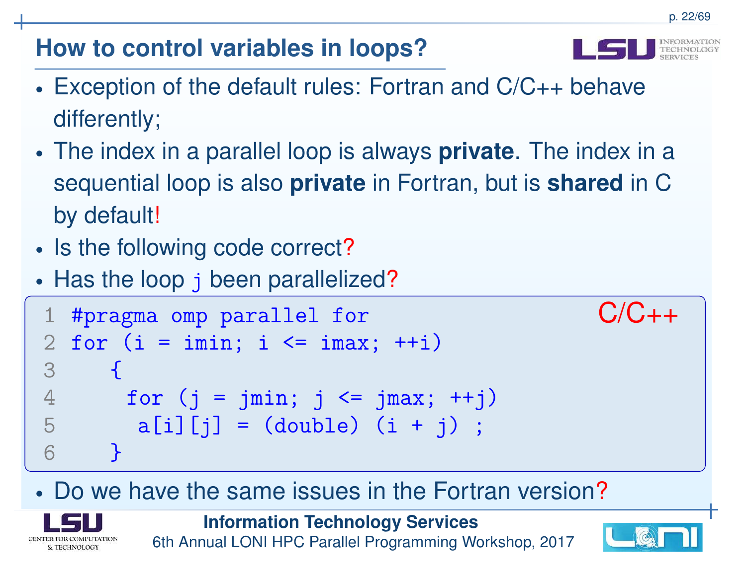## How to control variables in loops?

- Exception of the default rules: Fortran and C/C++ behave differently;
- The index in a parallel loop is always **private**. The index in a sequential loop is also **private** in Fortran, but is **shared** in C by default!
- Is the following code correct?
- Has the loop j been parallelized?

```
#pragma omp parallel for
for (i = imin; i <= imax; ++i)
   {
     for (j = jmin; j <= jmax; ++j)
      a[i][j] = (double) (i + j) ;
   }
```

C/C++

- Do we have the same issues in the Fortran version?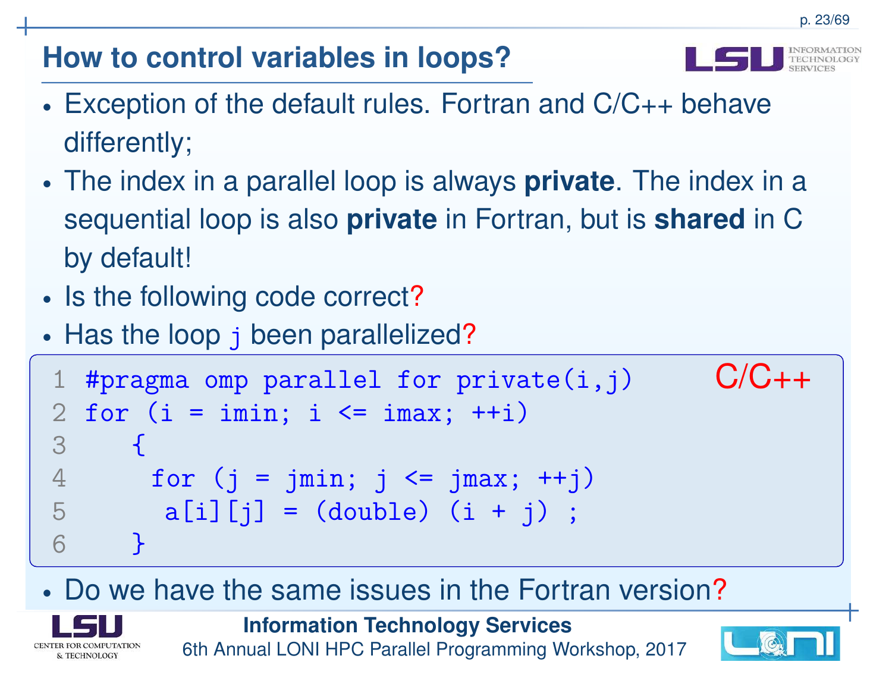## How to control variables in loops?

- Exception of the default rules. Fortran and C/C++ behave differently;
- The index in a parallel loop is always **private**. The index in a sequential loop is also **private** in Fortran, but is **shared** in C by default!
- Is the following code correct?
- Has the loop j been parallelized?

C/C++

```
#pragma omp parallel for private(i,j)
for (i = imin; i <= imax; ++i)
   {
    for (j = jmin; j <= jmax; ++j)
     a[i][j] = (double) (i + j) ;
   }
```

- Do we have the same issues in the Fortran version?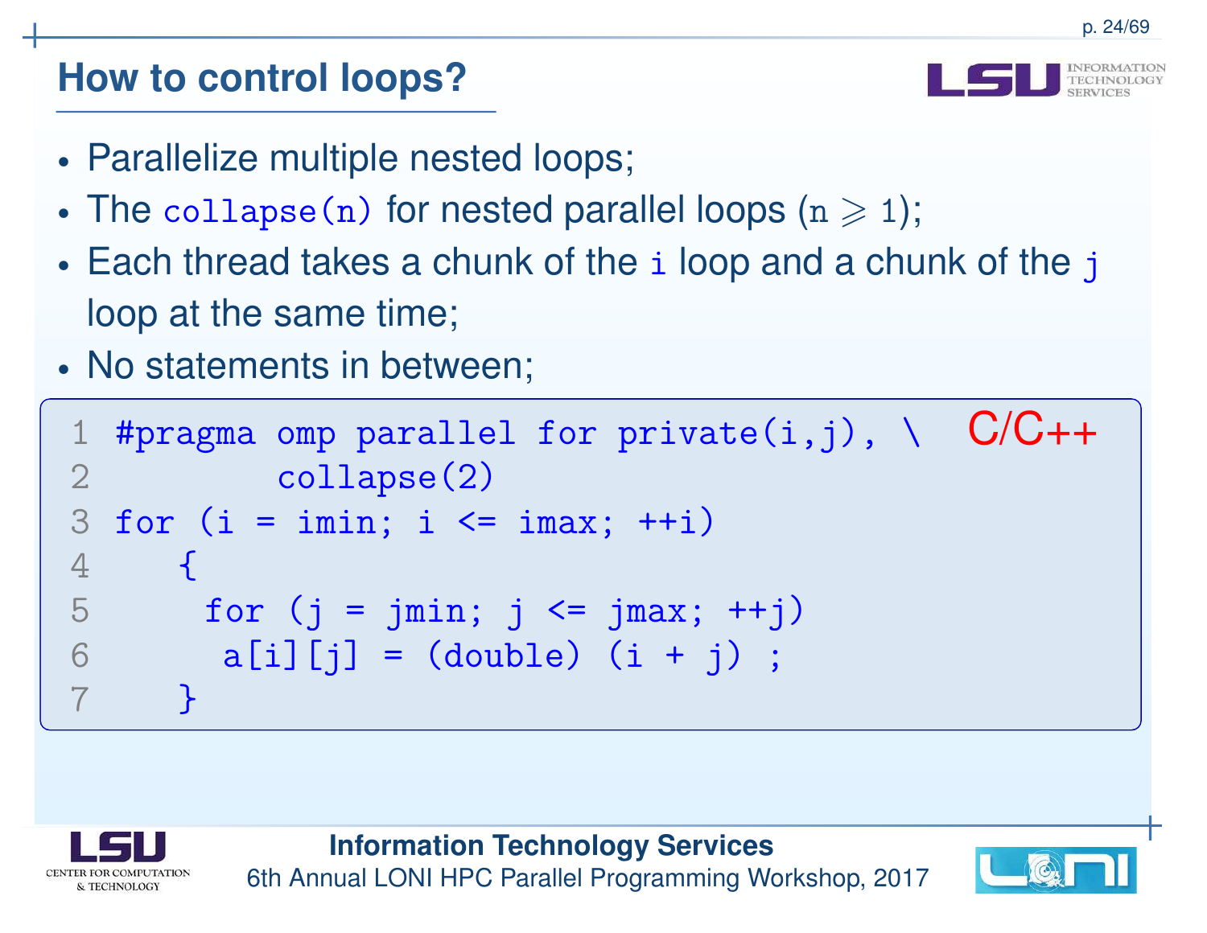## How to control loops?

- Parallelize multiple nested loops;
- The `collapse(n)` for nested parallel loops ($n \geqslant 1$);
- Each thread takes a chunk of the `i` loop and a chunk of the `j` loop at the same time;
- No statements in between;

C/C++

```c
#pragma omp parallel for private(i,j), \
        collapse(2)
for (i = imin; i <= imax; ++i)
   {
     for (j = jmin; j <= jmax; ++j)
      a[i][j] = (double) (i + j) ;
   }
```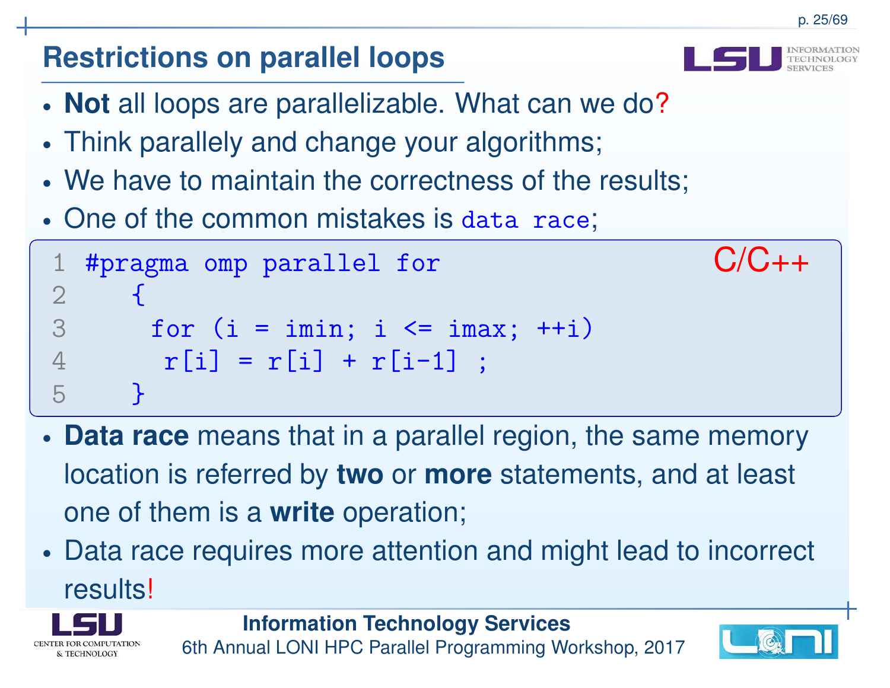## Restrictions on parallel loops

- **Not** all loops are parallelizable. What can we do?
- Think parallely and change your algorithms;
- We have to maintain the correctness of the results;
- One of the common mistakes is `data race`;

C/C++

```
#pragma omp parallel for
   {
     for (i = imin; i <= imax; ++i)
      r[i] = r[i] + r[i-1] ;
   }
```

- **Data race** means that in a parallel region, the same memory location is referred by **two** or **more** statements, and at least one of them is a **write** operation;
- Data race requires more attention and might lead to incorrect results!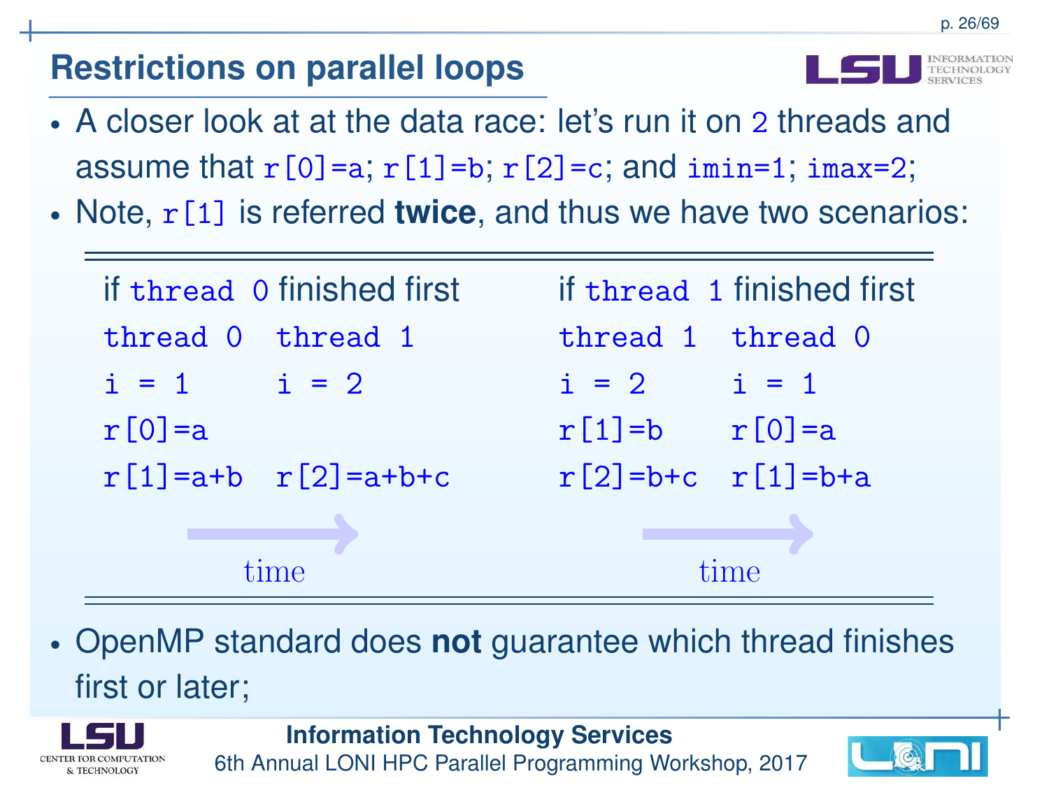## Restrictions on parallel loops

- A closer look at at the data race: let's run it on `2` threads and assume that `r[0]=a`; `r[1]=b`; `r[2]=c`; and `imin=1`; `imax=2`;
- Note, `r[1]` is referred **twice**, and thus we have two scenarios:

| if `thread 0` finished first | | if `thread 1` finished first | |
|---|---|---|---|
| `thread 0` | `thread 1` | `thread 1` | `thread 0` |
| `i = 1` | `i = 2` | `i = 2` | `i = 1` |
| `r[0]=a` | | `r[1]=b` | `r[0]=a` |
| `r[1]=a+b` | `r[2]=a+b+c` | `r[2]=b+c` | `r[1]=b+a` |
| time → | | time → | |

- OpenMP standard does **not** guarantee which thread finishes first or later;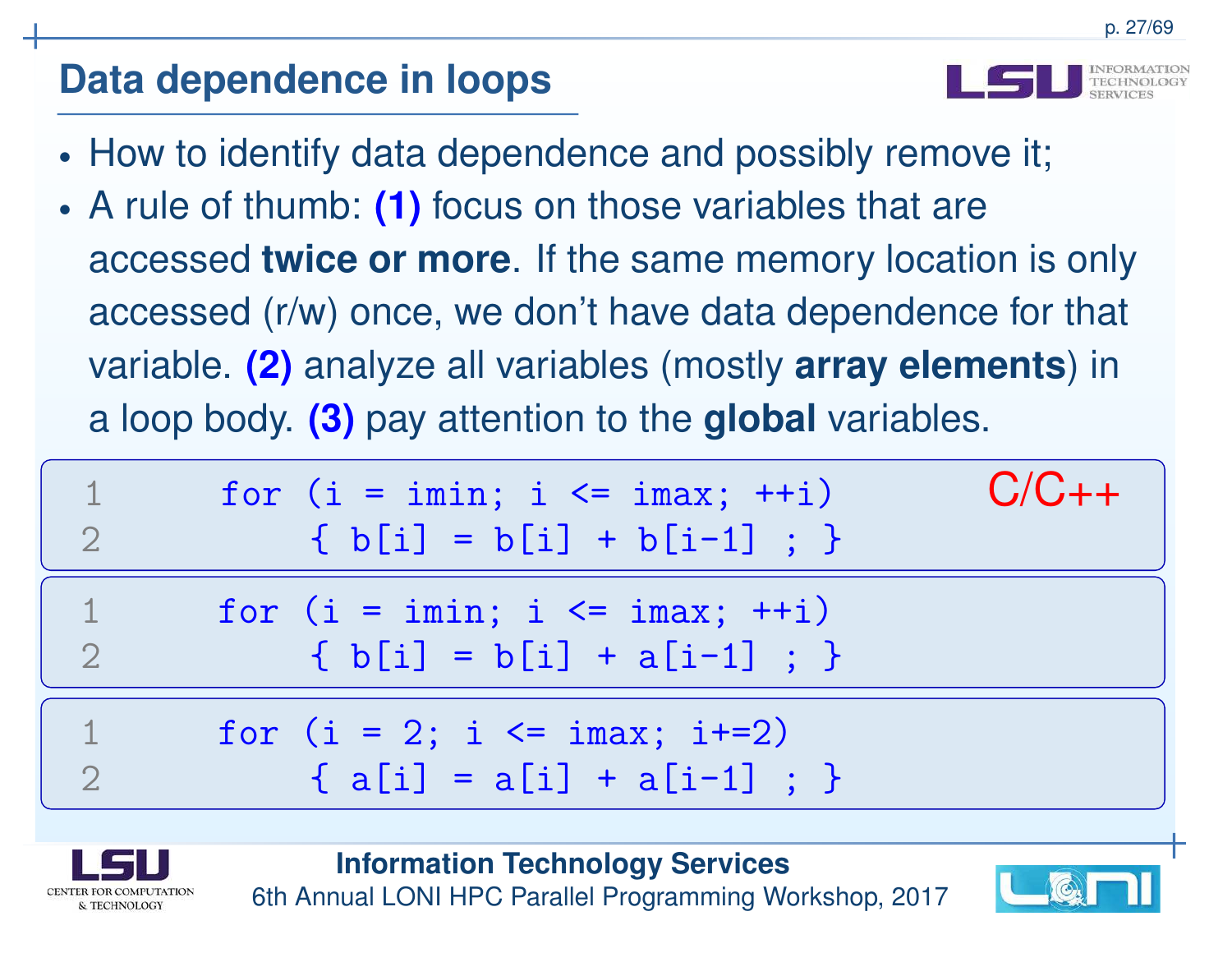## Data dependence in loops

- How to identify data dependence and possibly remove it;
- A rule of thumb: **(1)** focus on those variables that are accessed **twice or more**. If the same memory location is only accessed (r/w) once, we don't have data dependence for that variable. **(2)** analyze all variables (mostly **array elements**) in a loop body. **(3)** pay attention to the **global** variables.

C/C++

```c
for (i = imin; i <= imax; ++i)
    { b[i] = b[i] + b[i-1] ; }
```

```c
for (i = imin; i <= imax; ++i)
    { b[i] = b[i] + a[i-1] ; }
```

```c
for (i = 2; i <= imax; i+=2)
    { a[i] = a[i] + a[i-1] ; }
```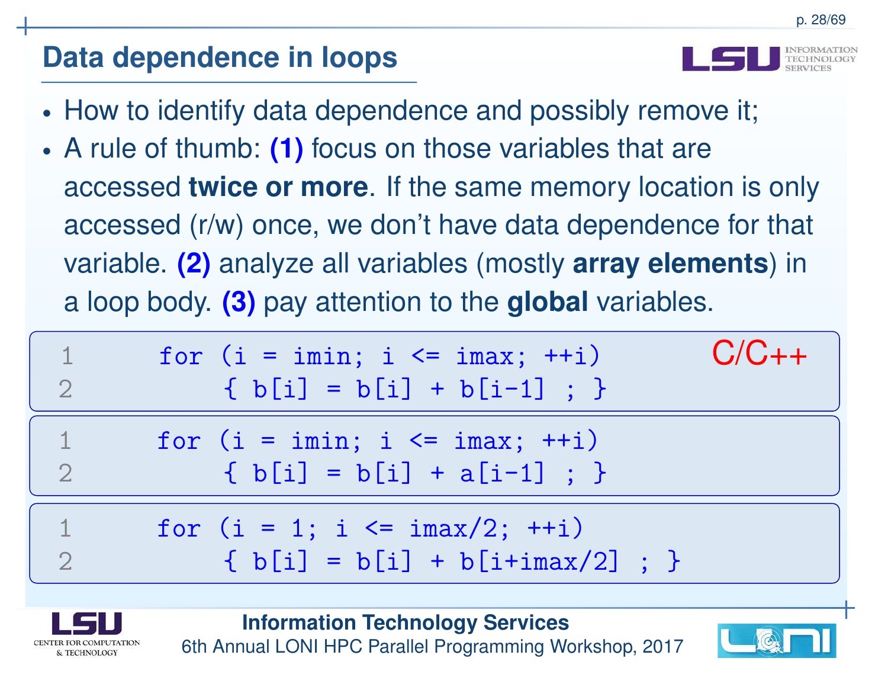## Data dependence in loops

- How to identify data dependence and possibly remove it;
- A rule of thumb: **(1)** focus on those variables that are accessed **twice or more**. If the same memory location is only accessed (r/w) once, we don't have data dependence for that variable. **(2)** analyze all variables (mostly **array elements**) in a loop body. **(3)** pay attention to the **global** variables.

C/C++

```c
for (i = imin; i <= imax; ++i)
    { b[i] = b[i] + b[i-1] ; }
```

```c
for (i = imin; i <= imax; ++i)
    { b[i] = b[i] + a[i-1] ; }
```

```c
for (i = 1; i <= imax/2; ++i)
    { b[i] = b[i] + b[i+imax/2] ; }
```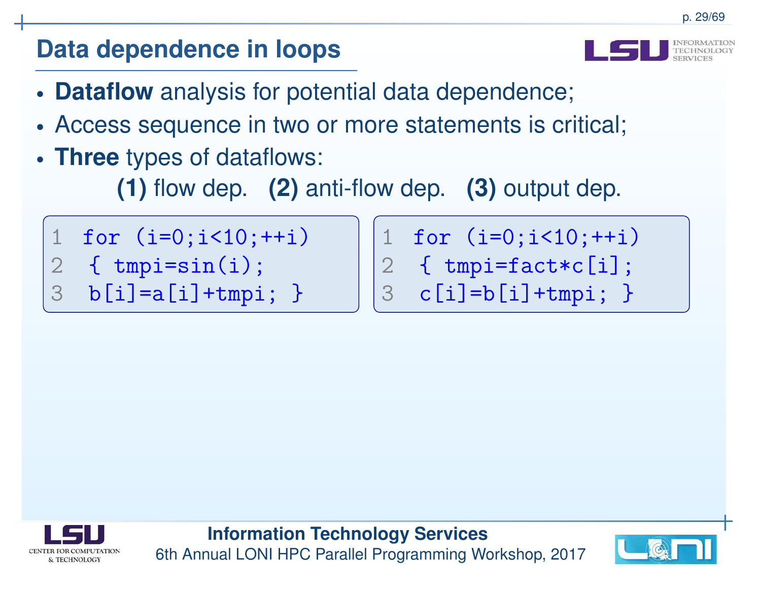## Data dependence in loops

- **Dataflow** analysis for potential data dependence;
- Access sequence in two or more statements is critical;
- **Three** types of dataflows:

  **(1)** flow dep. **(2)** anti-flow dep. **(3)** output dep.

```
1 for (i=0;i<10;++i)
2 { tmpi=sin(i);
3 b[i]=a[i]+tmpi; }
```

```
1 for (i=0;i<10;++i)
2 { tmpi=fact*c[i];
3 c[i]=b[i]+tmpi; }
```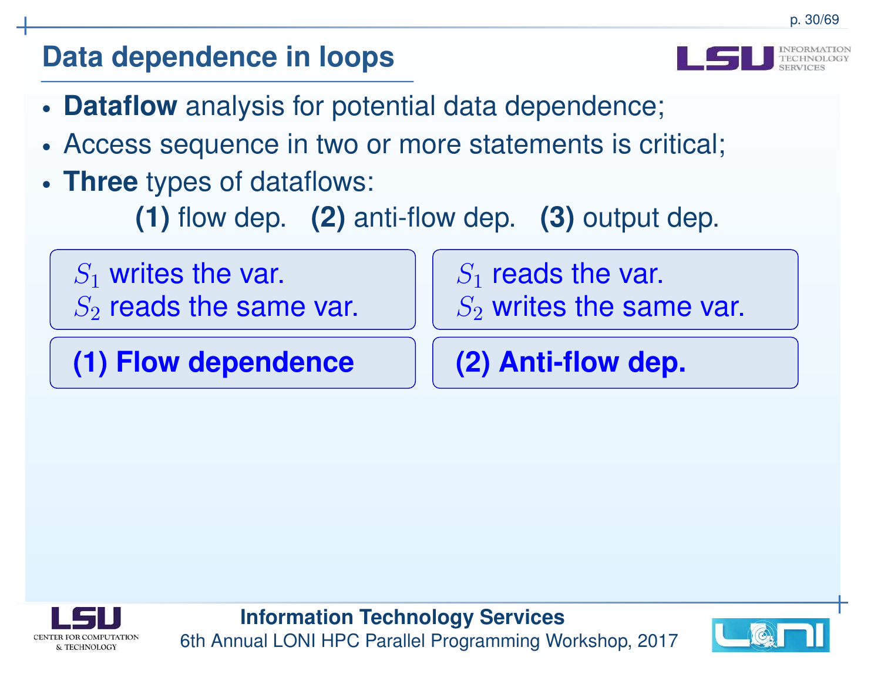# Data dependence in loops

- **Dataflow** analysis for potential data dependence;
- Access sequence in two or more statements is critical;
- **Three** types of dataflows:

  **(1)** flow dep. **(2)** anti-flow dep. **(3)** output dep.

$S_1$ writes the var.
$S_2$ reads the same var.

**(1) Flow dependence**

$S_1$ reads the var.
$S_2$ writes the same var.

**(2) Anti-flow dep.**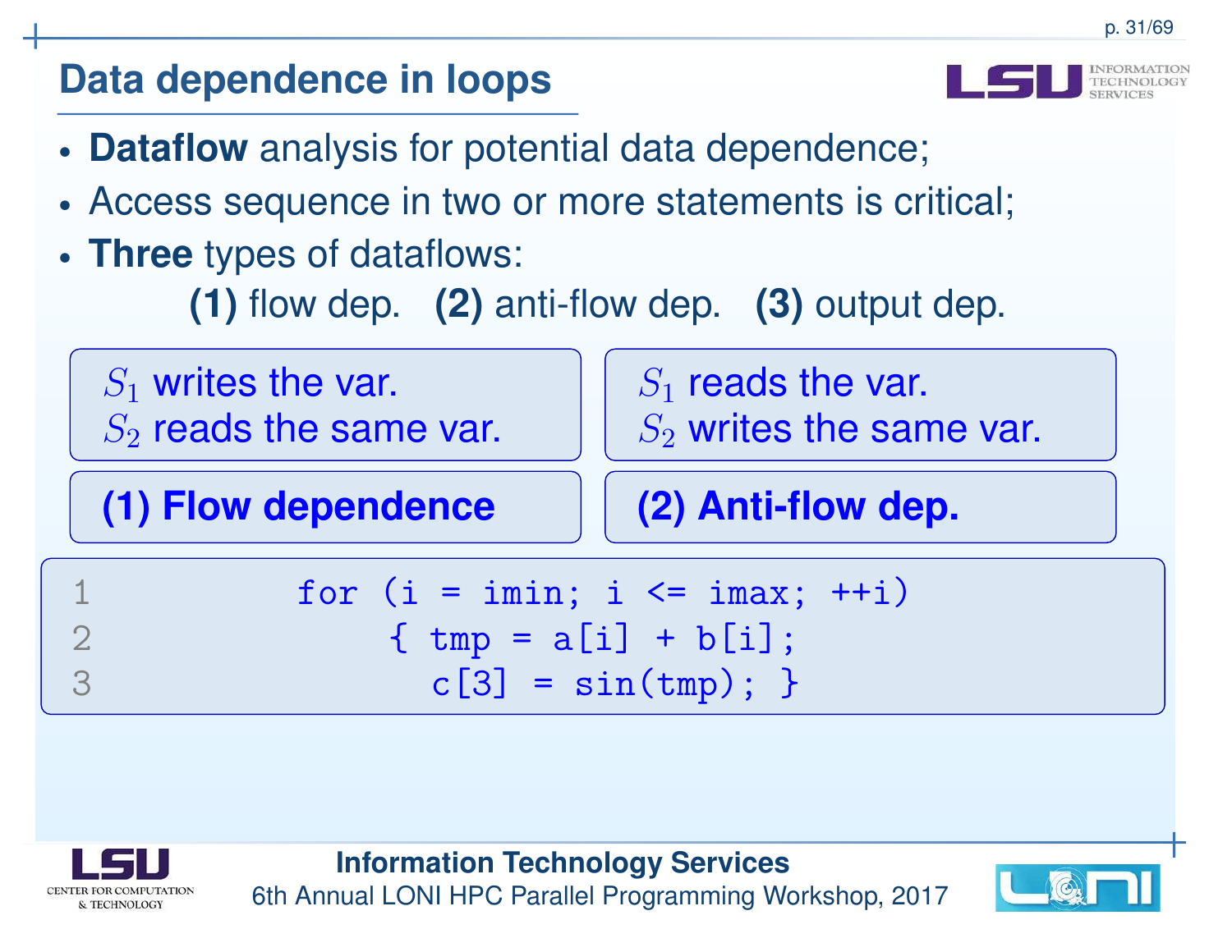## Data dependence in loops

- **Dataflow** analysis for potential data dependence;
- Access sequence in two or more statements is critical;
- **Three** types of dataflows:

  **(1)** flow dep. **(2)** anti-flow dep. **(3)** output dep.

$S_1$ writes the var.
$S_2$ reads the same var.

**(1) Flow dependence**

$S_1$ reads the var.
$S_2$ writes the same var.

**(2) Anti-flow dep.**

```
1         for (i = imin; i <= imax; ++i)
2             { tmp = a[i] + b[i];
3               c[3] = sin(tmp); }
```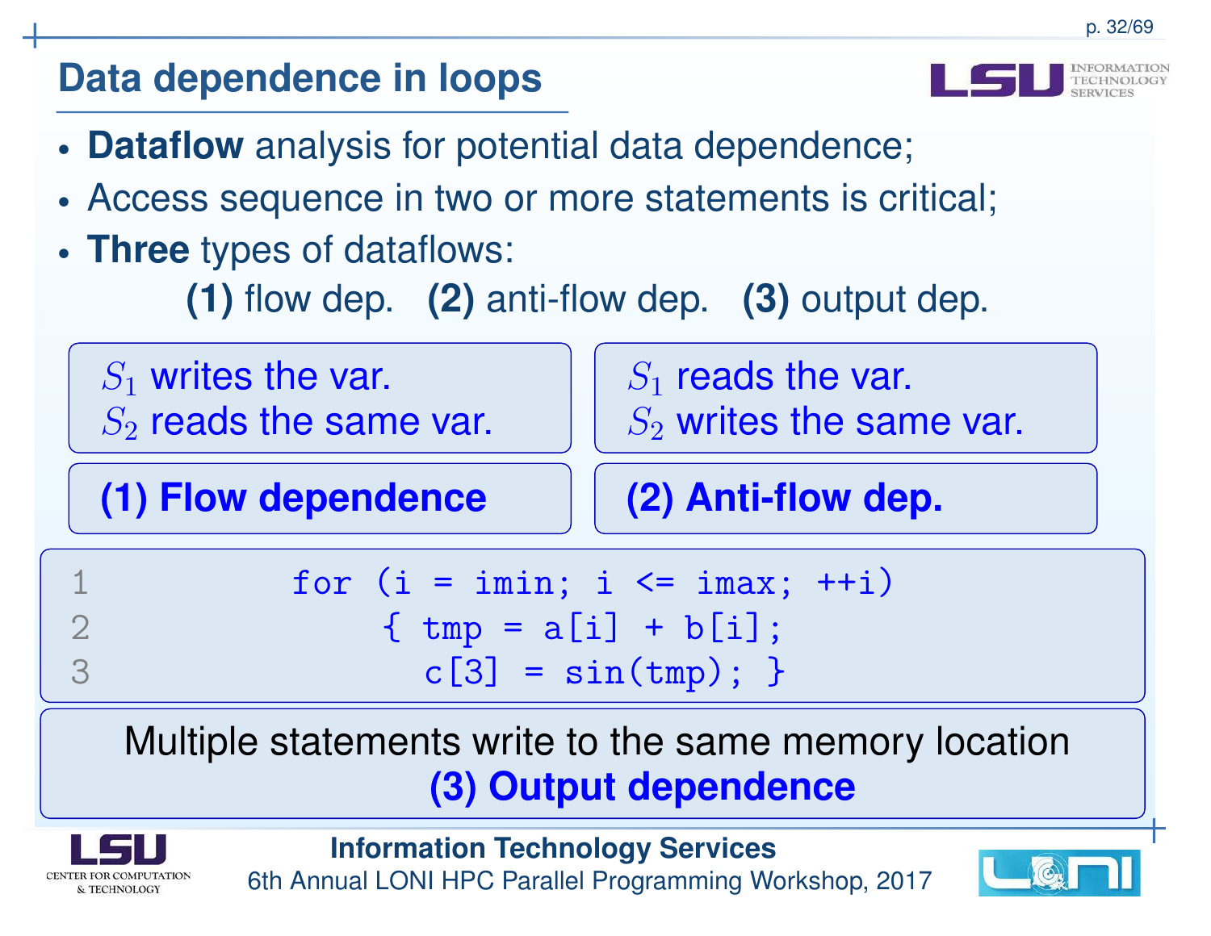## Data dependence in loops

- **Dataflow** analysis for potential data dependence;
- Access sequence in two or more statements is critical;
- **Three** types of dataflows:

  **(1)** flow dep. **(2)** anti-flow dep. **(3)** output dep.

$S_1$ writes the var.
$S_2$ reads the same var.

**(1) Flow dependence**

$S_1$ reads the var.
$S_2$ writes the same var.

**(2) Anti-flow dep.**

```
1          for (i = imin; i <= imax; ++i)
2               { tmp = a[i] + b[i];
3                 c[3] = sin(tmp); }
```

Multiple statements write to the same memory location

**(3) Output dependence**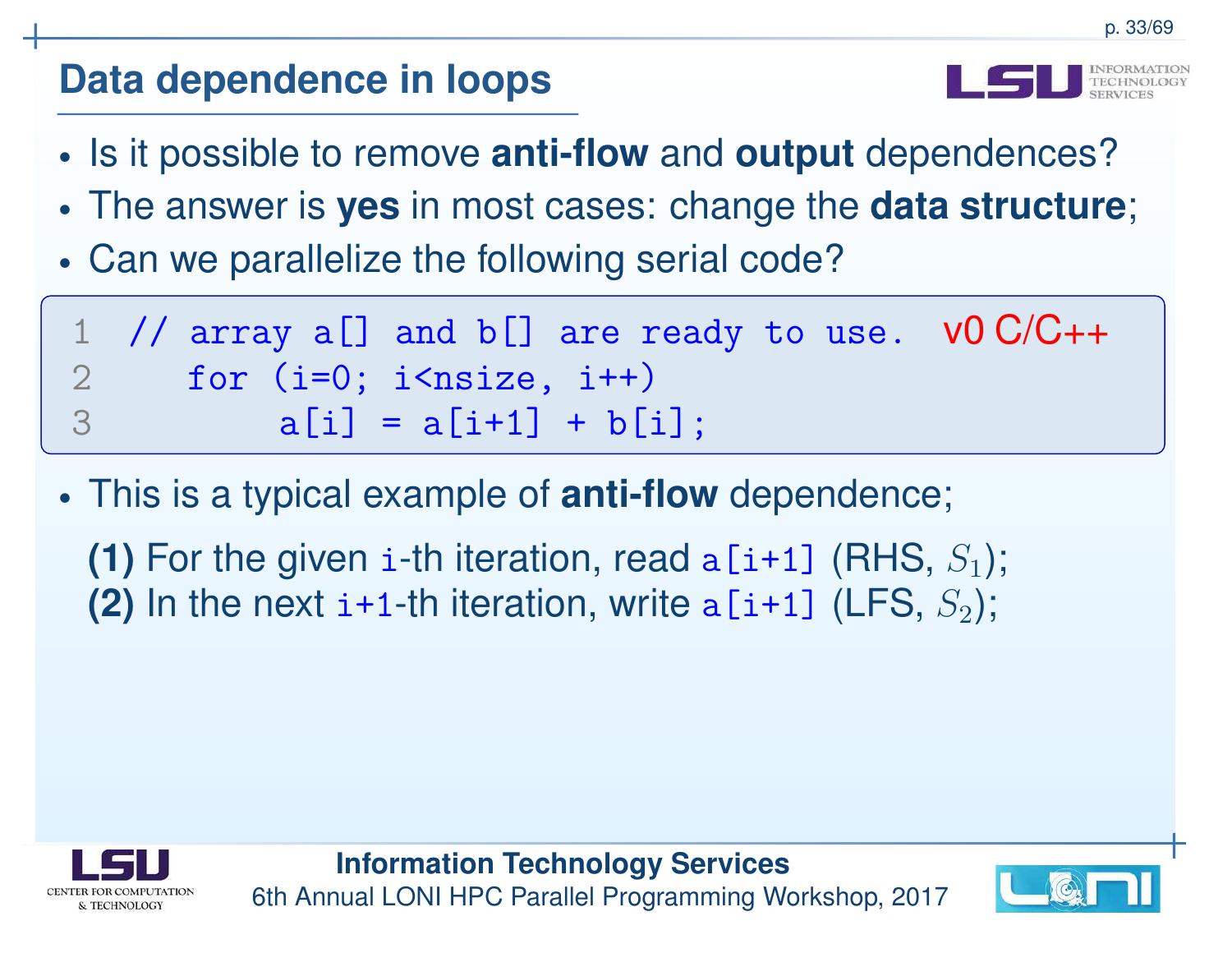## Data dependence in loops

- Is it possible to remove **anti-flow** and **output** dependences?
- The answer is **yes** in most cases: change the **data structure**;
- Can we parallelize the following serial code?

```
1 // array a[] and b[] are ready to use.   v0 C/C++
2    for (i=0; i<nsize, i++)
3        a[i] = a[i+1] + b[i];
```

- This is a typical example of **anti-flow** dependence;

  **(1)** For the given `i`-th iteration, read `a[i+1]` (RHS, $S_1$);
  **(2)** In the next `i+1`-th iteration, write `a[i+1]` (LFS, $S_2$);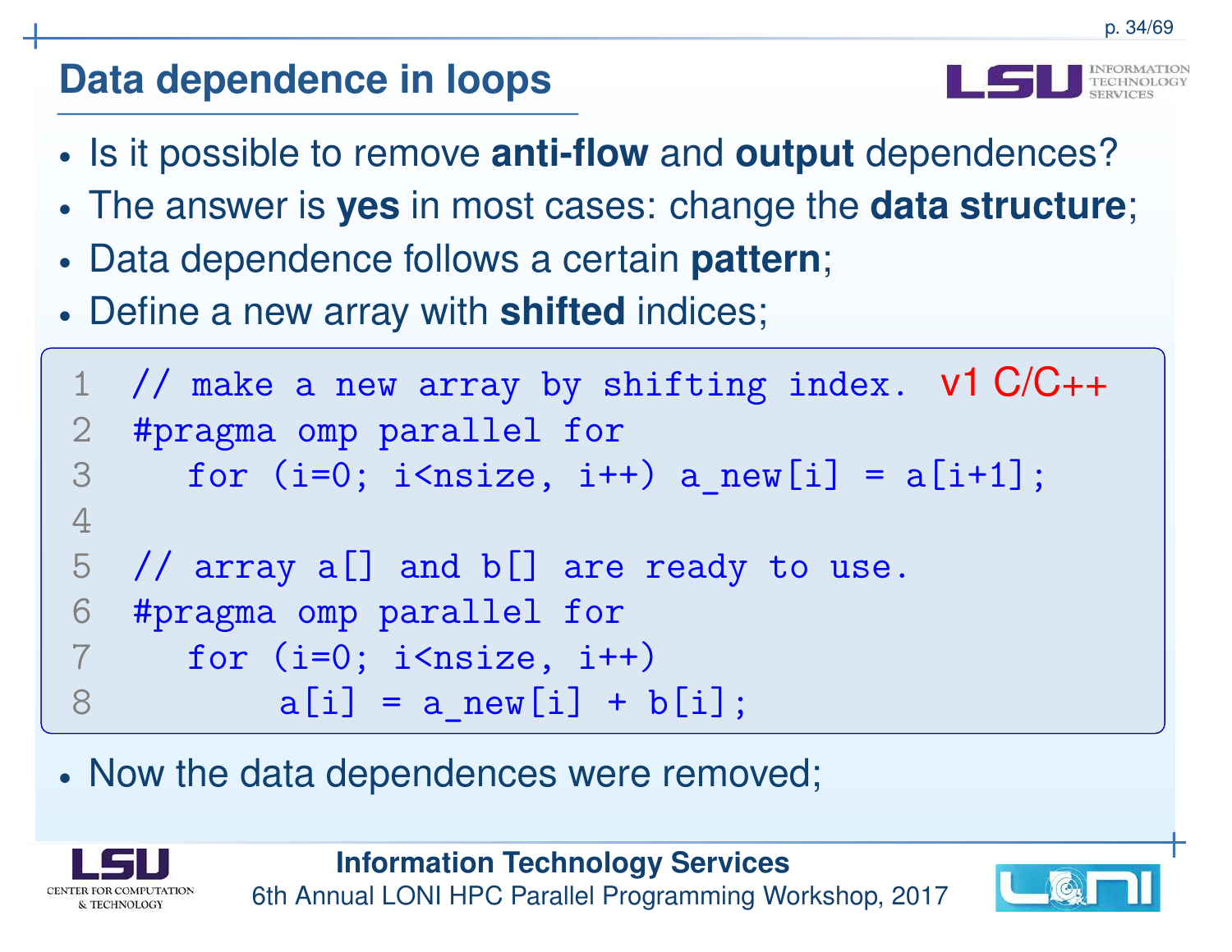## Data dependence in loops

- Is it possible to remove **anti-flow** and **output** dependences?
- The answer is **yes** in most cases: change the **data structure**;
- Data dependence follows a certain **pattern**;
- Define a new array with **shifted** indices;

v1 C/C++

```
// make a new array by shifting index.
#pragma omp parallel for
  for (i=0; i<nsize, i++) a_new[i] = a[i+1];

// array a[] and b[] are ready to use.
#pragma omp parallel for
  for (i=0; i<nsize, i++)
      a[i] = a_new[i] + b[i];
```

- Now the data dependences were removed;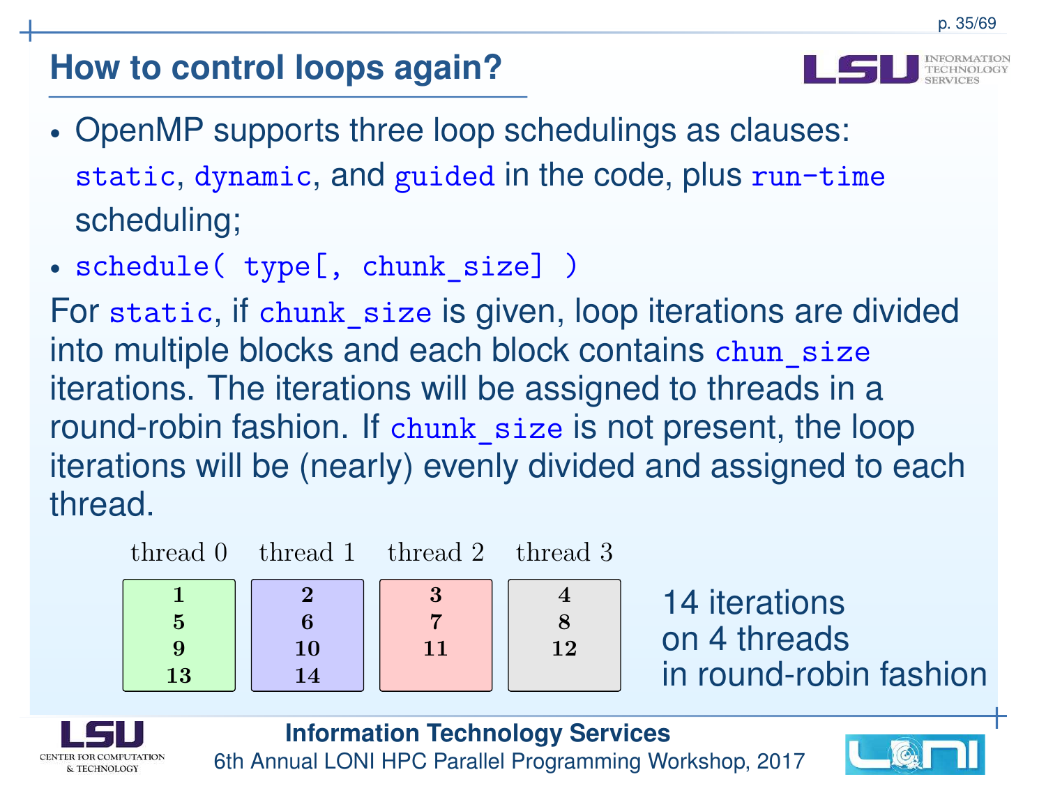## How to control loops again?

- OpenMP supports three loop schedulings as clauses: `static`, `dynamic`, and `guided` in the code, plus `run-time` scheduling;
- `schedule( type[, chunk_size] )`

For `static`, if `chunk_size` is given, loop iterations are divided into multiple blocks and each block contains `chun_size` iterations. The iterations will be assigned to threads in a round-robin fashion. If `chunk_size` is not present, the loop iterations will be (nearly) evenly divided and assigned to each thread.

| thread 0 | thread 1 | thread 2 | thread 3 |
| --- | --- | --- | --- |
| **1** | **2** | **3** | **4** |
| **5** | **6** | **7** | **8** |
| **9** | **10** | **11** | **12** |
| **13** | **14** | | |

14 iterations on 4 threads in round-robin fashion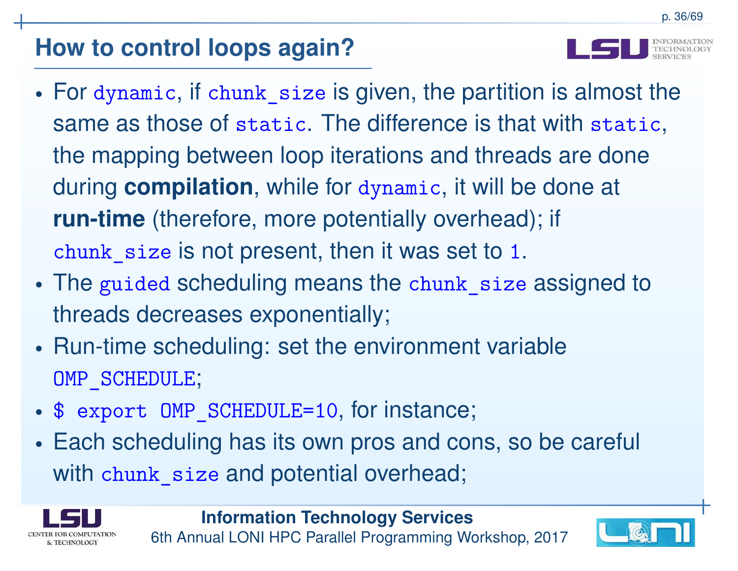## How to control loops again?

- For `dynamic`, if `chunk_size` is given, the partition is almost the same as those of `static`. The difference is that with `static`, the mapping between loop iterations and threads are done during **compilation**, while for `dynamic`, it will be done at **run-time** (therefore, more potentially overhead); if `chunk_size` is not present, then it was set to `1`.
- The `guided` scheduling means the `chunk_size` assigned to threads decreases exponentially;
- Run-time scheduling: set the environment variable `OMP_SCHEDULE`;
- `$ export OMP_SCHEDULE=10`, for instance;
- Each scheduling has its own pros and cons, so be careful with `chunk_size` and potential overhead;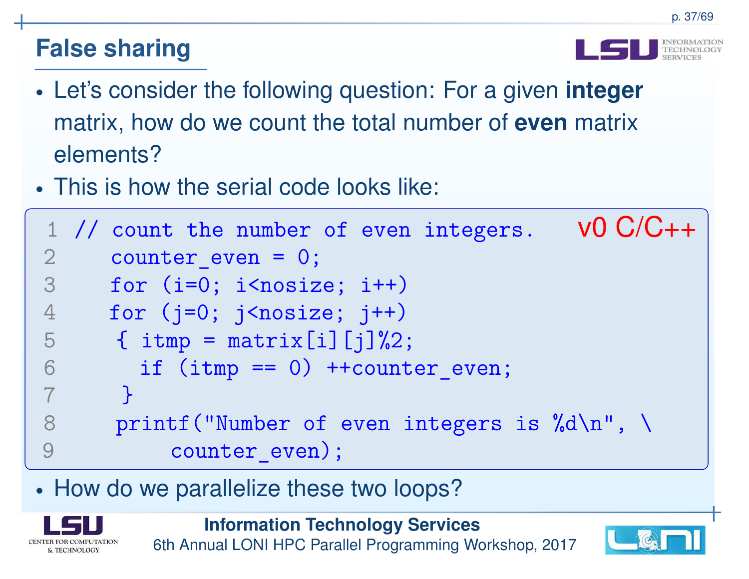## False sharing

- Let's consider the following question: For a given **integer** matrix, how do we count the total number of **even** matrix elements?
- This is how the serial code looks like:

v0 C/C++

```
1 // count the number of even integers.
2    counter_even = 0;
3    for (i=0; i<nosize; i++)
4    for (j=0; j<nosize; j++)
5     { itmp = matrix[i][j]%2;
6       if (itmp == 0) ++counter_even;
7      }
8     printf("Number of even integers is %d\n", \
9         counter_even);
```

- How do we parallelize these two loops?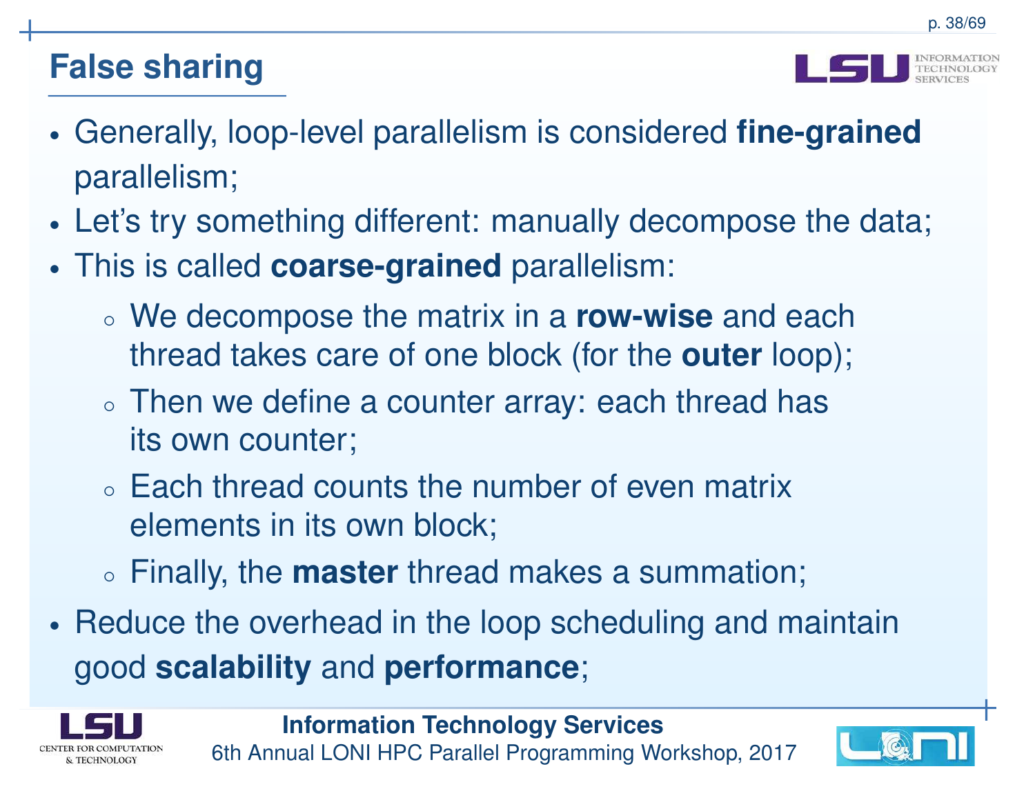# False sharing

- Generally, loop-level parallelism is considered **fine-grained** parallelism;
- Let's try something different: manually decompose the data;
- This is called **coarse-grained** parallelism:
  - We decompose the matrix in a **row-wise** and each thread takes care of one block (for the **outer** loop);
  - Then we define a counter array: each thread has its own counter;
  - Each thread counts the number of even matrix elements in its own block;
  - Finally, the **master** thread makes a summation;
- Reduce the overhead in the loop scheduling and maintain good **scalability** and **performance**;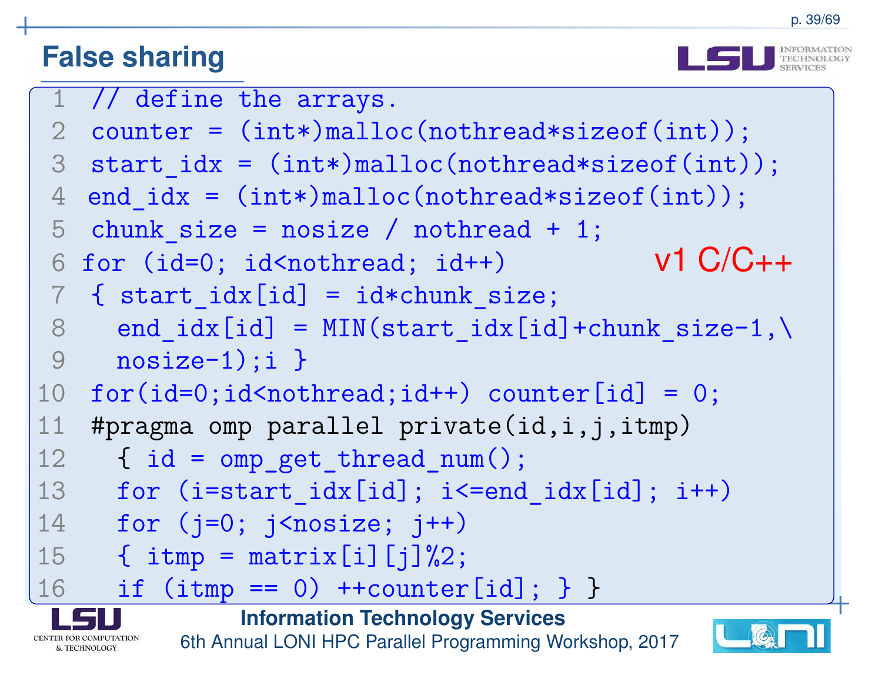# False sharing

```
 1  // define the arrays.
 2  counter = (int*)malloc(nothread*sizeof(int));
 3  start_idx = (int*)malloc(nothread*sizeof(int));
 4  end_idx = (int*)malloc(nothread*sizeof(int));
 5  chunk_size = nosize / nothread + 1;
 6  for (id=0; id<nothread; id++)
 7  { start_idx[id] = id*chunk_size;
 8    end_idx[id] = MIN(start_idx[id]+chunk_size-1,\
 9    nosize-1);i }
10  for(id=0;id<nothread;id++) counter[id] = 0;
11  #pragma omp parallel private(id,i,j,itmp)
12    { id = omp_get_thread_num();
13    for (i=start_idx[id]; i<=end_idx[id]; i++)
14    for (j=0; j<nosize; j++)
15    { itmp = matrix[i][j]%2;
16    if (itmp == 0) ++counter[id]; } }
```

v1 C/C++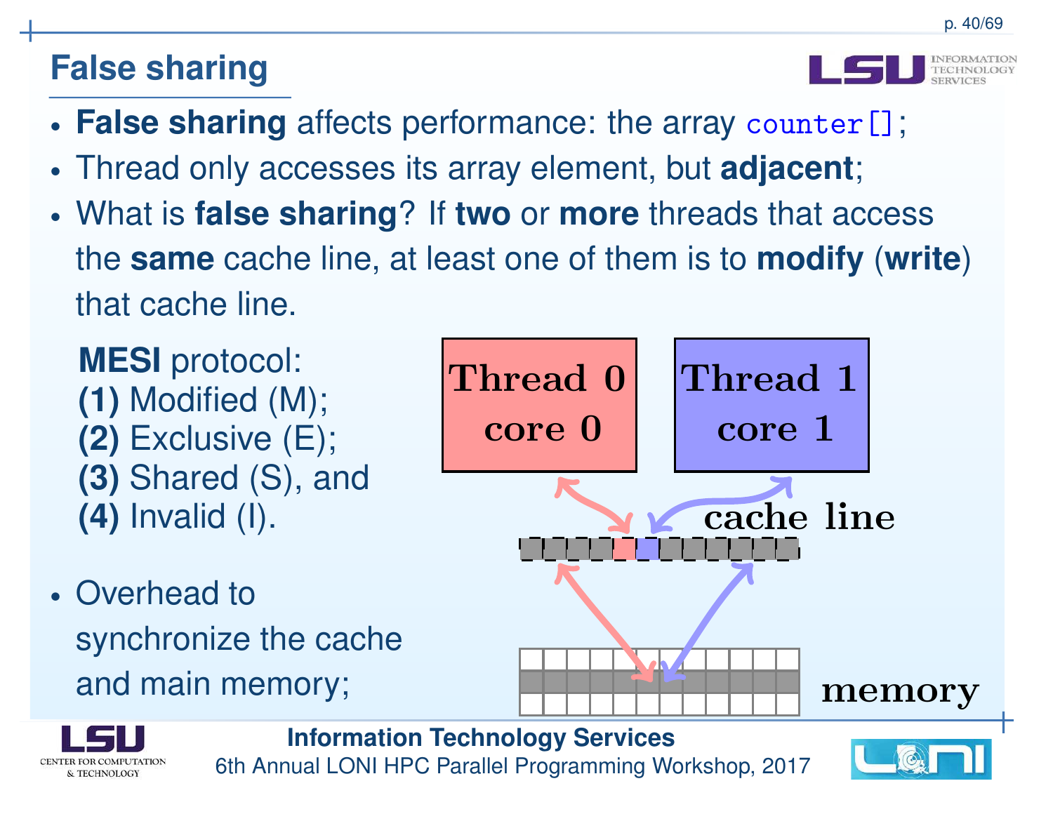## False sharing

- **False sharing** affects performance: the array `counter[]`;
- Thread only accesses its array element, but **adjacent**;
- What is **false sharing**? If **two** or **more** threads that access the **same** cache line, at least one of them is to **modify** (**write**) that cache line.

**MESI** protocol:
**(1)** Modified (M);
**(2)** Exclusive (E);
**(3)** Shared (S), and
**(4)** Invalid (I).

Thread 0 core 0

Thread 1 core 1

cache line

memory

- Overhead to synchronize the cache and main memory;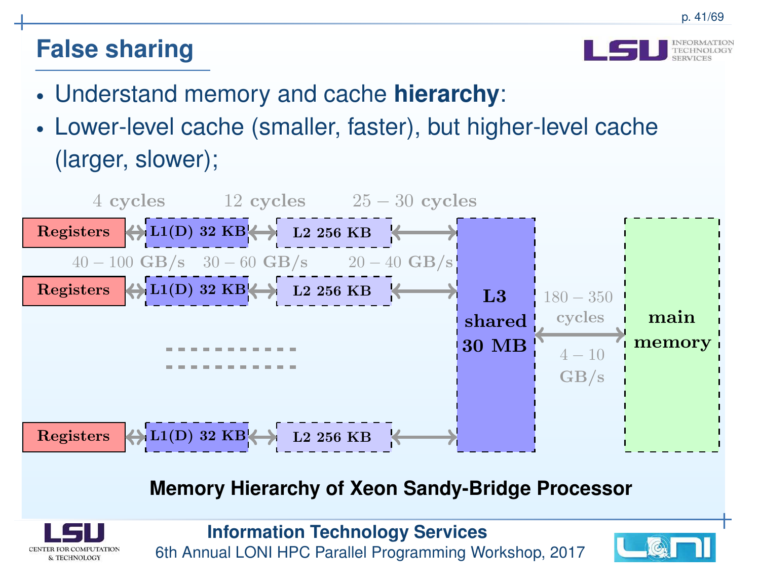# False sharing

- Understand memory and cache **hierarchy**:
- Lower-level cache (smaller, faster), but higher-level cache (larger, slower);

4 cycles | 12 cycles | 25 − 30 cycles

Registers ⟷ L1(D) 32 KB ⟷ L2 256 KB ⟷ L3 shared 30 MB

40 − 100 GB/s | 30 − 60 GB/s | 20 − 40 GB/s

Registers ⟷ L1(D) 32 KB ⟷ L2 256 KB ⟷ L3 shared 30 MB

Registers ⟷ L1(D) 32 KB ⟷ L2 256 KB ⟷ L3 shared 30 MB

L3 shared 30 MB ⟷ main memory: 180 − 350 cycles, 4 − 10 GB/s

**Memory Hierarchy of Xeon Sandy-Bridge Processor**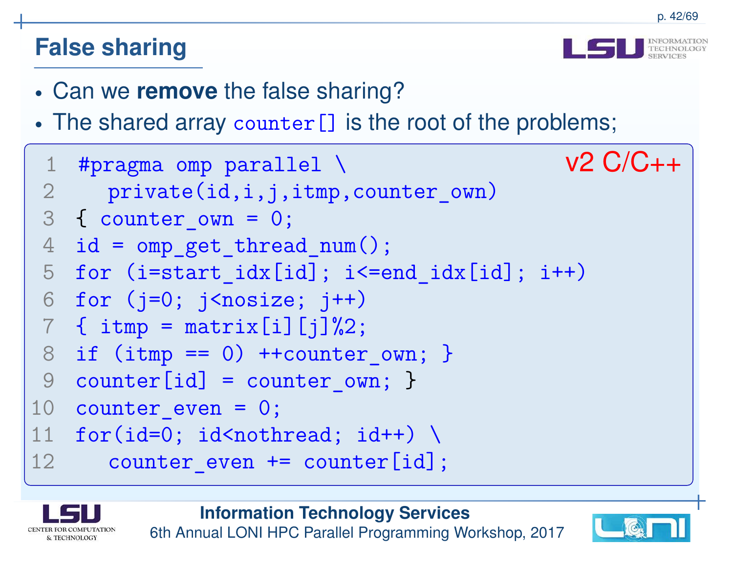## False sharing

- Can we **remove** the false sharing?
- The shared array `counter[]` is the root of the problems;

v2 C/C++

```
 1  #pragma omp parallel \
 2     private(id,i,j,itmp,counter_own)
 3  { counter_own = 0;
 4  id = omp_get_thread_num();
 5  for (i=start_idx[id]; i<=end_idx[id]; i++)
 6  for (j=0; j<nosize; j++)
 7  { itmp = matrix[i][j]%2;
 8  if (itmp == 0) ++counter_own; }
 9  counter[id] = counter_own; }
10  counter_even = 0;
11  for(id=0; id<nothread; id++) \
12     counter_even += counter[id];
```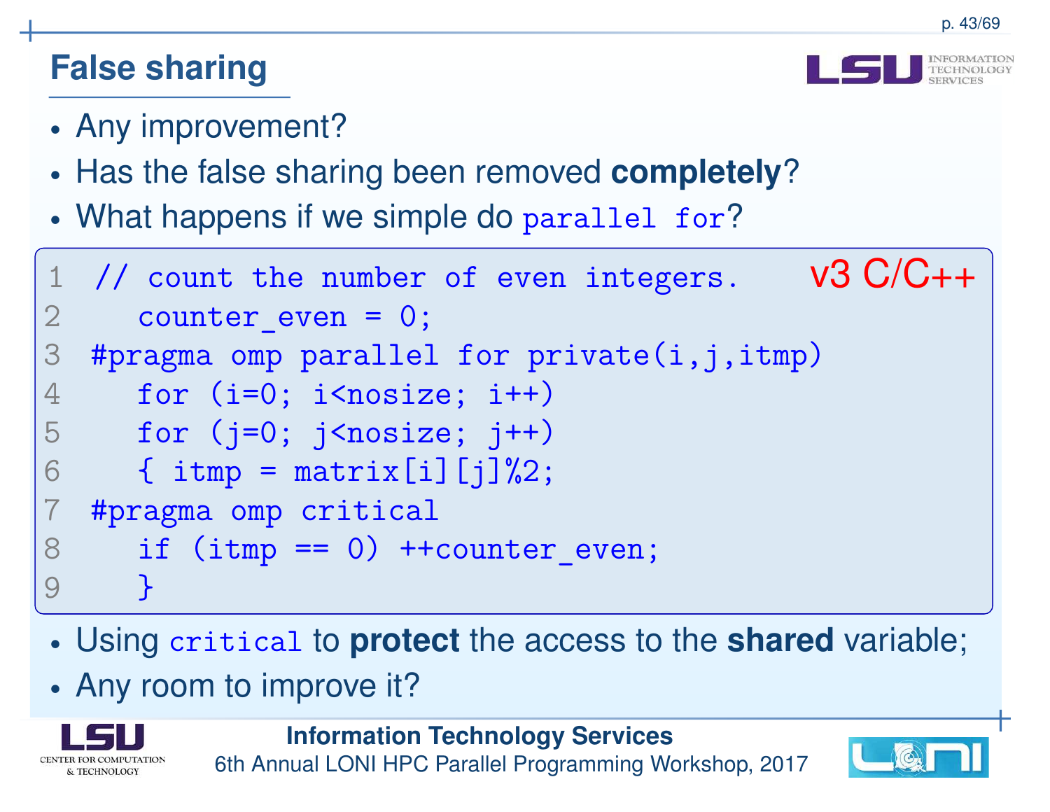## False sharing

- Any improvement?
- Has the false sharing been removed **completely**?
- What happens if we simple do `parallel for`?

v3 C/C++

```
// count the number of even integers.
   counter_even = 0;
#pragma omp parallel for private(i,j,itmp)
   for (i=0; i<nosize; i++)
   for (j=0; j<nosize; j++)
   { itmp = matrix[i][j]%2;
#pragma omp critical
   if (itmp == 0) ++counter_even;
   }
```

- Using `critical` to **protect** the access to the **shared** variable;
- Any room to improve it?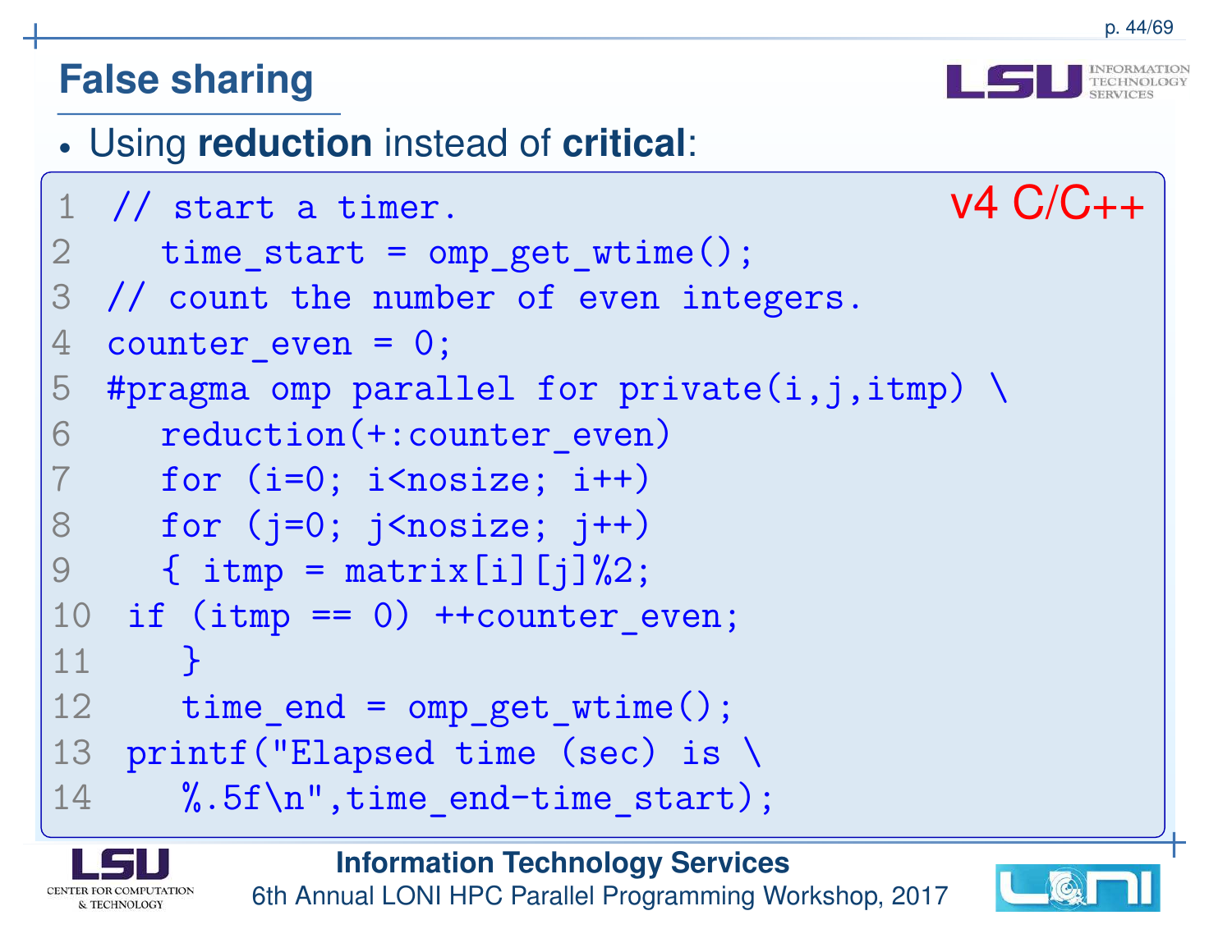# False sharing

- Using **reduction** instead of **critical**:

v4 C/C++

```
// start a timer.
   time_start = omp_get_wtime();
// count the number of even integers.
counter_even = 0;
#pragma omp parallel for private(i,j,itmp) \
   reduction(+:counter_even)
   for (i=0; i<nosize; i++)
   for (j=0; j<nosize; j++)
   { itmp = matrix[i][j]%2;
 if (itmp == 0) ++counter_even;
    }
    time_end = omp_get_wtime();
 printf("Elapsed time (sec) is \
    %.5f\n",time_end-time_start);
```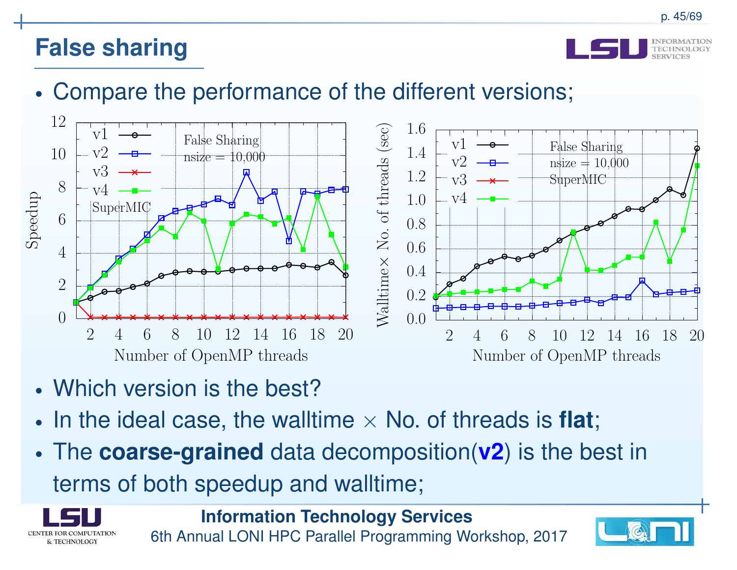# False sharing

- Compare the performance of the different versions;

- Which version is the best?
- In the ideal case, the walltime × No. of threads is **flat**;
- The **coarse-grained** data decomposition(**v2**) is the best in terms of both speedup and walltime;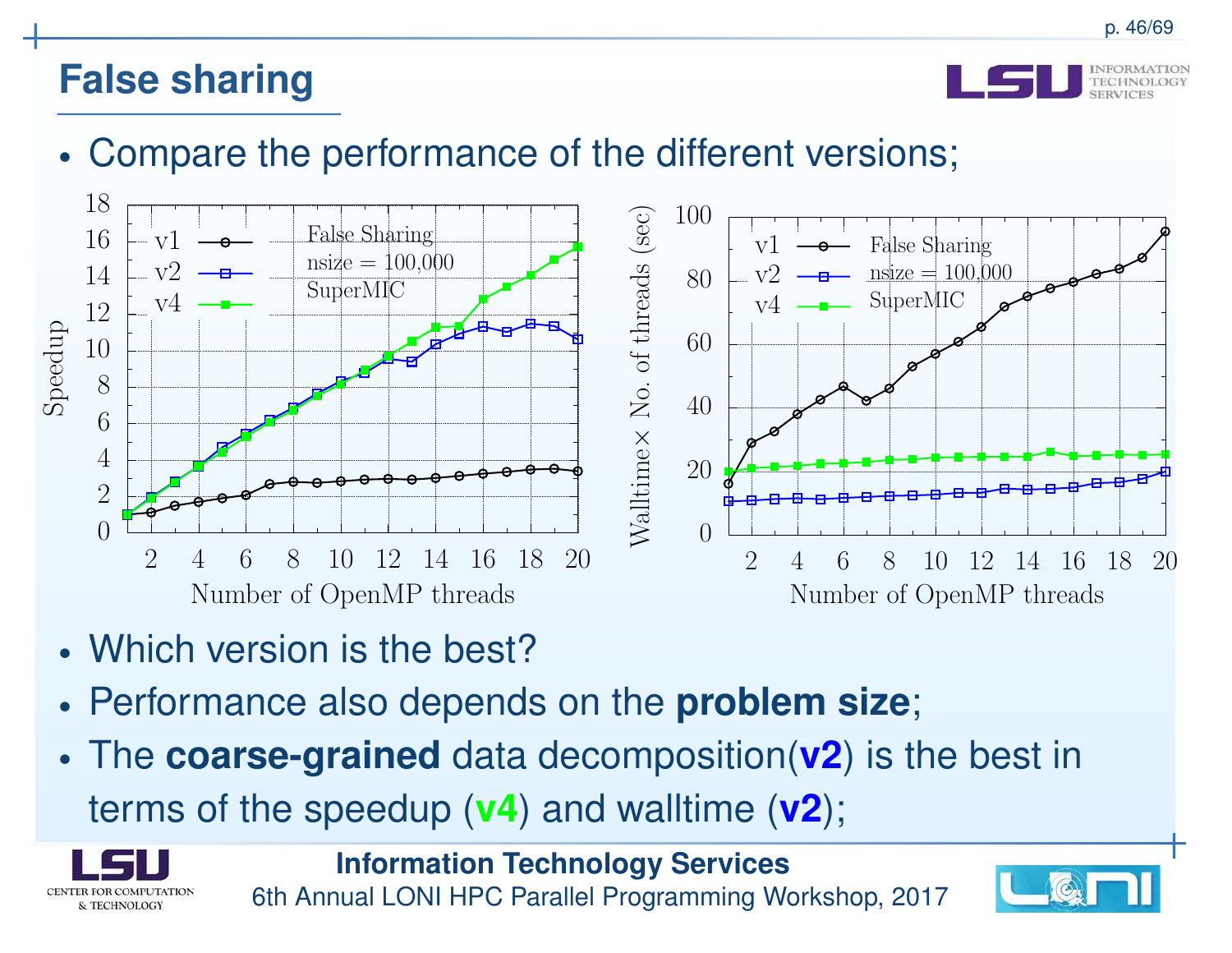# False sharing

- Compare the performance of the different versions;

- Which version is the best?
- Performance also depends on the **problem size**;
- The **coarse-grained** data decomposition(**v2**) is the best in terms of the speedup (**v4**) and walltime (**v2**);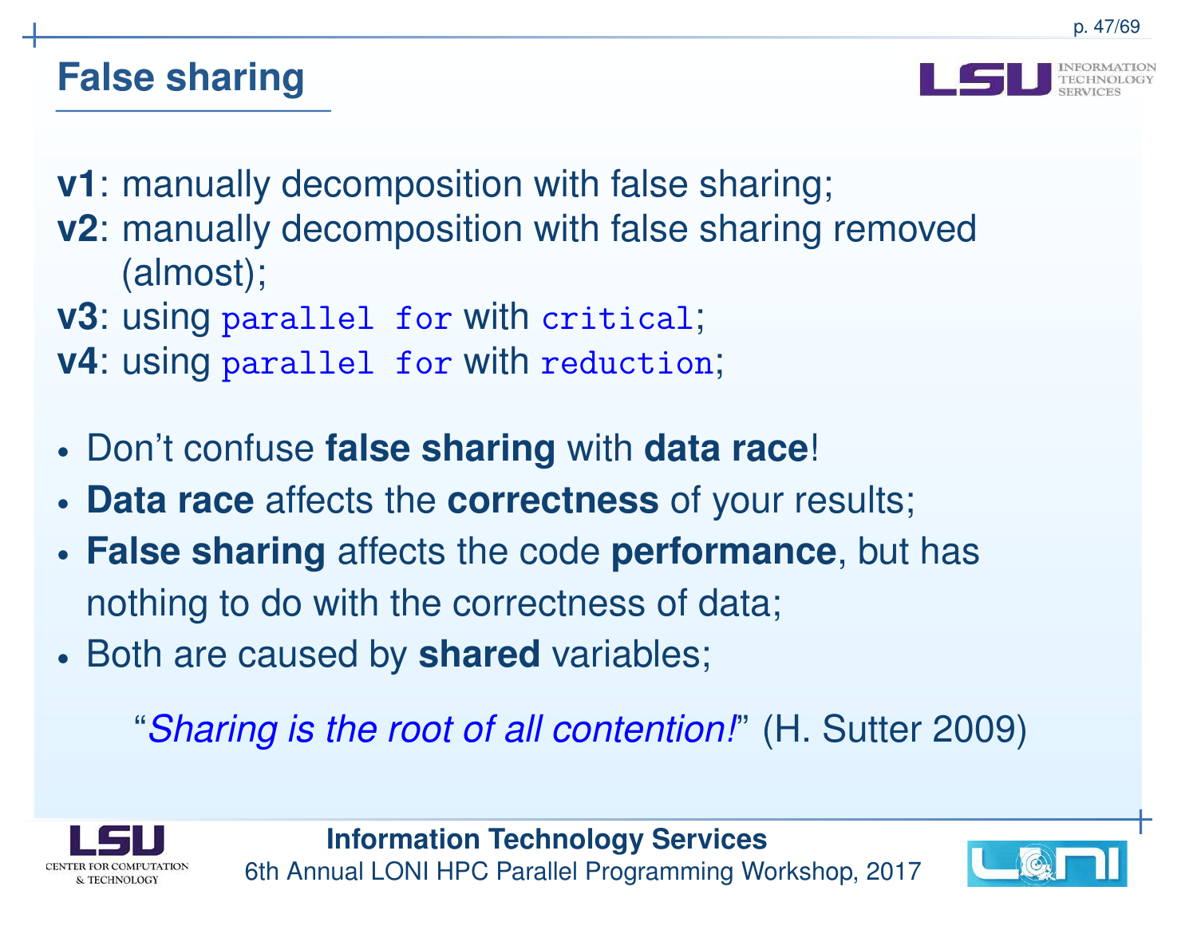# False sharing

**v1**: manually decomposition with false sharing;
**v2**: manually decomposition with false sharing removed (almost);
**v3**: using `parallel for` with `critical`;
**v4**: using `parallel for` with `reduction`;

- Don't confuse **false sharing** with **data race**!
- **Data race** affects the **correctness** of your results;
- **False sharing** affects the code **performance**, but has nothing to do with the correctness of data;
- Both are caused by **shared** variables;

"*Sharing is the root of all contention!*" (H. Sutter 2009)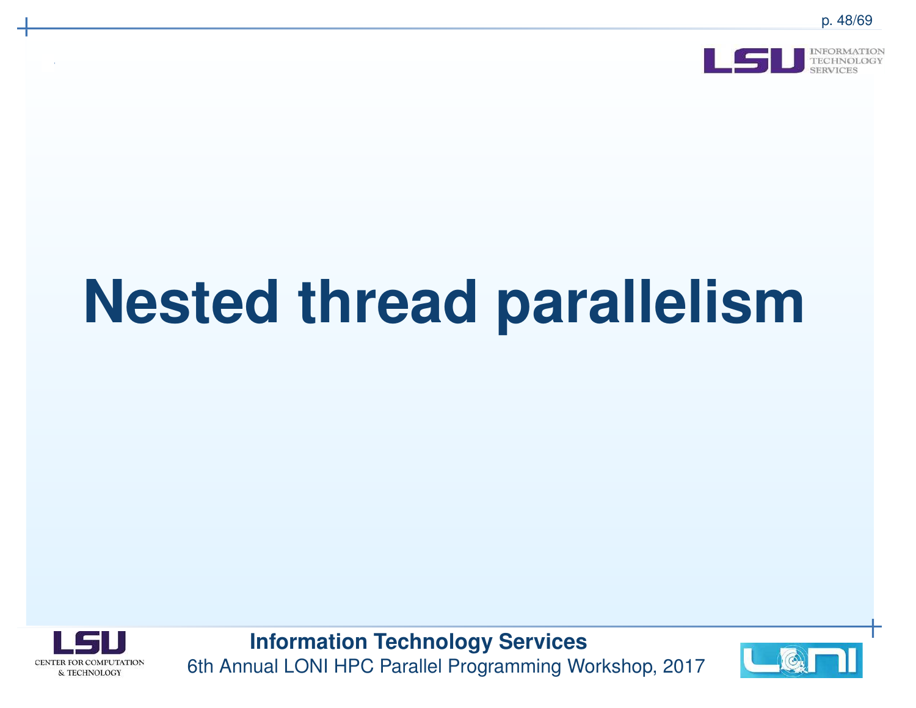# Nested thread parallelism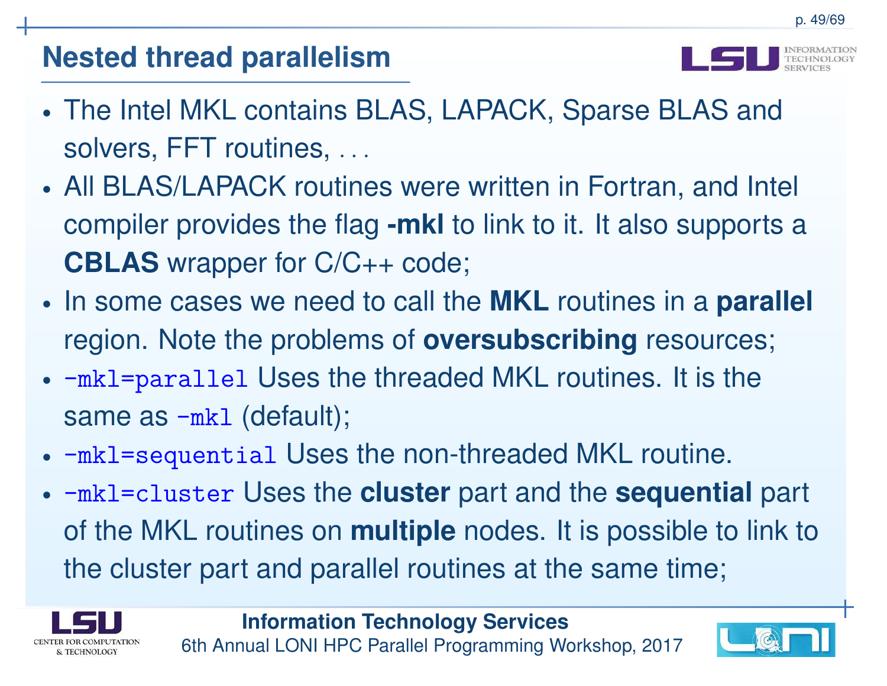## Nested thread parallelism

- The Intel MKL contains BLAS, LAPACK, Sparse BLAS and solvers, FFT routines, . . .
- All BLAS/LAPACK routines were written in Fortran, and Intel compiler provides the flag **-mkl** to link to it. It also supports a **CBLAS** wrapper for C/C++ code;
- In some cases we need to call the **MKL** routines in a **parallel** region. Note the problems of **oversubscribing** resources;
- `-mkl=parallel` Uses the threaded MKL routines. It is the same as `-mkl` (default);
- `-mkl=sequential` Uses the non-threaded MKL routine.
- `-mkl=cluster` Uses the **cluster** part and the **sequential** part of the MKL routines on **multiple** nodes. It is possible to link to the cluster part and parallel routines at the same time;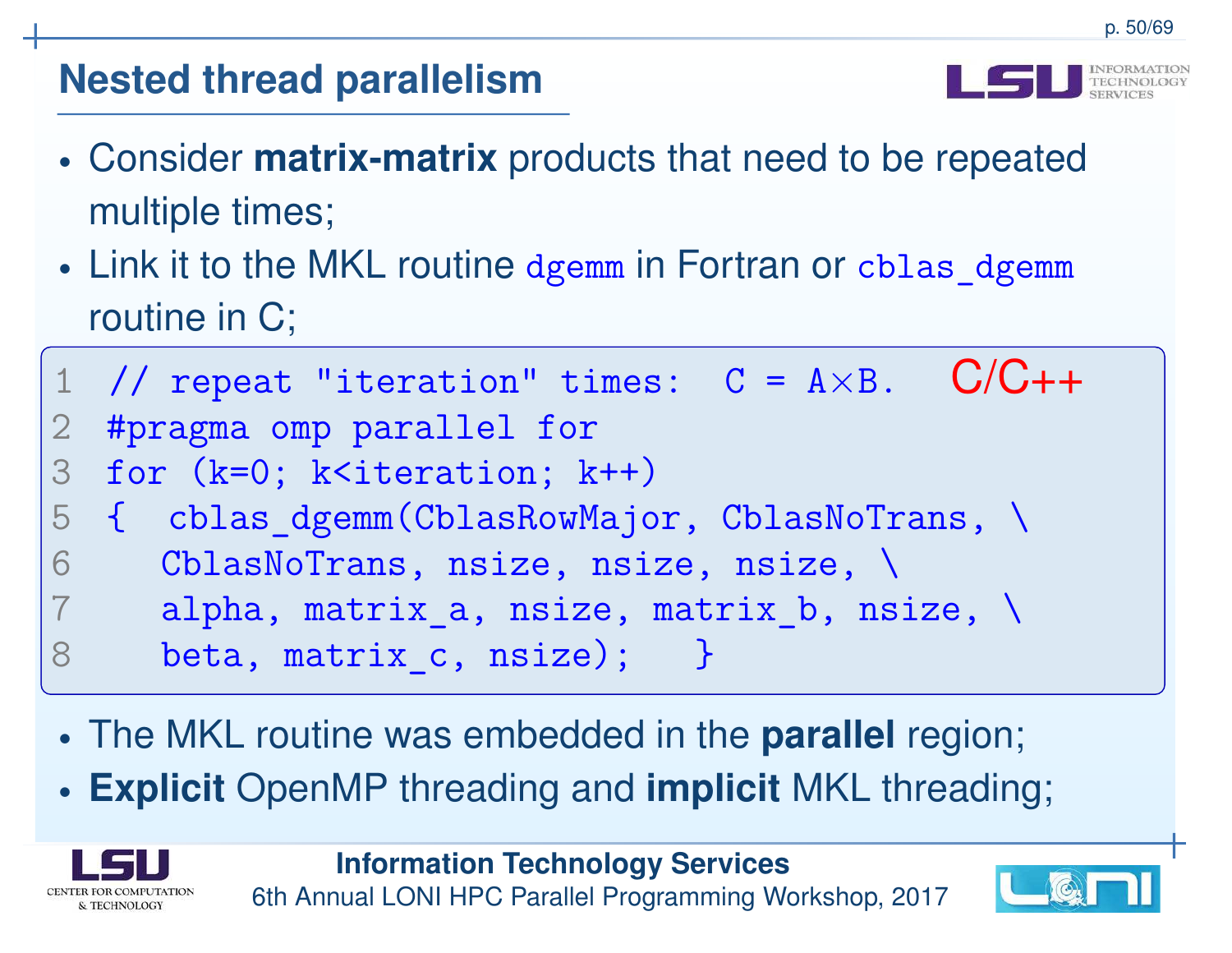## Nested thread parallelism

- Consider **matrix-matrix** products that need to be repeated multiple times;
- Link it to the MKL routine `dgemm` in Fortran or `cblas_dgemm` routine in C;

C/C++

```
1 // repeat "iteration" times:  C = A×B.
2 #pragma omp parallel for
3 for (k=0; k<iteration; k++)
5 {  cblas_dgemm(CblasRowMajor, CblasNoTrans, \
6     CblasNoTrans, nsize, nsize, nsize, \
7     alpha, matrix_a, nsize, matrix_b, nsize, \
8     beta, matrix_c, nsize);    }
```

- The MKL routine was embedded in the **parallel** region;
- **Explicit** OpenMP threading and **implicit** MKL threading;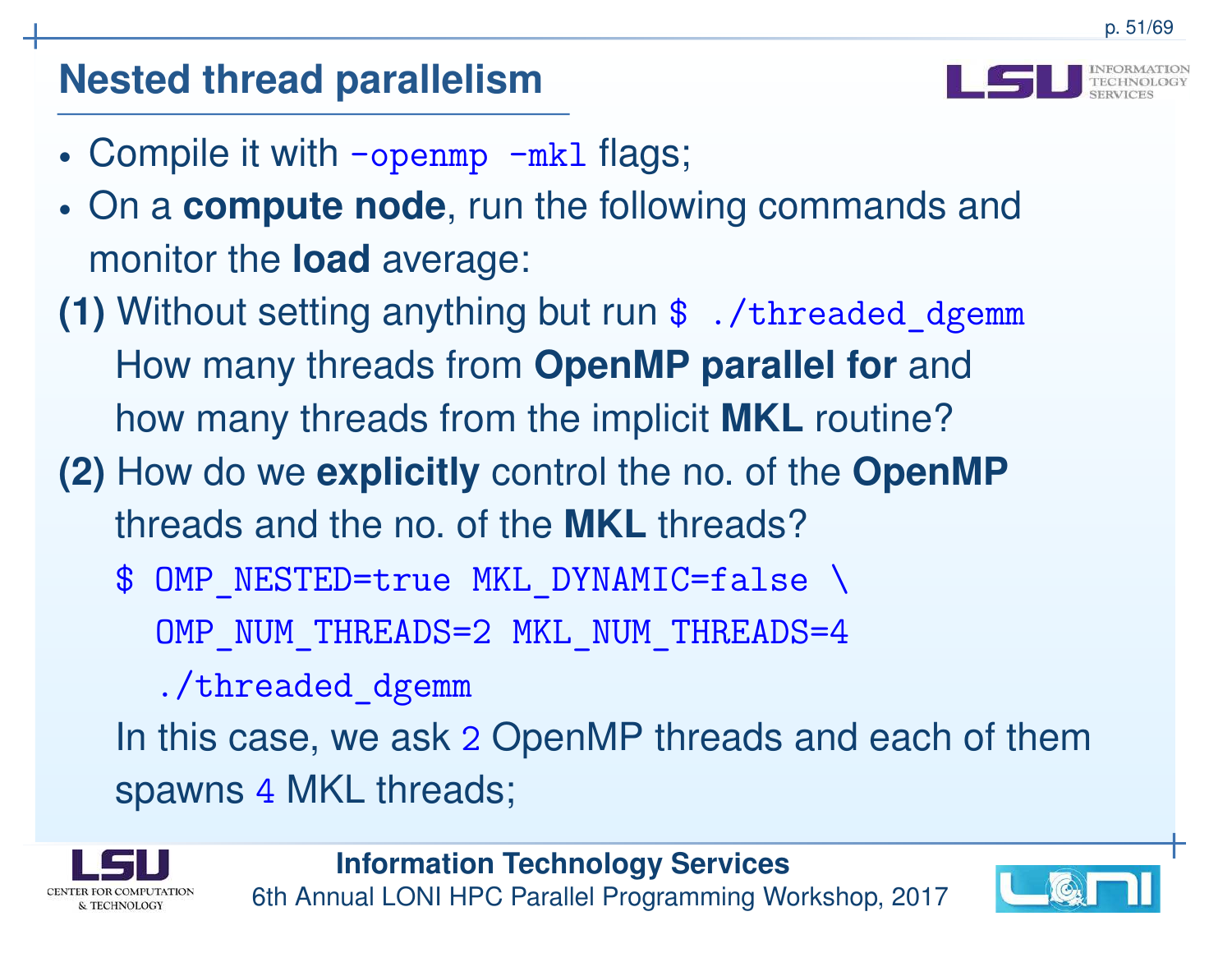## Nested thread parallelism

- Compile it with `-openmp -mkl` flags;
- On a **compute node**, run the following commands and monitor the **load** average:

**(1)** Without setting anything but run `$ ./threaded_dgemm`
How many threads from **OpenMP parallel for** and how many threads from the implicit **MKL** routine?

**(2)** How do we **explicitly** control the no. of the **OpenMP** threads and the no. of the **MKL** threads?

```
$ OMP_NESTED=true MKL_DYNAMIC=false \
  OMP_NUM_THREADS=2 MKL_NUM_THREADS=4
  ./threaded_dgemm
```

In this case, we ask 2 OpenMP threads and each of them spawns 4 MKL threads;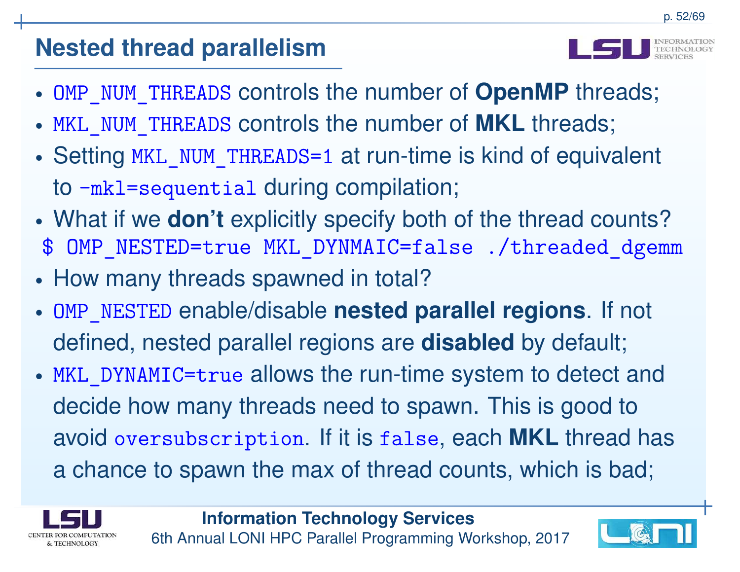# Nested thread parallelism

- `OMP_NUM_THREADS` controls the number of **OpenMP** threads;
- `MKL_NUM_THREADS` controls the number of **MKL** threads;
- Setting `MKL_NUM_THREADS=1` at run-time is kind of equivalent to `-mkl=sequential` during compilation;
- What if we **don't** explicitly specify both of the thread counts?

```
$ OMP_NESTED=true MKL_DYNMAIC=false ./threaded_dgemm
```

- How many threads spawned in total?
- `OMP_NESTED` enable/disable **nested parallel regions**. If not defined, nested parallel regions are **disabled** by default;
- `MKL_DYNAMIC=true` allows the run-time system to detect and decide how many threads need to spawn. This is good to avoid `oversubscription`. If it is `false`, each **MKL** thread has a chance to spawn the max of thread counts, which is bad;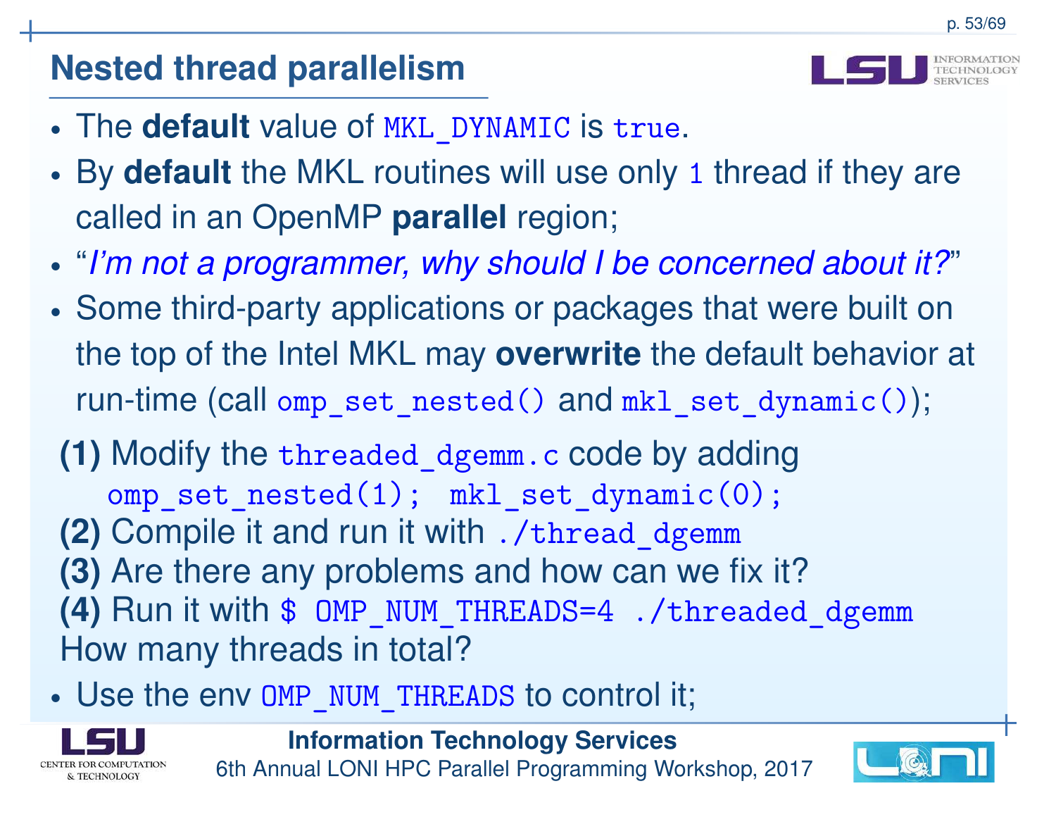## Nested thread parallelism

- The **default** value of `MKL_DYNAMIC` is `true`.
- By **default** the MKL routines will use only `1` thread if they are called in an OpenMP **parallel** region;
- "*I'm not a programmer, why should I be concerned about it?*"
- Some third-party applications or packages that were built on the top of the Intel MKL may **overwrite** the default behavior at run-time (call `omp_set_nested()` and `mkl_set_dynamic()`);

**(1)** Modify the `threaded_dgemm.c` code by adding

```
omp_set_nested(1); mkl_set_dynamic(0);
```

**(2)** Compile it and run it with `./thread_dgemm`
**(3)** Are there any problems and how can we fix it?
**(4)** Run it with `$ OMP_NUM_THREADS=4 ./threaded_dgemm`
How many threads in total?

- Use the env `OMP_NUM_THREADS` to control it;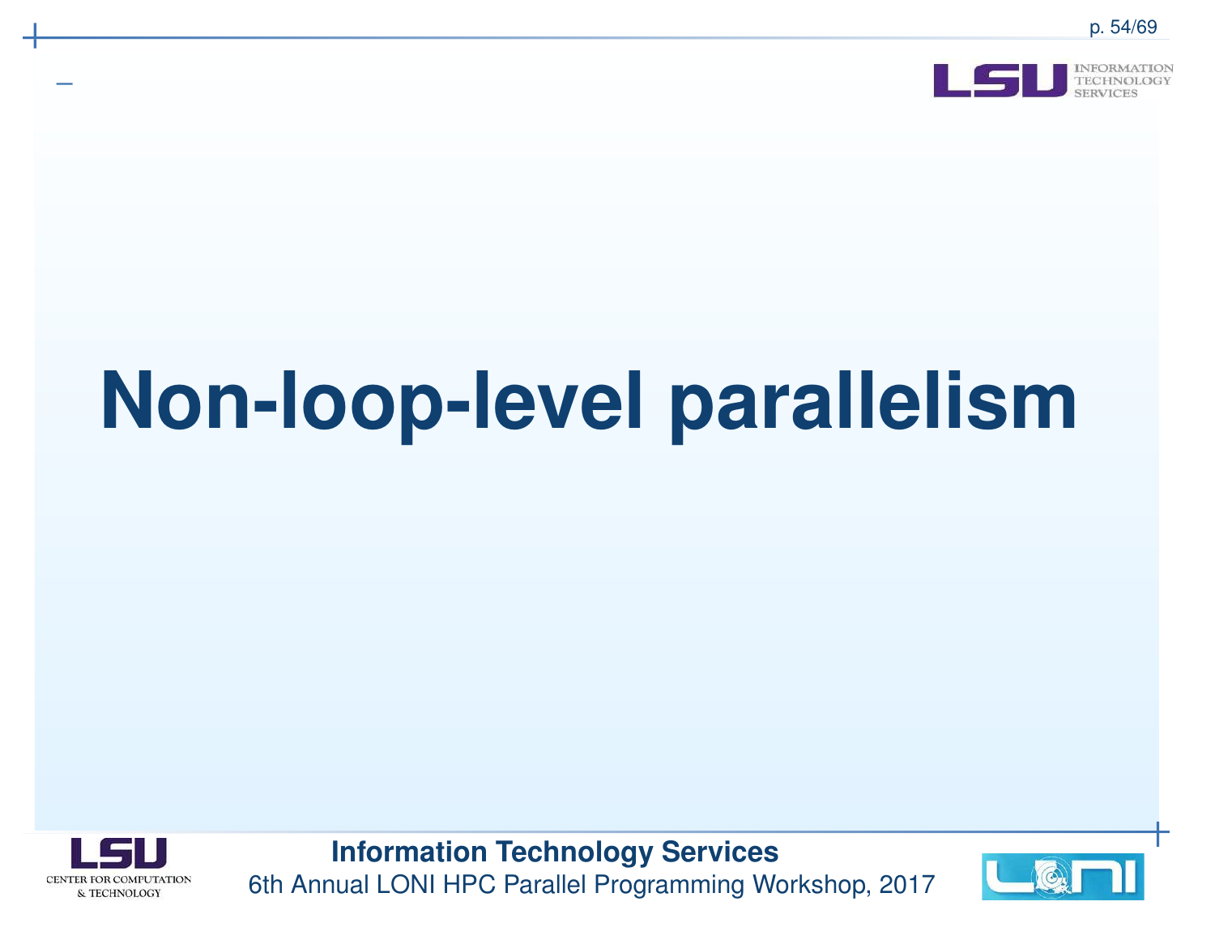# Non-loop-level parallelism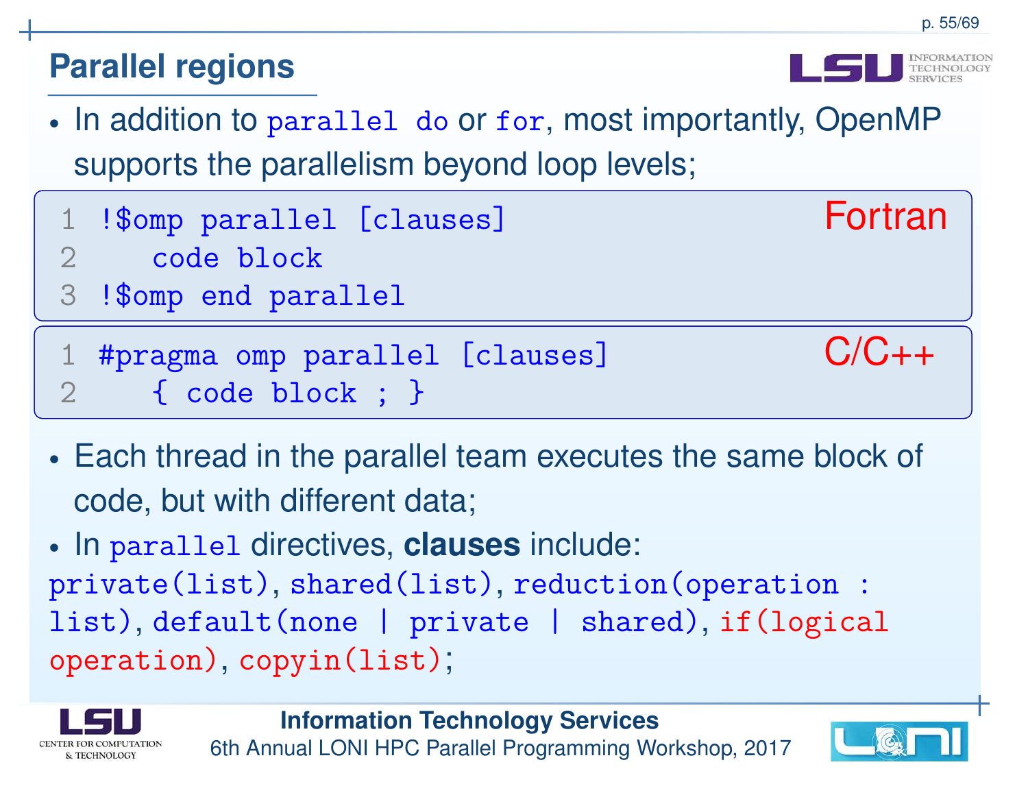## Parallel regions

- In addition to `parallel do` or `for`, most importantly, OpenMP supports the parallelism beyond loop levels;

Fortran
```
!$omp parallel [clauses]
   code block
!$omp end parallel
```

C/C++
```
#pragma omp parallel [clauses]
   { code block ; }
```

- Each thread in the parallel team executes the same block of code, but with different data;
- In `parallel` directives, **clauses** include:

`private(list)`, `shared(list)`, `reduction(operation : list)`, `default(none | private | shared)`, `if(logical operation)`, `copyin(list)`;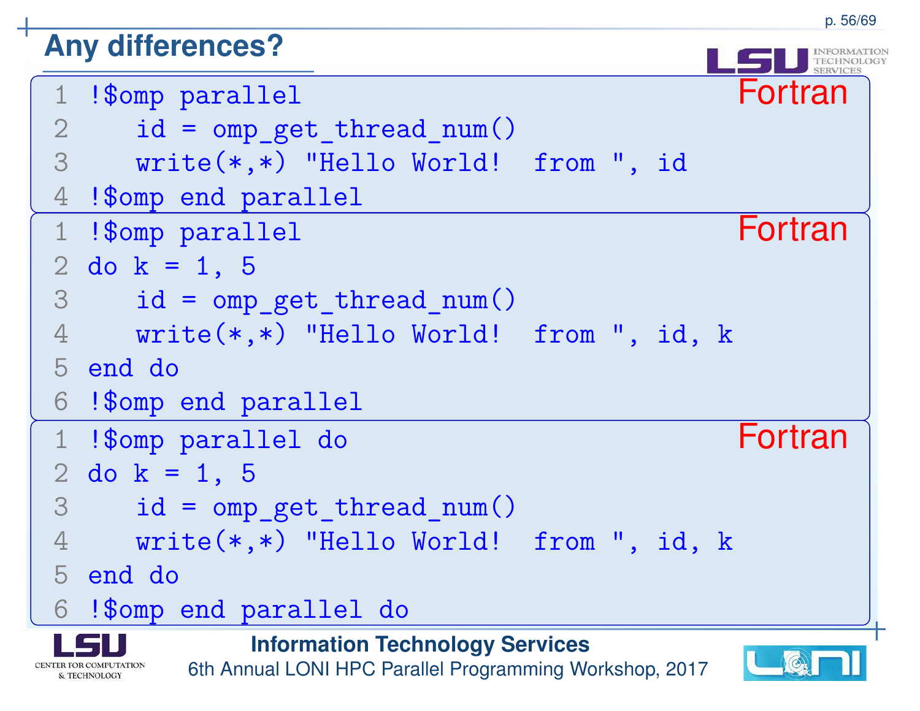# Any differences?

```fortran
!$omp parallel
   id = omp_get_thread_num()
   write(*,*) "Hello World!  from ", id
!$omp end parallel
```

```fortran
!$omp parallel
do k = 1, 5
   id = omp_get_thread_num()
   write(*,*) "Hello World!  from ", id, k
end do
!$omp end parallel
```

```fortran
!$omp parallel do
do k = 1, 5
   id = omp_get_thread_num()
   write(*,*) "Hello World!  from ", id, k
end do
!$omp end parallel do
```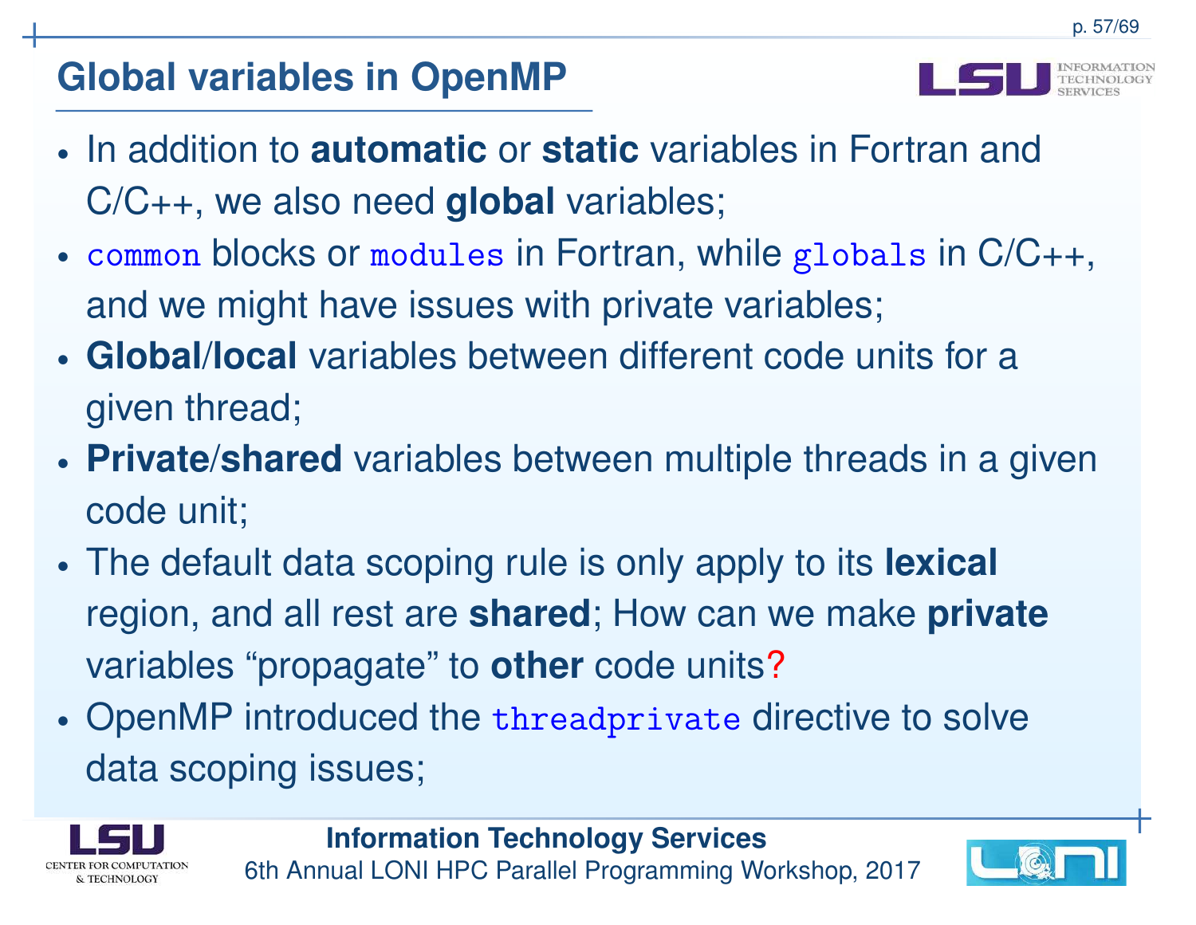## Global variables in OpenMP

- In addition to **automatic** or **static** variables in Fortran and C/C++, we also need **global** variables;
- `common` blocks or `modules` in Fortran, while `globals` in C/C++, and we might have issues with private variables;
- **Global**/**local** variables between different code units for a given thread;
- **Private**/**shared** variables between multiple threads in a given code unit;
- The default data scoping rule is only apply to its **lexical** region, and all rest are **shared**; How can we make **private** variables "propagate" to **other** code units?
- OpenMP introduced the `threadprivate` directive to solve data scoping issues;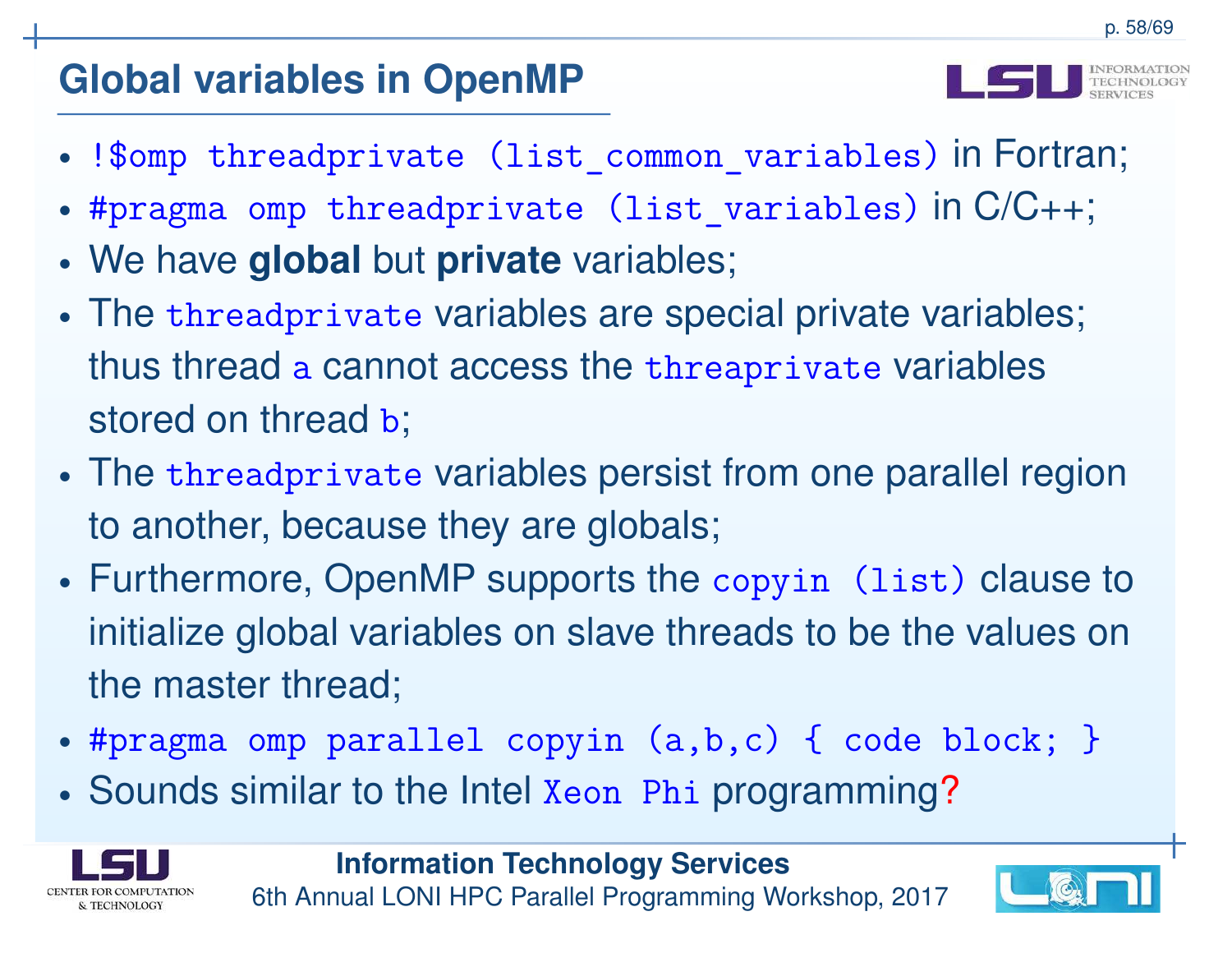## Global variables in OpenMP

- `!$omp threadprivate (list_common_variables)` in Fortran;
- `#pragma omp threadprivate (list_variables)` in C/C++;
- We have **global** but **private** variables;
- The `threadprivate` variables are special private variables; thus thread `a` cannot access the `threaprivate` variables stored on thread `b`;
- The `threadprivate` variables persist from one parallel region to another, because they are globals;
- Furthermore, OpenMP supports the `copyin (list)` clause to initialize global variables on slave threads to be the values on the master thread;
- `#pragma omp parallel copyin (a,b,c) { code block; }`
- Sounds similar to the Intel `Xeon Phi` programming?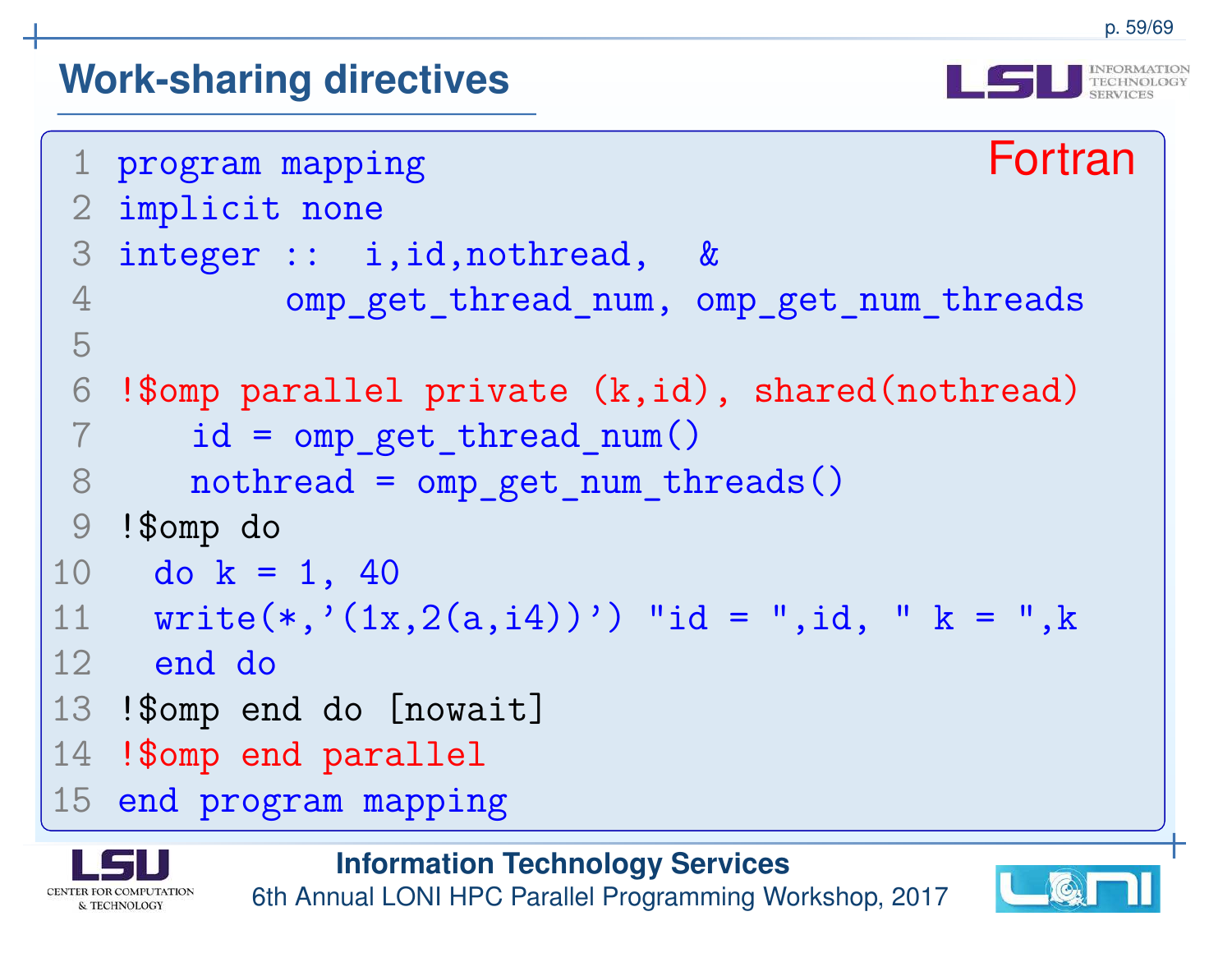# Work-sharing directives

Fortran

```
program mapping
implicit none
integer ::  i,id,nothread,  &
        omp_get_thread_num, omp_get_num_threads

!$omp parallel private (k,id), shared(nothread)
    id = omp_get_thread_num()
    nothread = omp_get_num_threads()
!$omp do
  do k = 1, 40
  write(*,'(1x,2(a,i4))') "id = ",id, " k = ",k
  end do
!$omp end do [nowait]
!$omp end parallel
end program mapping
```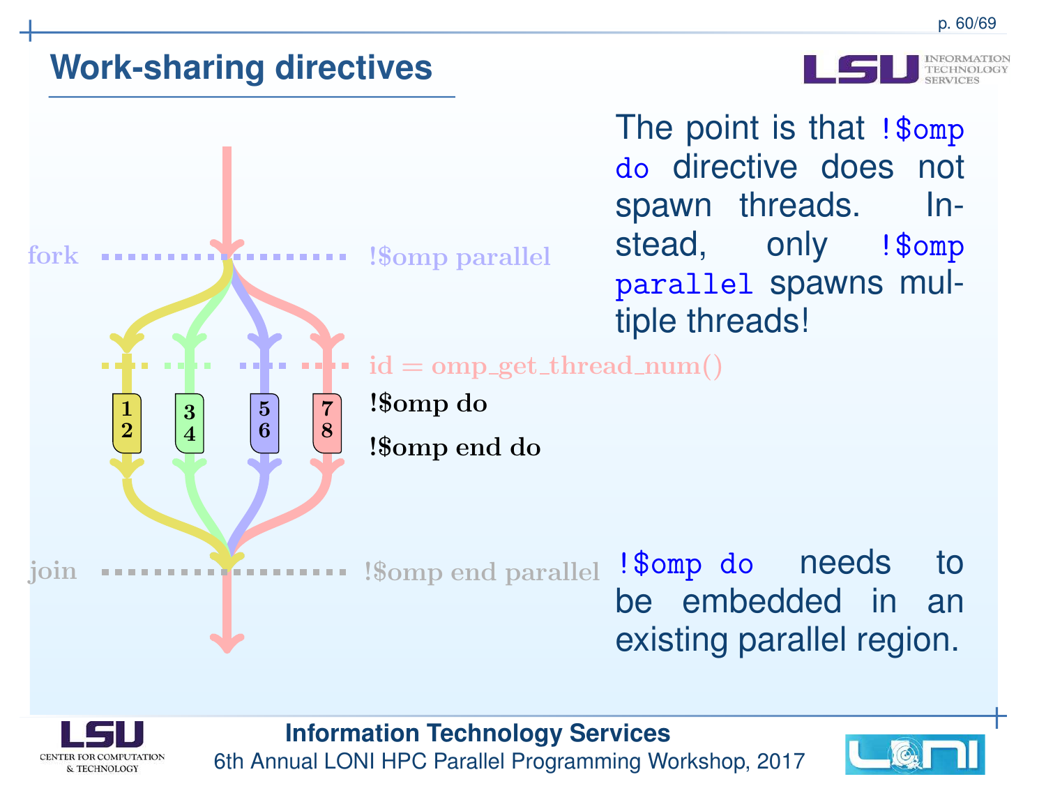# Work-sharing directives

fork !$omp parallel

id = omp_get_thread_num()

!$omp do

1 2 | 3 4 | 5 6 | 7 8

!$omp end do

join !$omp end parallel

The point is that `!$omp do` directive does not spawn threads. Instead, only `!$omp parallel` spawns multiple threads!

`!$omp do` needs to be embedded in an existing parallel region.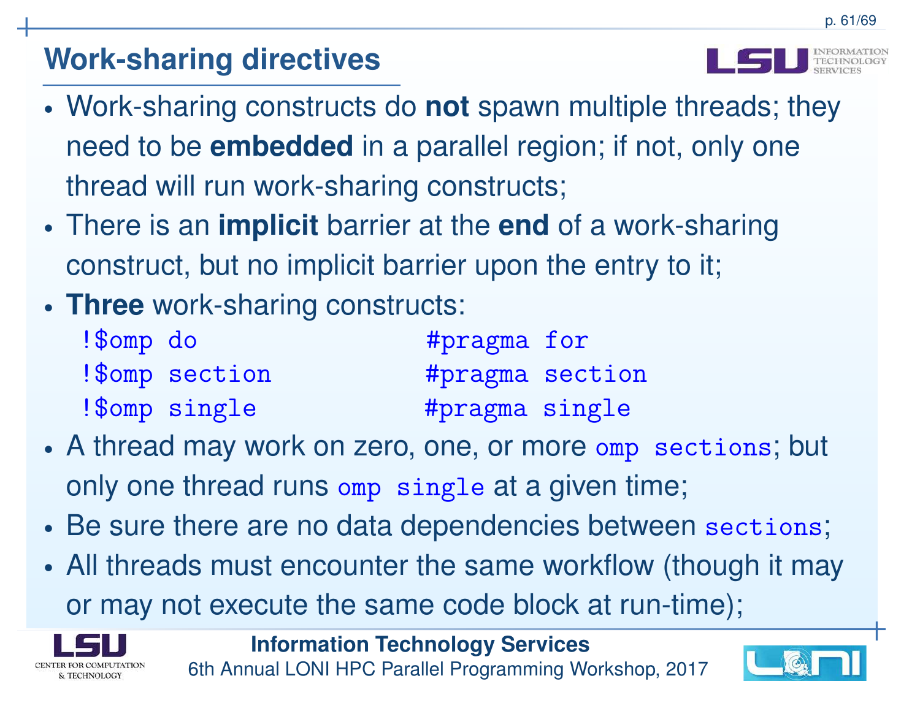## Work-sharing directives

- Work-sharing constructs do **not** spawn multiple threads; they need to be **embedded** in a parallel region; if not, only one thread will run work-sharing constructs;
- There is an **implicit** barrier at the **end** of a work-sharing construct, but no implicit barrier upon the entry to it;
- **Three** work-sharing constructs:

```
!$omp do                 #pragma for
!$omp section            #pragma section
!$omp single             #pragma single
```

- A thread may work on zero, one, or more `omp sections`; but only one thread runs `omp single` at a given time;
- Be sure there are no data dependencies between `sections`;
- All threads must encounter the same workflow (though it may or may not execute the same code block at run-time);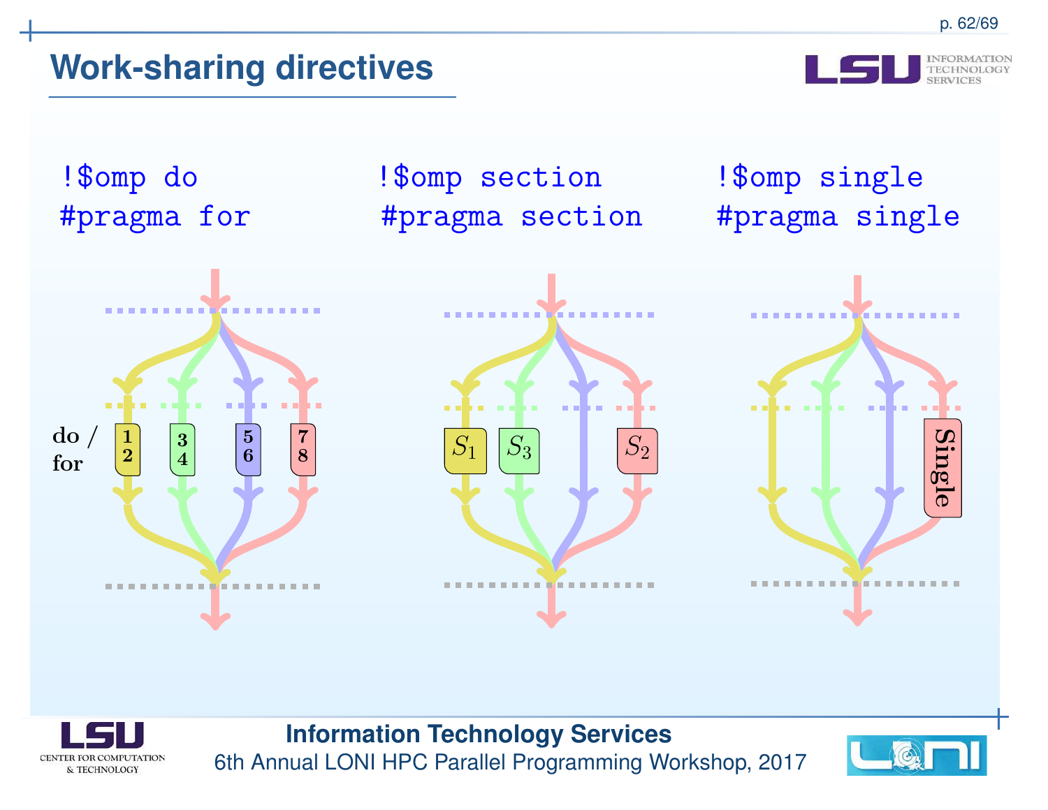# Work-sharing directives

```
!$omp do
#pragma for
```

```
!$omp section
#pragma section
```

```
!$omp single
#pragma single
```

do / for

1 2 | 3 4 | 5 6 | 7 8

$S_1$ | $S_3$ | $S_2$

Single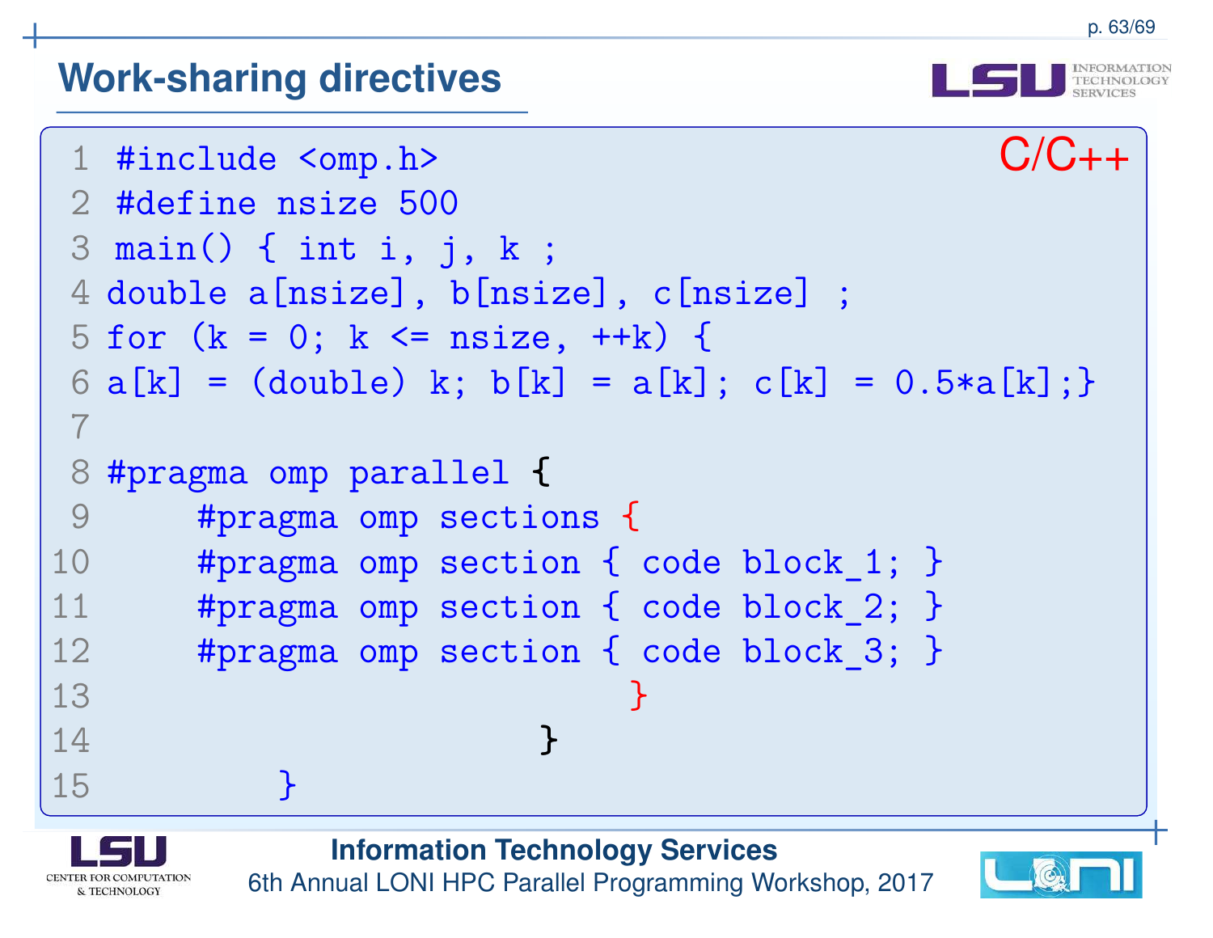## Work-sharing directives

C/C++

```
1  #include <omp.h>
2  #define nsize 500
3  main() { int i, j, k ;
4  double a[nsize], b[nsize], c[nsize] ;
5  for (k = 0; k <= nsize, ++k) {
6  a[k] = (double) k; b[k] = a[k]; c[k] = 0.5*a[k];}
7
8  #pragma omp parallel {
9       #pragma omp sections {
10      #pragma omp section { code block_1; }
11      #pragma omp section { code block_2; }
12      #pragma omp section { code block_3; }
13                                 }
14                         }
15         }
```

**Information Technology Services**

6th Annual LONI HPC Parallel Programming Workshop, 2017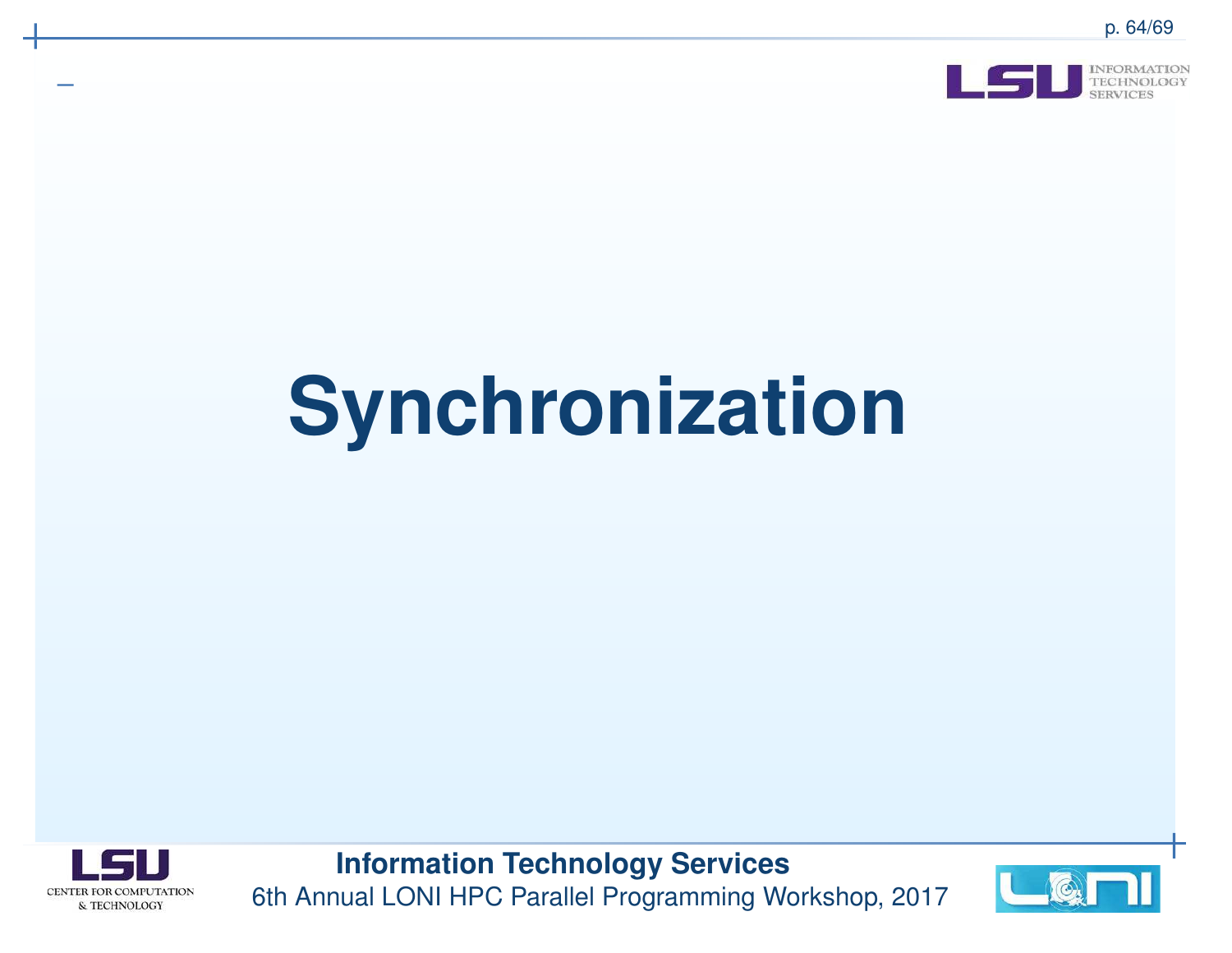# Synchronization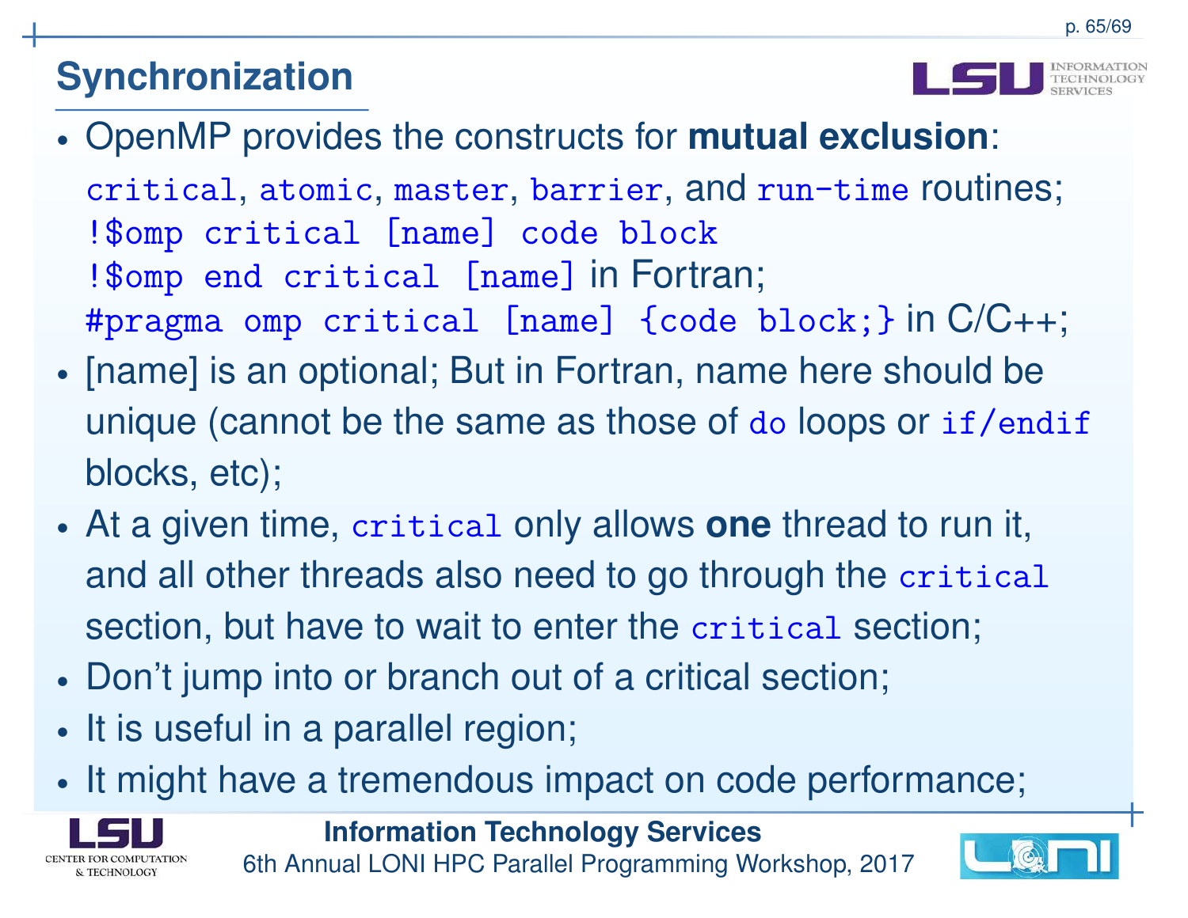## Synchronization

- OpenMP provides the constructs for **mutual exclusion**: `critical`, `atomic`, `master`, `barrier`, and `run-time` routines;
  `!$omp critical [name] code block`
  `!$omp end critical [name]` in Fortran;
  `#pragma omp critical [name] {code block;}` in C/C++;
- [name] is an optional; But in Fortran, name here should be unique (cannot be the same as those of `do` loops or `if/endif` blocks, etc);
- At a given time, `critical` only allows **one** thread to run it, and all other threads also need to go through the `critical` section, but have to wait to enter the `critical` section;
- Don't jump into or branch out of a critical section;
- It is useful in a parallel region;
- It might have a tremendous impact on code performance;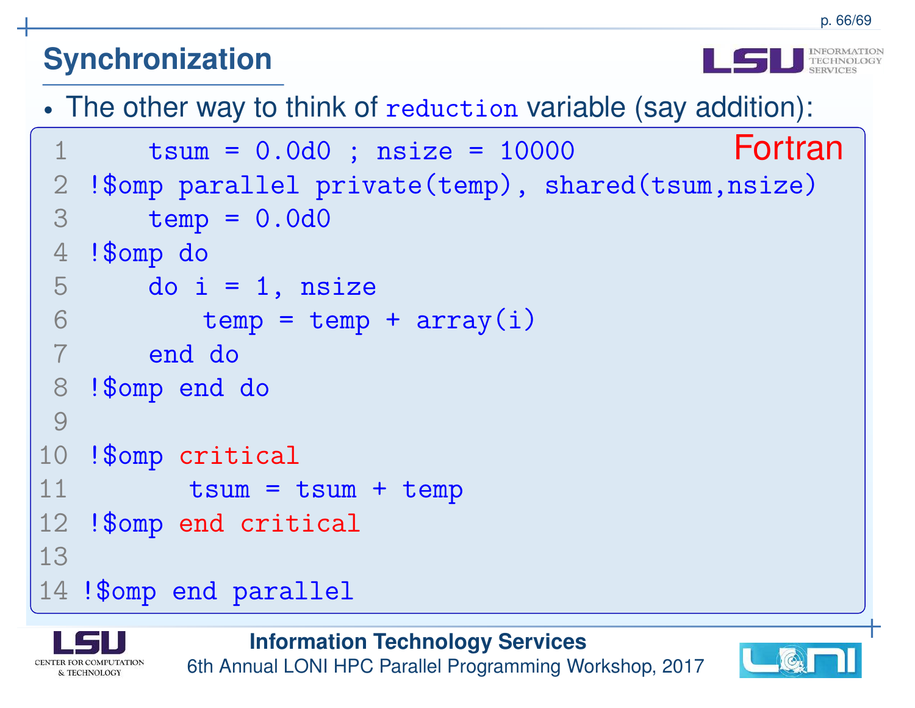## Synchronization

- The other way to think of `reduction` variable (say addition):

Fortran

```fortran
      tsum = 0.0d0 ; nsize = 10000
!$omp parallel private(temp), shared(tsum,nsize)
      temp = 0.0d0
!$omp do
      do i = 1, nsize
          temp = temp + array(i)
      end do
!$omp end do

!$omp critical
         tsum = tsum + temp
!$omp end critical

!$omp end parallel
```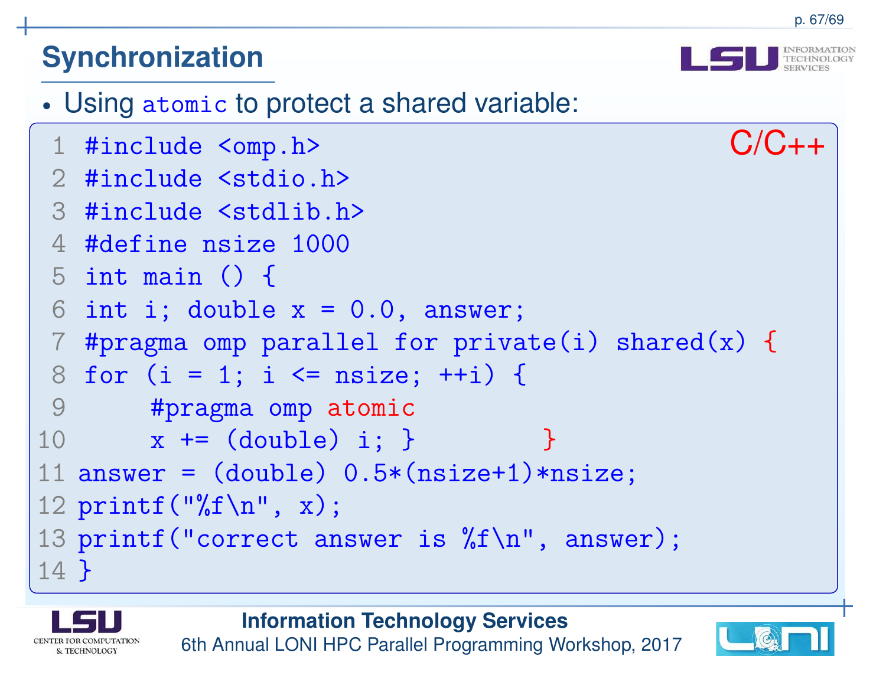## Synchronization

- Using `atomic` to protect a shared variable:

C/C++

```
1 #include <omp.h>
2 #include <stdio.h>
3 #include <stdlib.h>
4 #define nsize 1000
5 int main () {
6 int i; double x = 0.0, answer;
7 #pragma omp parallel for private(i) shared(x) {
8 for (i = 1; i <= nsize; ++i) {
9     #pragma omp atomic
10    x += (double) i; }        }
11 answer = (double) 0.5*(nsize+1)*nsize;
12 printf("%f\n", x);
13 printf("correct answer is %f\n", answer);
14 }
```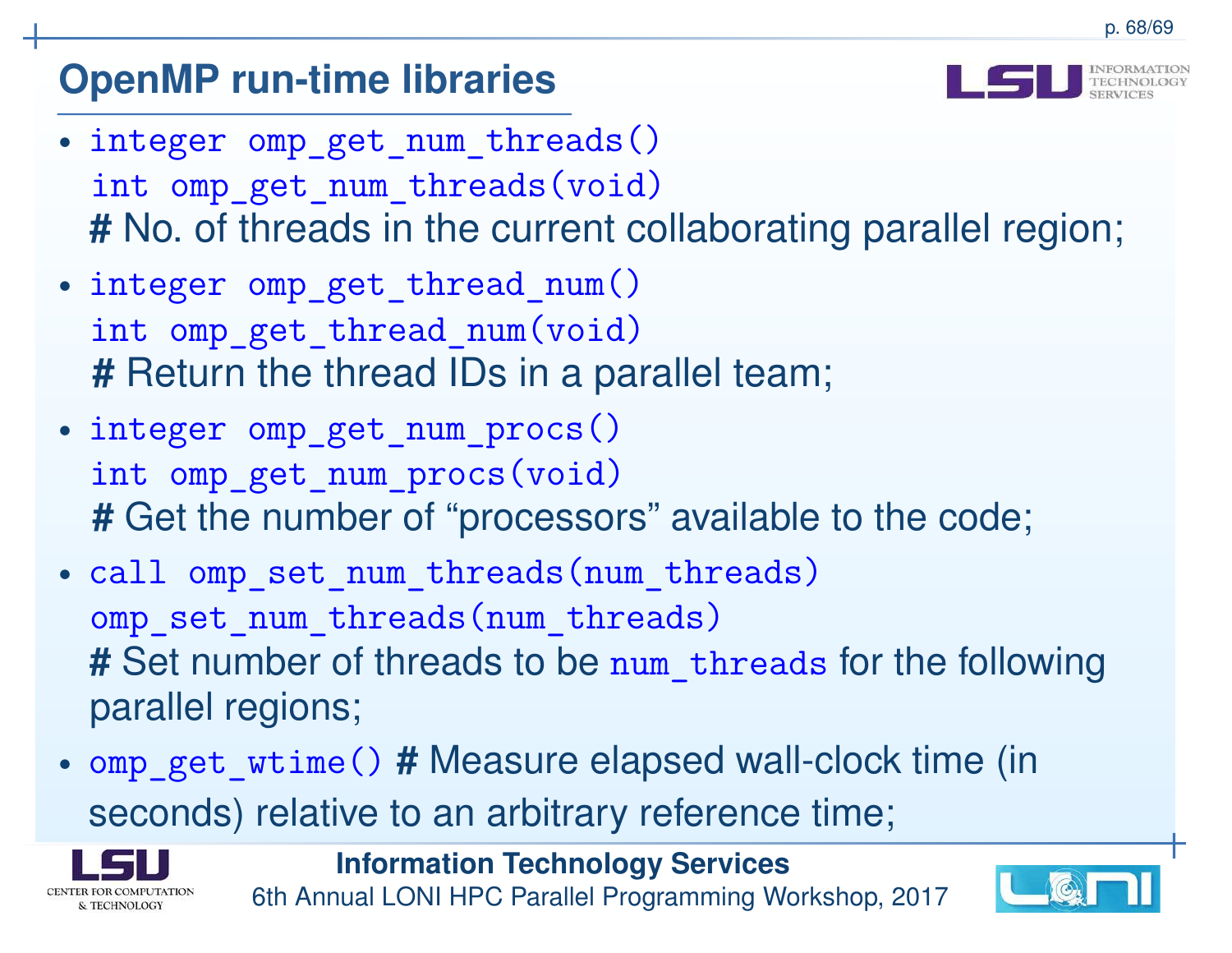## OpenMP run-time libraries

- `integer omp_get_num_threads()`
  `int omp_get_num_threads(void)`
  **#** No. of threads in the current collaborating parallel region;
- `integer omp_get_thread_num()`
  `int omp_get_thread_num(void)`
  **#** Return the thread IDs in a parallel team;
- `integer omp_get_num_procs()`
  `int omp_get_num_procs(void)`
  **#** Get the number of "processors" available to the code;
- `call omp_set_num_threads(num_threads)`
  `omp_set_num_threads(num_threads)`
  **#** Set number of threads to be `num_threads` for the following parallel regions;
- `omp_get_wtime()` **#** Measure elapsed wall-clock time (in seconds) relative to an arbitrary reference time;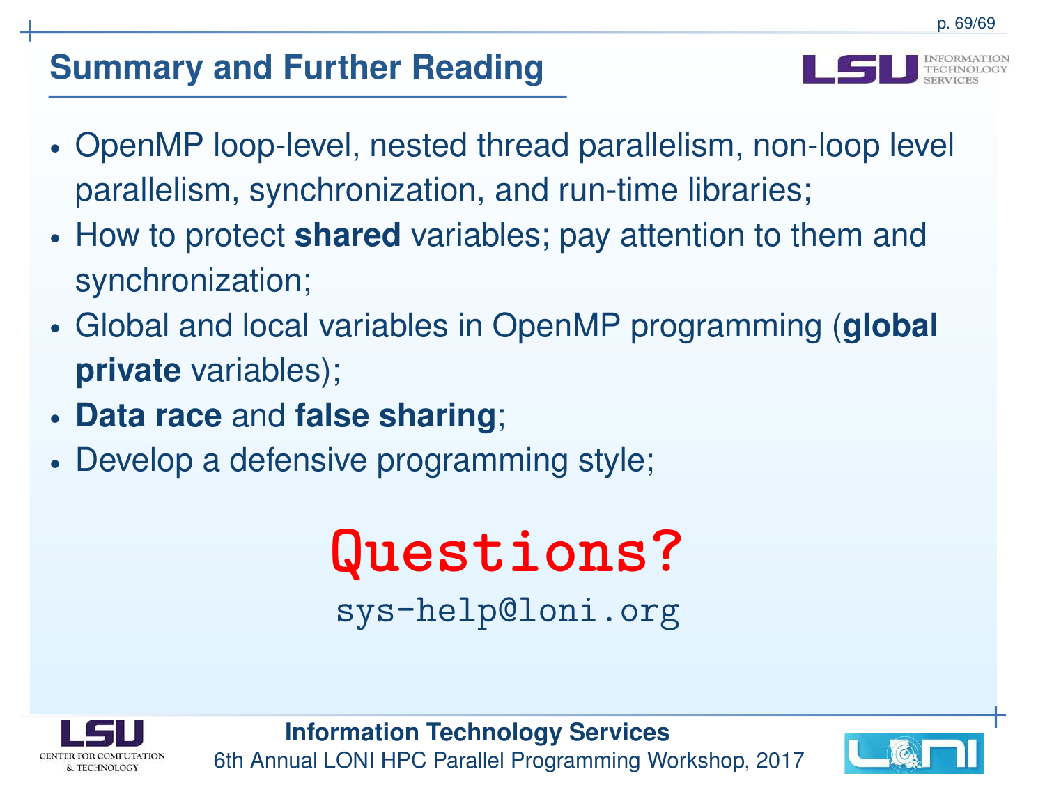## Summary and Further Reading

- OpenMP loop-level, nested thread parallelism, non-loop level parallelism, synchronization, and run-time libraries;
- How to protect **shared** variables; pay attention to them and synchronization;
- Global and local variables in OpenMP programming (**global private** variables);
- **Data race** and **false sharing**;
- Develop a defensive programming style;

**Questions?**

sys-help@loni.org